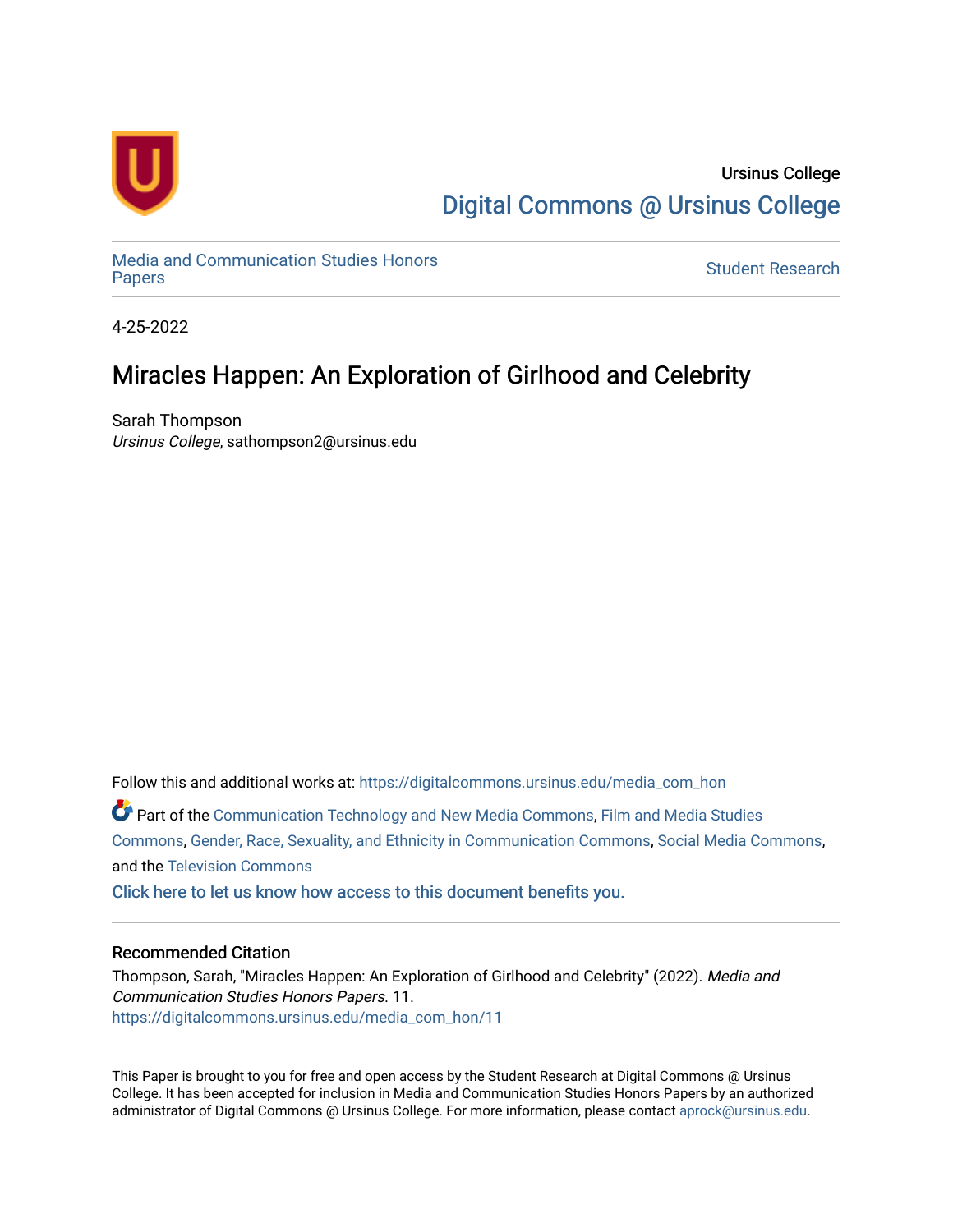Ursinus College

Digital Commons @ Ursinus College

Media and Communication Studies Honors Papers

Student Research

4-25-2022

# Miracles Happen: An Exploration of Girlhood and Celebrity

Sarah Thompson
*Ursinus College*, sathompson2@ursinus.edu

Follow this and additional works at: https://digitalcommons.ursinus.edu/media_com_hon

Part of the Communication Technology and New Media Commons, Film and Media Studies Commons, Gender, Race, Sexuality, and Ethnicity in Communication Commons, Social Media Commons, and the Television Commons

Click here to let us know how access to this document benefits you.

## Recommended Citation

Thompson, Sarah, "Miracles Happen: An Exploration of Girlhood and Celebrity" (2022). *Media and Communication Studies Honors Papers*. 11.
https://digitalcommons.ursinus.edu/media_com_hon/11

This Paper is brought to you for free and open access by the Student Research at Digital Commons @ Ursinus College. It has been accepted for inclusion in Media and Communication Studies Honors Papers by an authorized administrator of Digital Commons @ Ursinus College. For more information, please contact aprock@ursinus.edu.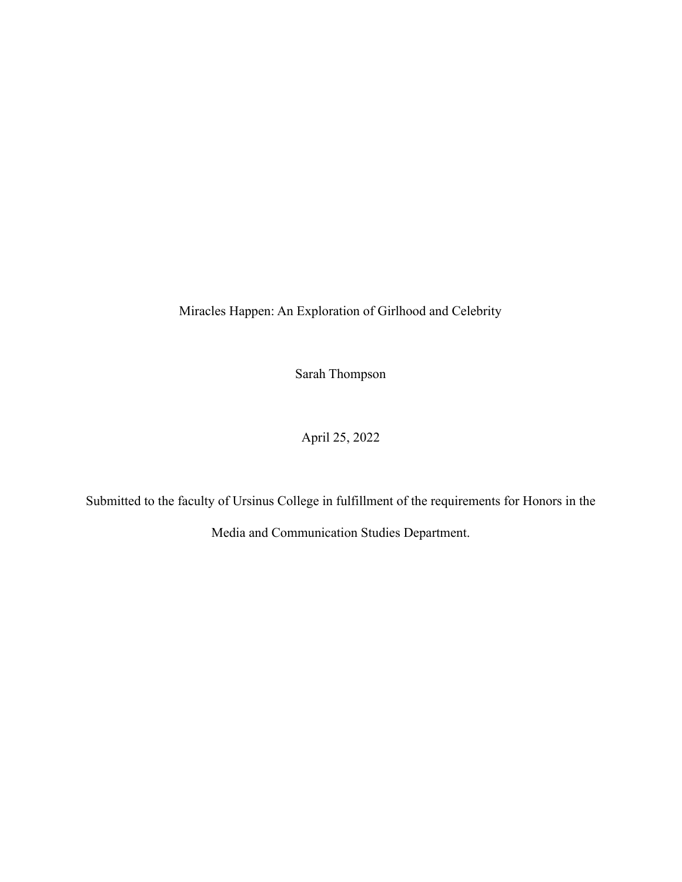Miracles Happen: An Exploration of Girlhood and Celebrity

Sarah Thompson

April 25, 2022

Submitted to the faculty of Ursinus College in fulfillment of the requirements for Honors in the Media and Communication Studies Department.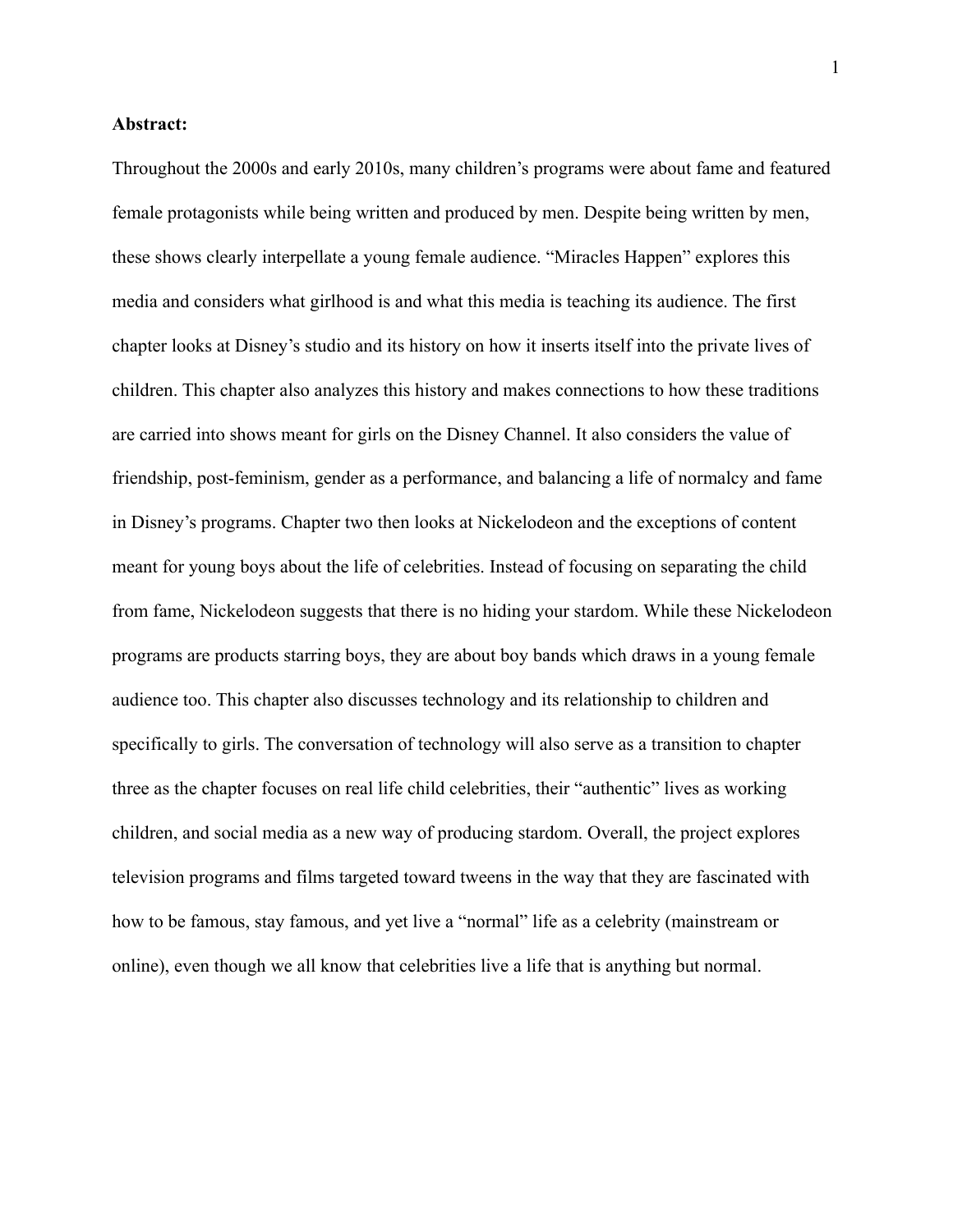**Abstract:**

Throughout the 2000s and early 2010s, many children's programs were about fame and featured female protagonists while being written and produced by men. Despite being written by men, these shows clearly interpellate a young female audience. "Miracles Happen" explores this media and considers what girlhood is and what this media is teaching its audience. The first chapter looks at Disney's studio and its history on how it inserts itself into the private lives of children. This chapter also analyzes this history and makes connections to how these traditions are carried into shows meant for girls on the Disney Channel. It also considers the value of friendship, post-feminism, gender as a performance, and balancing a life of normalcy and fame in Disney's programs. Chapter two then looks at Nickelodeon and the exceptions of content meant for young boys about the life of celebrities. Instead of focusing on separating the child from fame, Nickelodeon suggests that there is no hiding your stardom. While these Nickelodeon programs are products starring boys, they are about boy bands which draws in a young female audience too. This chapter also discusses technology and its relationship to children and specifically to girls. The conversation of technology will also serve as a transition to chapter three as the chapter focuses on real life child celebrities, their "authentic" lives as working children, and social media as a new way of producing stardom. Overall, the project explores television programs and films targeted toward tweens in the way that they are fascinated with how to be famous, stay famous, and yet live a "normal" life as a celebrity (mainstream or online), even though we all know that celebrities live a life that is anything but normal.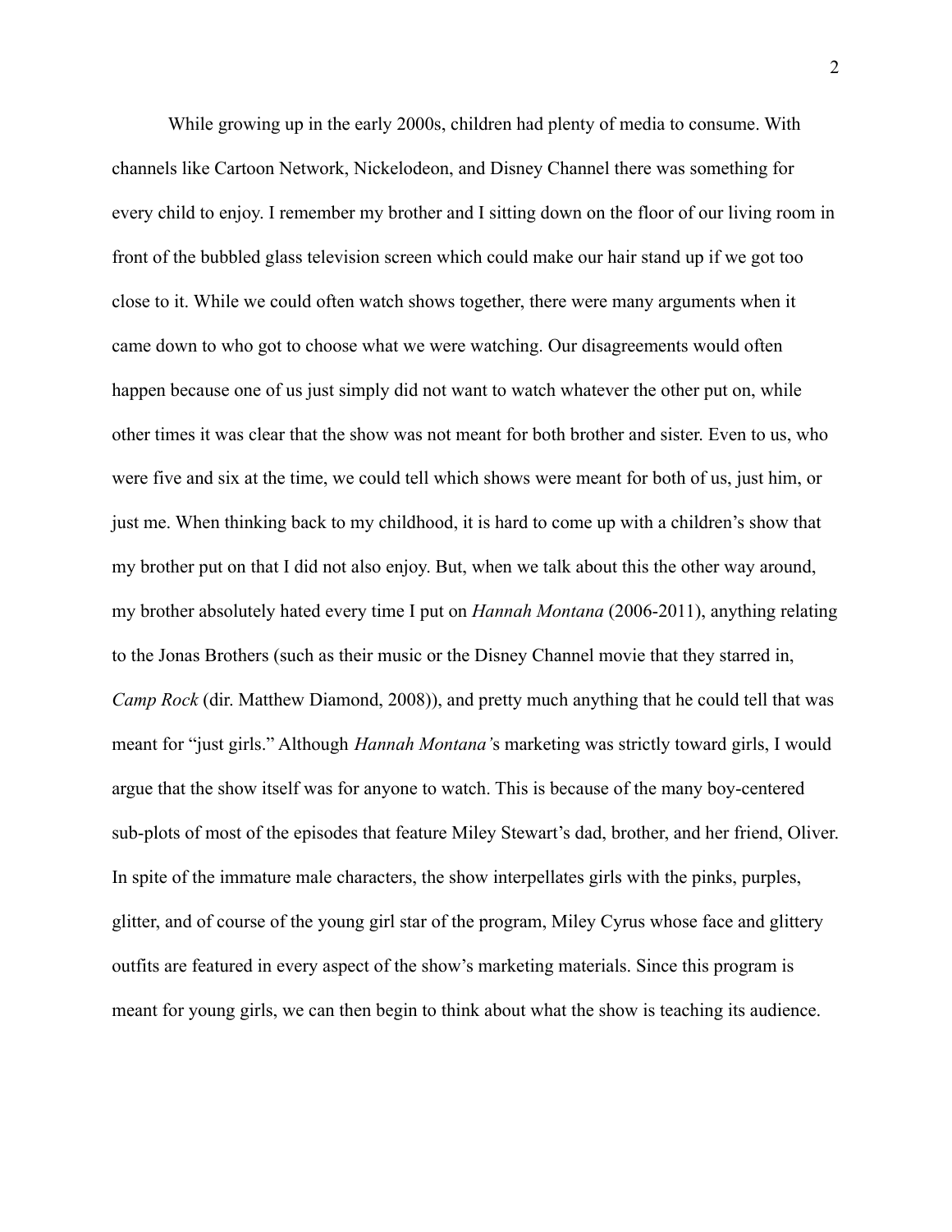While growing up in the early 2000s, children had plenty of media to consume. With channels like Cartoon Network, Nickelodeon, and Disney Channel there was something for every child to enjoy. I remember my brother and I sitting down on the floor of our living room in front of the bubbled glass television screen which could make our hair stand up if we got too close to it. While we could often watch shows together, there were many arguments when it came down to who got to choose what we were watching. Our disagreements would often happen because one of us just simply did not want to watch whatever the other put on, while other times it was clear that the show was not meant for both brother and sister. Even to us, who were five and six at the time, we could tell which shows were meant for both of us, just him, or just me. When thinking back to my childhood, it is hard to come up with a children's show that my brother put on that I did not also enjoy. But, when we talk about this the other way around, my brother absolutely hated every time I put on *Hannah Montana* (2006-2011), anything relating to the Jonas Brothers (such as their music or the Disney Channel movie that they starred in, *Camp Rock* (dir. Matthew Diamond, 2008)), and pretty much anything that he could tell that was meant for "just girls." Although *Hannah Montana'*s marketing was strictly toward girls, I would argue that the show itself was for anyone to watch. This is because of the many boy-centered sub-plots of most of the episodes that feature Miley Stewart's dad, brother, and her friend, Oliver. In spite of the immature male characters, the show interpellates girls with the pinks, purples, glitter, and of course of the young girl star of the program, Miley Cyrus whose face and glittery outfits are featured in every aspect of the show's marketing materials. Since this program is meant for young girls, we can then begin to think about what the show is teaching its audience.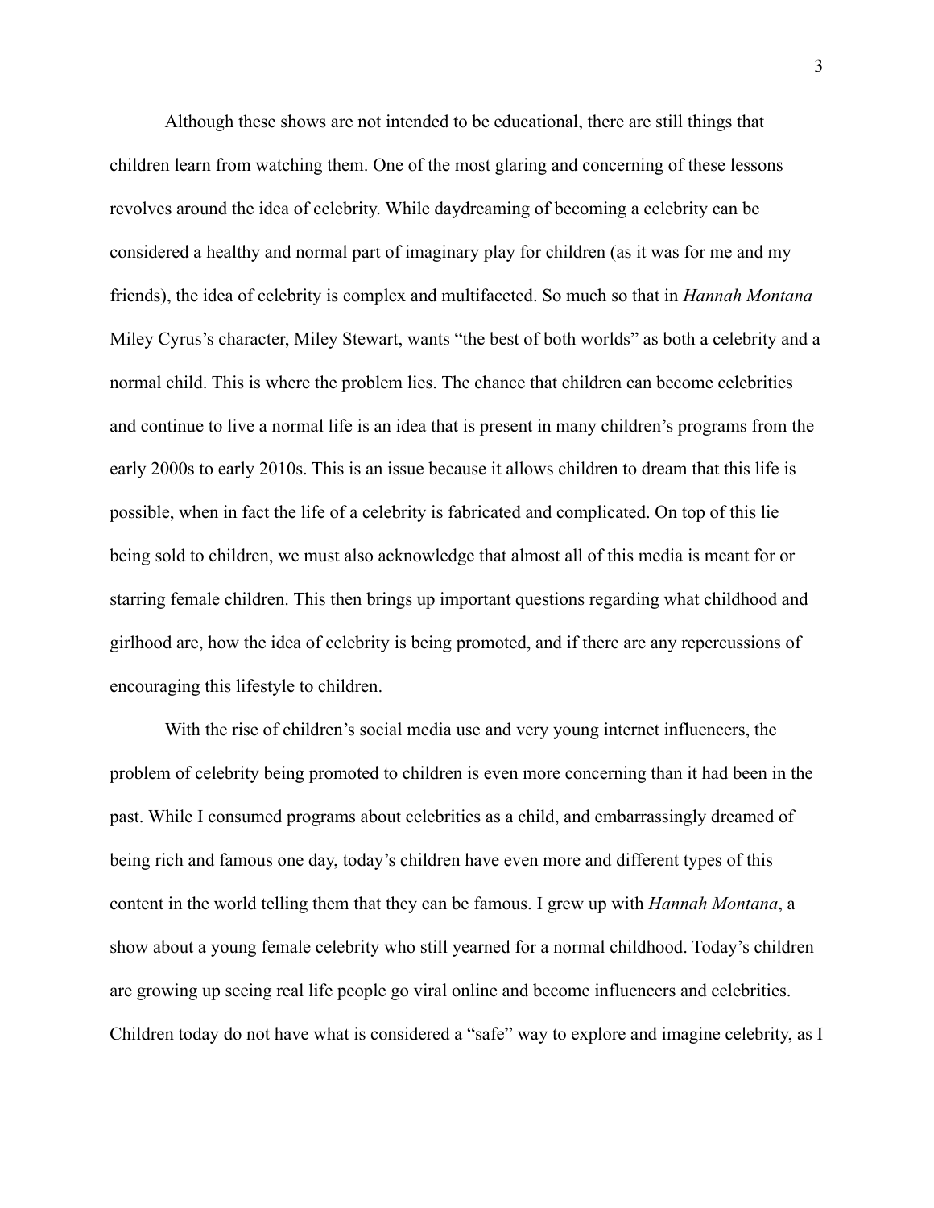Although these shows are not intended to be educational, there are still things that children learn from watching them. One of the most glaring and concerning of these lessons revolves around the idea of celebrity. While daydreaming of becoming a celebrity can be considered a healthy and normal part of imaginary play for children (as it was for me and my friends), the idea of celebrity is complex and multifaceted. So much so that in *Hannah Montana* Miley Cyrus's character, Miley Stewart, wants "the best of both worlds" as both a celebrity and a normal child. This is where the problem lies. The chance that children can become celebrities and continue to live a normal life is an idea that is present in many children's programs from the early 2000s to early 2010s. This is an issue because it allows children to dream that this life is possible, when in fact the life of a celebrity is fabricated and complicated. On top of this lie being sold to children, we must also acknowledge that almost all of this media is meant for or starring female children. This then brings up important questions regarding what childhood and girlhood are, how the idea of celebrity is being promoted, and if there are any repercussions of encouraging this lifestyle to children.

With the rise of children's social media use and very young internet influencers, the problem of celebrity being promoted to children is even more concerning than it had been in the past. While I consumed programs about celebrities as a child, and embarrassingly dreamed of being rich and famous one day, today's children have even more and different types of this content in the world telling them that they can be famous. I grew up with *Hannah Montana*, a show about a young female celebrity who still yearned for a normal childhood. Today's children are growing up seeing real life people go viral online and become influencers and celebrities. Children today do not have what is considered a "safe" way to explore and imagine celebrity, as I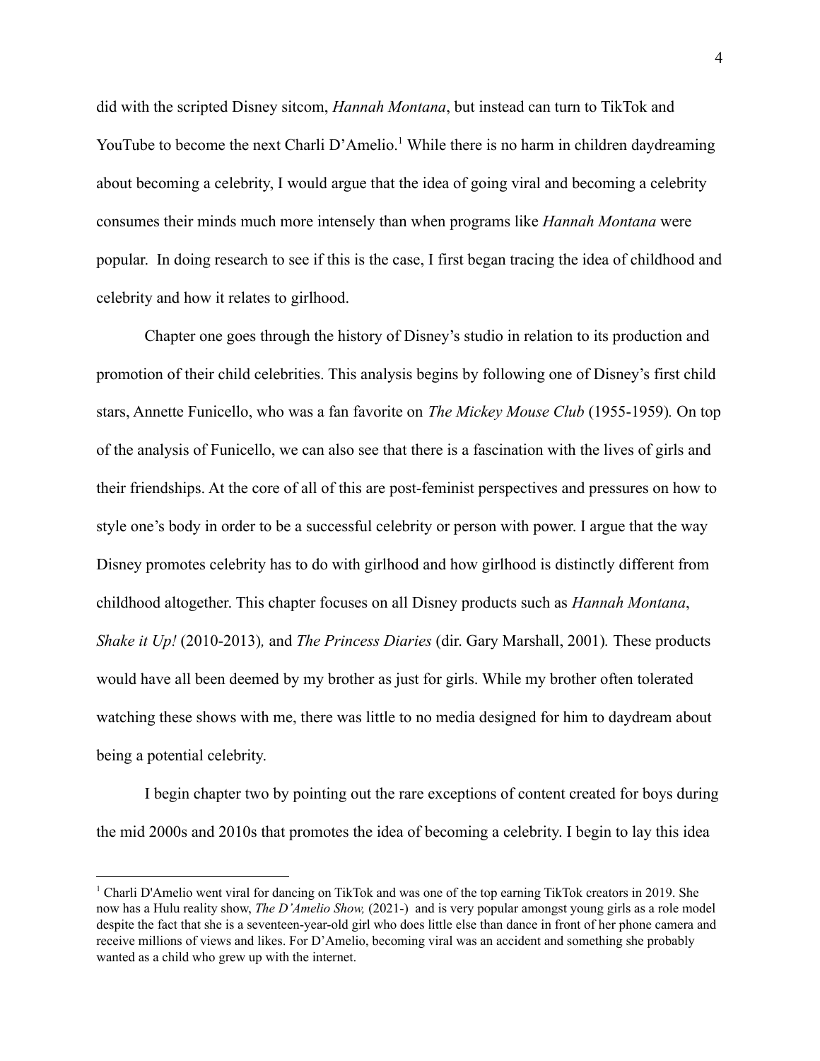did with the scripted Disney sitcom, *Hannah Montana*, but instead can turn to TikTok and YouTube to become the next Charli D'Amelio.[1] While there is no harm in children daydreaming about becoming a celebrity, I would argue that the idea of going viral and becoming a celebrity consumes their minds much more intensely than when programs like *Hannah Montana* were popular. In doing research to see if this is the case, I first began tracing the idea of childhood and celebrity and how it relates to girlhood.

Chapter one goes through the history of Disney's studio in relation to its production and promotion of their child celebrities. This analysis begins by following one of Disney's first child stars, Annette Funicello, who was a fan favorite on *The Mickey Mouse Club* (1955-1959). On top of the analysis of Funicello, we can also see that there is a fascination with the lives of girls and their friendships. At the core of all of this are post-feminist perspectives and pressures on how to style one's body in order to be a successful celebrity or person with power. I argue that the way Disney promotes celebrity has to do with girlhood and how girlhood is distinctly different from childhood altogether. This chapter focuses on all Disney products such as *Hannah Montana*, *Shake it Up!* (2010-2013), and *The Princess Diaries* (dir. Gary Marshall, 2001). These products would have all been deemed by my brother as just for girls. While my brother often tolerated watching these shows with me, there was little to no media designed for him to daydream about being a potential celebrity.

I begin chapter two by pointing out the rare exceptions of content created for boys during the mid 2000s and 2010s that promotes the idea of becoming a celebrity. I begin to lay this idea

---

[1] Charli D'Amelio went viral for dancing on TikTok and was one of the top earning TikTok creators in 2019. She now has a Hulu reality show, *The D'Amelio Show,* (2021-) and is very popular amongst young girls as a role model despite the fact that she is a seventeen-year-old girl who does little else than dance in front of her phone camera and receive millions of views and likes. For D'Amelio, becoming viral was an accident and something she probably wanted as a child who grew up with the internet.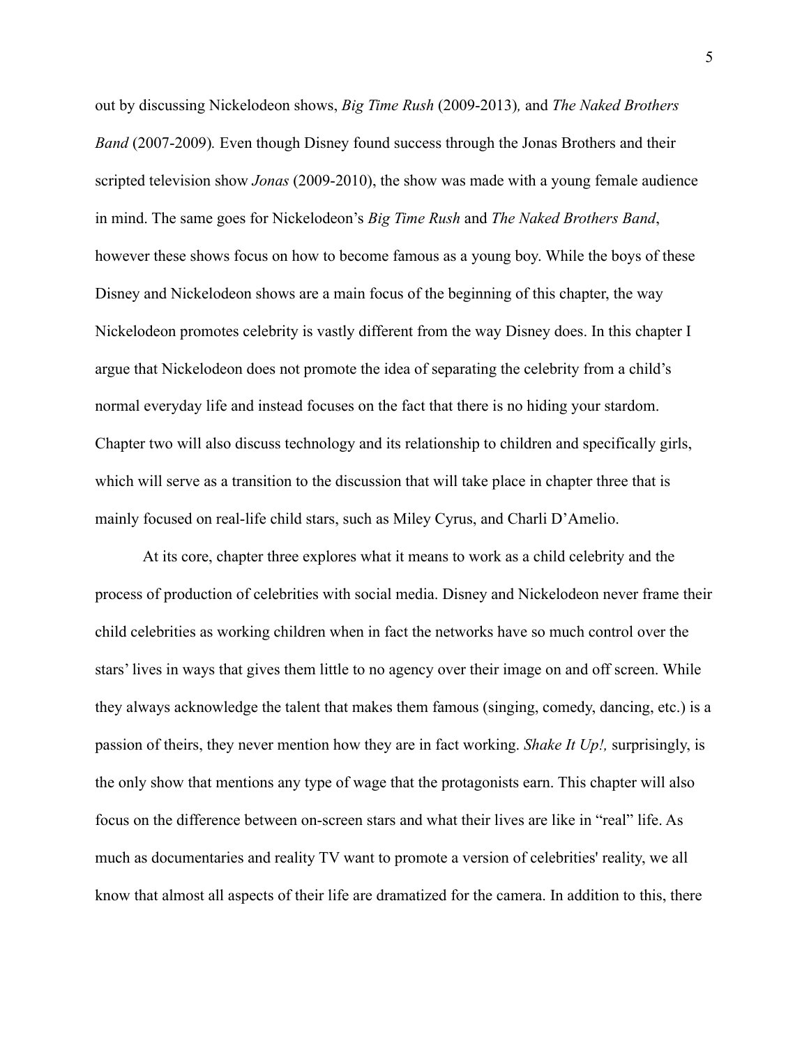out by discussing Nickelodeon shows, *Big Time Rush* (2009-2013)*,* and *The Naked Brothers Band* (2007-2009)*.* Even though Disney found success through the Jonas Brothers and their scripted television show *Jonas* (2009-2010), the show was made with a young female audience in mind. The same goes for Nickelodeon's *Big Time Rush* and *The Naked Brothers Band*, however these shows focus on how to become famous as a young boy. While the boys of these Disney and Nickelodeon shows are a main focus of the beginning of this chapter, the way Nickelodeon promotes celebrity is vastly different from the way Disney does. In this chapter I argue that Nickelodeon does not promote the idea of separating the celebrity from a child's normal everyday life and instead focuses on the fact that there is no hiding your stardom. Chapter two will also discuss technology and its relationship to children and specifically girls, which will serve as a transition to the discussion that will take place in chapter three that is mainly focused on real-life child stars, such as Miley Cyrus, and Charli D'Amelio.

At its core, chapter three explores what it means to work as a child celebrity and the process of production of celebrities with social media. Disney and Nickelodeon never frame their child celebrities as working children when in fact the networks have so much control over the stars' lives in ways that gives them little to no agency over their image on and off screen. While they always acknowledge the talent that makes them famous (singing, comedy, dancing, etc.) is a passion of theirs, they never mention how they are in fact working. *Shake It Up!,* surprisingly, is the only show that mentions any type of wage that the protagonists earn. This chapter will also focus on the difference between on-screen stars and what their lives are like in "real" life. As much as documentaries and reality TV want to promote a version of celebrities' reality, we all know that almost all aspects of their life are dramatized for the camera. In addition to this, there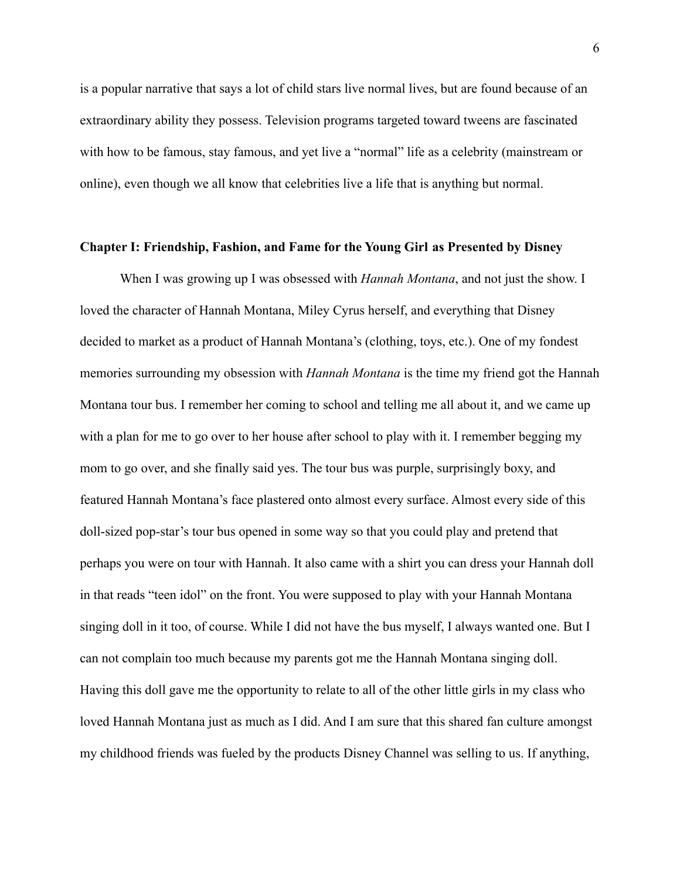is a popular narrative that says a lot of child stars live normal lives, but are found because of an extraordinary ability they possess. Television programs targeted toward tweens are fascinated with how to be famous, stay famous, and yet live a "normal" life as a celebrity (mainstream or online), even though we all know that celebrities live a life that is anything but normal.

## Chapter I: Friendship, Fashion, and Fame for the Young Girl as Presented by Disney

When I was growing up I was obsessed with *Hannah Montana*, and not just the show. I loved the character of Hannah Montana, Miley Cyrus herself, and everything that Disney decided to market as a product of Hannah Montana's (clothing, toys, etc.). One of my fondest memories surrounding my obsession with *Hannah Montana* is the time my friend got the Hannah Montana tour bus. I remember her coming to school and telling me all about it, and we came up with a plan for me to go over to her house after school to play with it. I remember begging my mom to go over, and she finally said yes. The tour bus was purple, surprisingly boxy, and featured Hannah Montana's face plastered onto almost every surface. Almost every side of this doll-sized pop-star's tour bus opened in some way so that you could play and pretend that perhaps you were on tour with Hannah. It also came with a shirt you can dress your Hannah doll in that reads "teen idol" on the front. You were supposed to play with your Hannah Montana singing doll in it too, of course. While I did not have the bus myself, I always wanted one. But I can not complain too much because my parents got me the Hannah Montana singing doll. Having this doll gave me the opportunity to relate to all of the other little girls in my class who loved Hannah Montana just as much as I did. And I am sure that this shared fan culture amongst my childhood friends was fueled by the products Disney Channel was selling to us. If anything,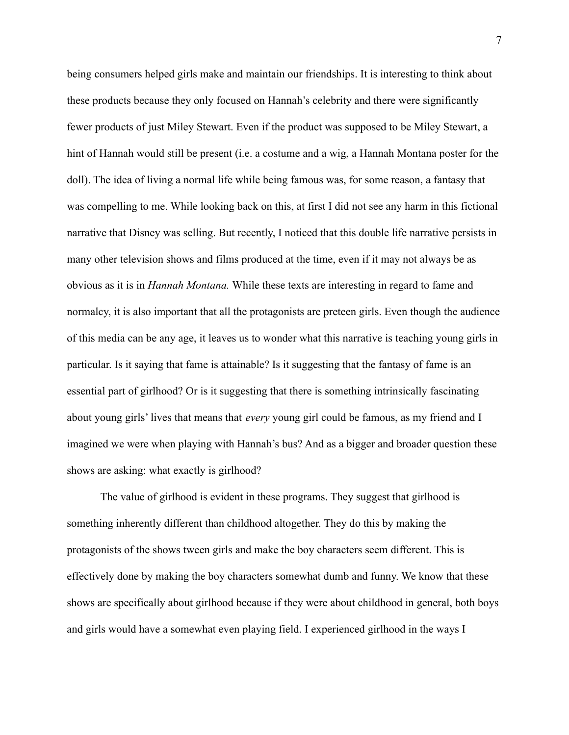being consumers helped girls make and maintain our friendships. It is interesting to think about these products because they only focused on Hannah's celebrity and there were significantly fewer products of just Miley Stewart. Even if the product was supposed to be Miley Stewart, a hint of Hannah would still be present (i.e. a costume and a wig, a Hannah Montana poster for the doll). The idea of living a normal life while being famous was, for some reason, a fantasy that was compelling to me. While looking back on this, at first I did not see any harm in this fictional narrative that Disney was selling. But recently, I noticed that this double life narrative persists in many other television shows and films produced at the time, even if it may not always be as obvious as it is in *Hannah Montana.* While these texts are interesting in regard to fame and normalcy, it is also important that all the protagonists are preteen girls. Even though the audience of this media can be any age, it leaves us to wonder what this narrative is teaching young girls in particular. Is it saying that fame is attainable? Is it suggesting that the fantasy of fame is an essential part of girlhood? Or is it suggesting that there is something intrinsically fascinating about young girls' lives that means that *every* young girl could be famous, as my friend and I imagined we were when playing with Hannah's bus? And as a bigger and broader question these shows are asking: what exactly is girlhood?

The value of girlhood is evident in these programs. They suggest that girlhood is something inherently different than childhood altogether. They do this by making the protagonists of the shows tween girls and make the boy characters seem different. This is effectively done by making the boy characters somewhat dumb and funny. We know that these shows are specifically about girlhood because if they were about childhood in general, both boys and girls would have a somewhat even playing field. I experienced girlhood in the ways I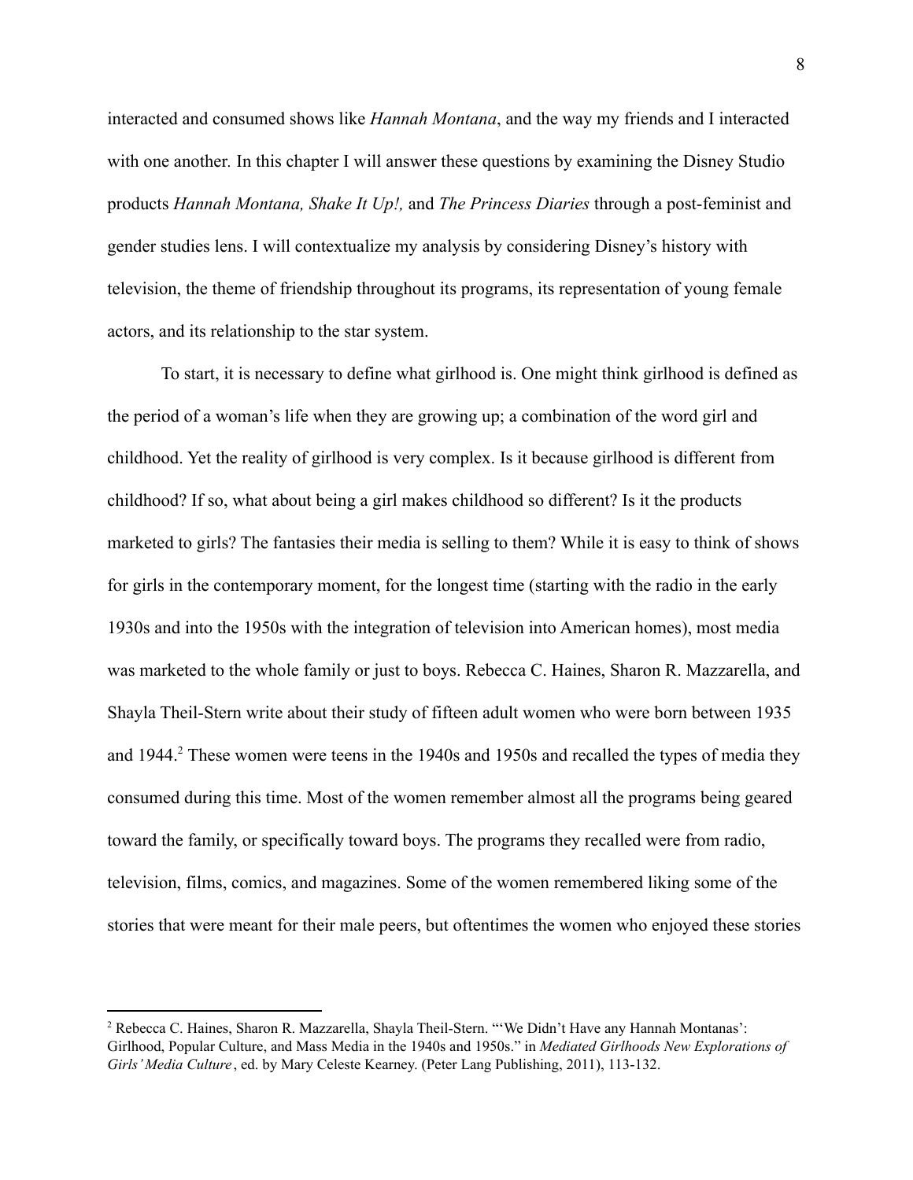interacted and consumed shows like *Hannah Montana*, and the way my friends and I interacted with one another. In this chapter I will answer these questions by examining the Disney Studio products *Hannah Montana, Shake It Up!,* and *The Princess Diaries* through a post-feminist and gender studies lens. I will contextualize my analysis by considering Disney's history with television, the theme of friendship throughout its programs, its representation of young female actors, and its relationship to the star system.

To start, it is necessary to define what girlhood is. One might think girlhood is defined as the period of a woman's life when they are growing up; a combination of the word girl and childhood. Yet the reality of girlhood is very complex. Is it because girlhood is different from childhood? If so, what about being a girl makes childhood so different? Is it the products marketed to girls? The fantasies their media is selling to them? While it is easy to think of shows for girls in the contemporary moment, for the longest time (starting with the radio in the early 1930s and into the 1950s with the integration of television into American homes), most media was marketed to the whole family or just to boys. Rebecca C. Haines, Sharon R. Mazzarella, and Shayla Theil-Stern write about their study of fifteen adult women who were born between 1935 and 1944.[2] These women were teens in the 1940s and 1950s and recalled the types of media they consumed during this time. Most of the women remember almost all the programs being geared toward the family, or specifically toward boys. The programs they recalled were from radio, television, films, comics, and magazines. Some of the women remembered liking some of the stories that were meant for their male peers, but oftentimes the women who enjoyed these stories

---

[2] Rebecca C. Haines, Sharon R. Mazzarella, Shayla Theil-Stern. "'We Didn't Have any Hannah Montanas': Girlhood, Popular Culture, and Mass Media in the 1940s and 1950s." in *Mediated Girlhoods New Explorations of Girls' Media Culture*, ed. by Mary Celeste Kearney. (Peter Lang Publishing, 2011), 113-132.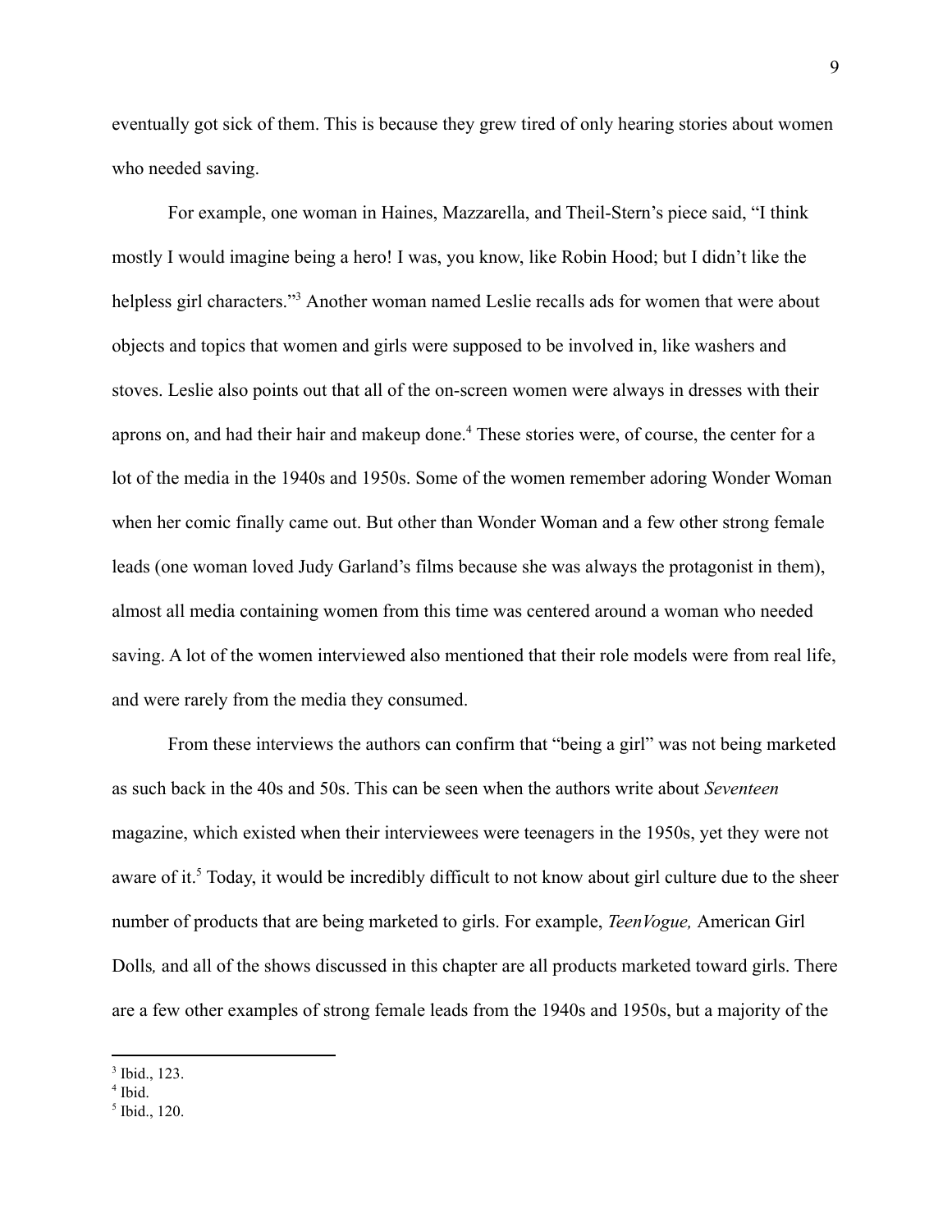eventually got sick of them. This is because they grew tired of only hearing stories about women who needed saving.

For example, one woman in Haines, Mazzarella, and Theil-Stern's piece said, "I think mostly I would imagine being a hero! I was, you know, like Robin Hood; but I didn't like the helpless girl characters."[3] Another woman named Leslie recalls ads for women that were about objects and topics that women and girls were supposed to be involved in, like washers and stoves. Leslie also points out that all of the on-screen women were always in dresses with their aprons on, and had their hair and makeup done.[4] These stories were, of course, the center for a lot of the media in the 1940s and 1950s. Some of the women remember adoring Wonder Woman when her comic finally came out. But other than Wonder Woman and a few other strong female leads (one woman loved Judy Garland's films because she was always the protagonist in them), almost all media containing women from this time was centered around a woman who needed saving. A lot of the women interviewed also mentioned that their role models were from real life, and were rarely from the media they consumed.

From these interviews the authors can confirm that "being a girl" was not being marketed as such back in the 40s and 50s. This can be seen when the authors write about *Seventeen* magazine, which existed when their interviewees were teenagers in the 1950s, yet they were not aware of it.[5] Today, it would be incredibly difficult to not know about girl culture due to the sheer number of products that are being marketed to girls. For example, *TeenVogue,* American Girl Dolls*,* and all of the shows discussed in this chapter are all products marketed toward girls. There are a few other examples of strong female leads from the 1940s and 1950s, but a majority of the

---

[3] Ibid., 123.

[4] Ibid.

[5] Ibid., 120.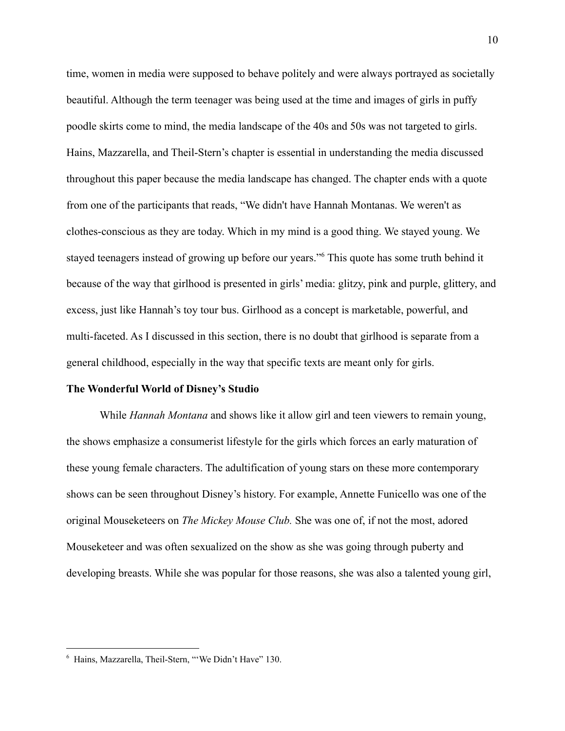time, women in media were supposed to behave politely and were always portrayed as societally beautiful. Although the term teenager was being used at the time and images of girls in puffy poodle skirts come to mind, the media landscape of the 40s and 50s was not targeted to girls. Hains, Mazzarella, and Theil-Stern's chapter is essential in understanding the media discussed throughout this paper because the media landscape has changed. The chapter ends with a quote from one of the participants that reads, "We didn't have Hannah Montanas. We weren't as clothes-conscious as they are today. Which in my mind is a good thing. We stayed young. We stayed teenagers instead of growing up before our years."[6] This quote has some truth behind it because of the way that girlhood is presented in girls' media: glitzy, pink and purple, glittery, and excess, just like Hannah's toy tour bus. Girlhood as a concept is marketable, powerful, and multi-faceted. As I discussed in this section, there is no doubt that girlhood is separate from a general childhood, especially in the way that specific texts are meant only for girls.

**The Wonderful World of Disney's Studio**

While *Hannah Montana* and shows like it allow girl and teen viewers to remain young, the shows emphasize a consumerist lifestyle for the girls which forces an early maturation of these young female characters. The adultification of young stars on these more contemporary shows can be seen throughout Disney's history. For example, Annette Funicello was one of the original Mouseketeers on *The Mickey Mouse Club.* She was one of, if not the most, adored Mouseketeer and was often sexualized on the show as she was going through puberty and developing breasts. While she was popular for those reasons, she was also a talented young girl,

---

[6] Hains, Mazzarella, Theil-Stern, "'We Didn't Have" 130.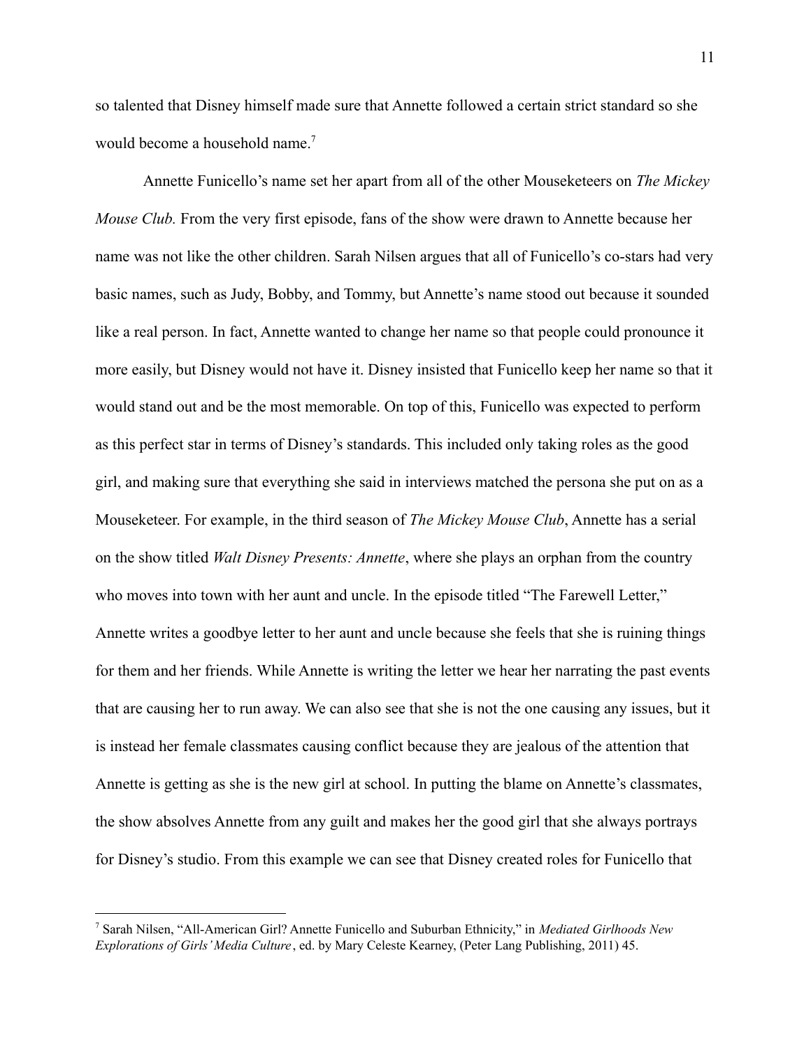so talented that Disney himself made sure that Annette followed a certain strict standard so she would become a household name.[7]

Annette Funicello's name set her apart from all of the other Mouseketeers on *The Mickey Mouse Club.* From the very first episode, fans of the show were drawn to Annette because her name was not like the other children. Sarah Nilsen argues that all of Funicello's co-stars had very basic names, such as Judy, Bobby, and Tommy, but Annette's name stood out because it sounded like a real person. In fact, Annette wanted to change her name so that people could pronounce it more easily, but Disney would not have it. Disney insisted that Funicello keep her name so that it would stand out and be the most memorable. On top of this, Funicello was expected to perform as this perfect star in terms of Disney's standards. This included only taking roles as the good girl, and making sure that everything she said in interviews matched the persona she put on as a Mouseketeer. For example, in the third season of *The Mickey Mouse Club*, Annette has a serial on the show titled *Walt Disney Presents: Annette*, where she plays an orphan from the country who moves into town with her aunt and uncle. In the episode titled "The Farewell Letter," Annette writes a goodbye letter to her aunt and uncle because she feels that she is ruining things for them and her friends. While Annette is writing the letter we hear her narrating the past events that are causing her to run away. We can also see that she is not the one causing any issues, but it is instead her female classmates causing conflict because they are jealous of the attention that Annette is getting as she is the new girl at school. In putting the blame on Annette's classmates, the show absolves Annette from any guilt and makes her the good girl that she always portrays for Disney's studio. From this example we can see that Disney created roles for Funicello that

---

[7] Sarah Nilsen, "All-American Girl? Annette Funicello and Suburban Ethnicity," in *Mediated Girlhoods New Explorations of Girls' Media Culture*, ed. by Mary Celeste Kearney, (Peter Lang Publishing, 2011) 45.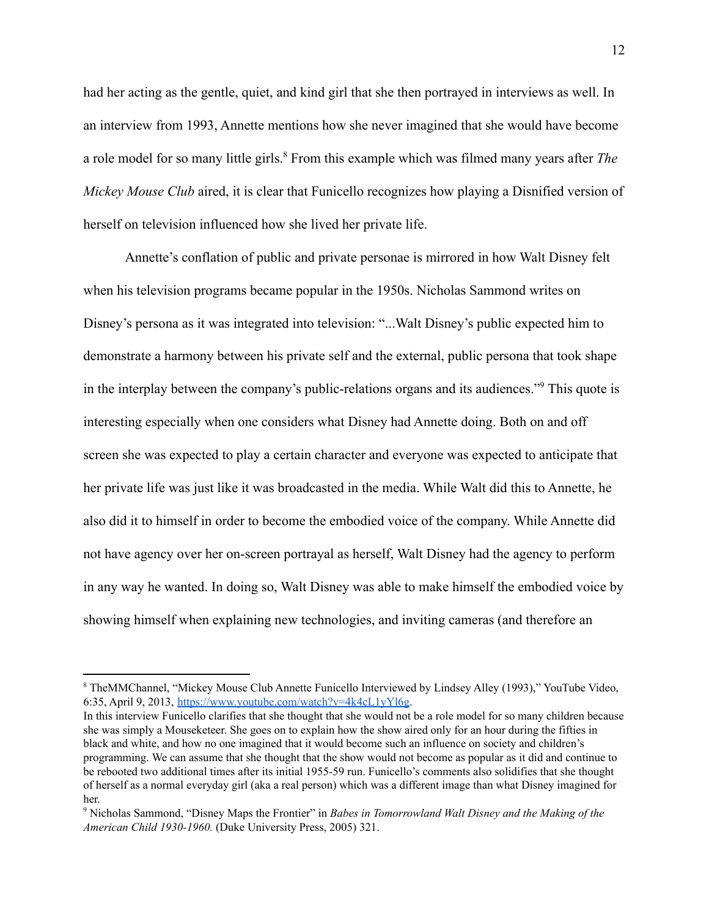had her acting as the gentle, quiet, and kind girl that she then portrayed in interviews as well. In an interview from 1993, Annette mentions how she never imagined that she would have become a role model for so many little girls.[8] From this example which was filmed many years after *The Mickey Mouse Club* aired, it is clear that Funicello recognizes how playing a Disnified version of herself on television influenced how she lived her private life.

Annette's conflation of public and private personae is mirrored in how Walt Disney felt when his television programs became popular in the 1950s. Nicholas Sammond writes on Disney's persona as it was integrated into television: "...Walt Disney's public expected him to demonstrate a harmony between his private self and the external, public persona that took shape in the interplay between the company's public-relations organs and its audiences."[9] This quote is interesting especially when one considers what Disney had Annette doing. Both on and off screen she was expected to play a certain character and everyone was expected to anticipate that her private life was just like it was broadcasted in the media. While Walt did this to Annette, he also did it to himself in order to become the embodied voice of the company. While Annette did not have agency over her on-screen portrayal as herself, Walt Disney had the agency to perform in any way he wanted. In doing so, Walt Disney was able to make himself the embodied voice by showing himself when explaining new technologies, and inviting cameras (and therefore an

---

[8] TheMMChannel, "Mickey Mouse Club Annette Funicello Interviewed by Lindsey Alley (1993)," YouTube Video, 6:35, April 9, 2013, https://www.youtube.com/watch?v=4k4cL1yYl6g.
In this interview Funicello clarifies that she thought that she would not be a role model for so many children because she was simply a Mouseketeer. She goes on to explain how the show aired only for an hour during the fifties in black and white, and how no one imagined that it would become such an influence on society and children's programming. We can assume that she thought that the show would not become as popular as it did and continue to be rebooted two additional times after its initial 1955-59 run. Funicello's comments also solidifies that she thought of herself as a normal everyday girl (aka a real person) which was a different image than what Disney imagined for her.

[9] Nicholas Sammond, "Disney Maps the Frontier" in *Babes in Tomorrowland Walt Disney and the Making of the American Child 1930-1960.* (Duke University Press, 2005) 321.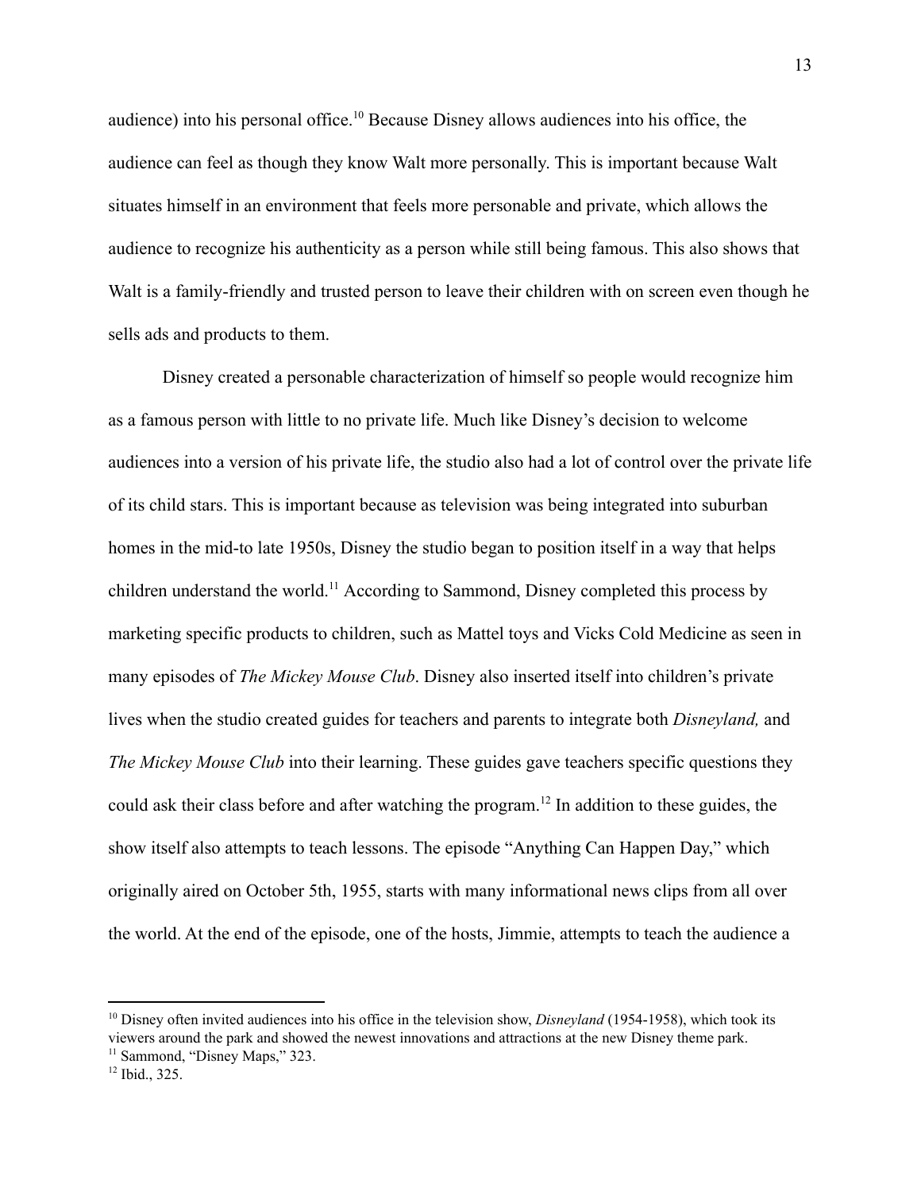audience) into his personal office.[10] Because Disney allows audiences into his office, the audience can feel as though they know Walt more personally. This is important because Walt situates himself in an environment that feels more personable and private, which allows the audience to recognize his authenticity as a person while still being famous. This also shows that Walt is a family-friendly and trusted person to leave their children with on screen even though he sells ads and products to them.

Disney created a personable characterization of himself so people would recognize him as a famous person with little to no private life. Much like Disney's decision to welcome audiences into a version of his private life, the studio also had a lot of control over the private life of its child stars. This is important because as television was being integrated into suburban homes in the mid-to late 1950s, Disney the studio began to position itself in a way that helps children understand the world.[11] According to Sammond, Disney completed this process by marketing specific products to children, such as Mattel toys and Vicks Cold Medicine as seen in many episodes of *The Mickey Mouse Club*. Disney also inserted itself into children's private lives when the studio created guides for teachers and parents to integrate both *Disneyland,* and *The Mickey Mouse Club* into their learning. These guides gave teachers specific questions they could ask their class before and after watching the program.[12] In addition to these guides, the show itself also attempts to teach lessons. The episode "Anything Can Happen Day," which originally aired on October 5th, 1955, starts with many informational news clips from all over the world. At the end of the episode, one of the hosts, Jimmie, attempts to teach the audience a

---

[10] Disney often invited audiences into his office in the television show, *Disneyland* (1954-1958), which took its viewers around the park and showed the newest innovations and attractions at the new Disney theme park.

[11] Sammond, "Disney Maps," 323.

[12] Ibid., 325.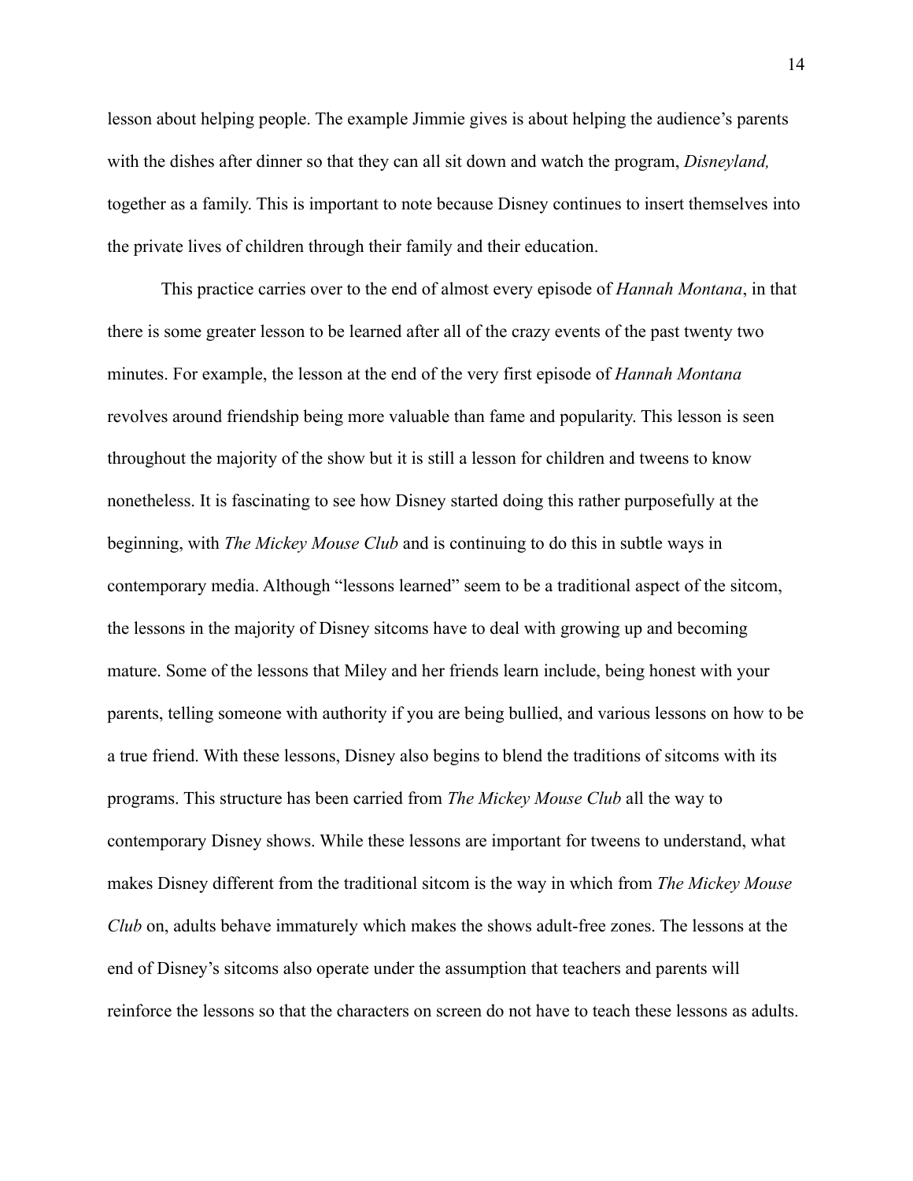lesson about helping people. The example Jimmie gives is about helping the audience's parents with the dishes after dinner so that they can all sit down and watch the program, *Disneyland,* together as a family. This is important to note because Disney continues to insert themselves into the private lives of children through their family and their education.

This practice carries over to the end of almost every episode of *Hannah Montana*, in that there is some greater lesson to be learned after all of the crazy events of the past twenty two minutes. For example, the lesson at the end of the very first episode of *Hannah Montana* revolves around friendship being more valuable than fame and popularity. This lesson is seen throughout the majority of the show but it is still a lesson for children and tweens to know nonetheless. It is fascinating to see how Disney started doing this rather purposefully at the beginning, with *The Mickey Mouse Club* and is continuing to do this in subtle ways in contemporary media. Although "lessons learned" seem to be a traditional aspect of the sitcom, the lessons in the majority of Disney sitcoms have to deal with growing up and becoming mature. Some of the lessons that Miley and her friends learn include, being honest with your parents, telling someone with authority if you are being bullied, and various lessons on how to be a true friend. With these lessons, Disney also begins to blend the traditions of sitcoms with its programs. This structure has been carried from *The Mickey Mouse Club* all the way to contemporary Disney shows. While these lessons are important for tweens to understand, what makes Disney different from the traditional sitcom is the way in which from *The Mickey Mouse Club* on, adults behave immaturely which makes the shows adult-free zones. The lessons at the end of Disney's sitcoms also operate under the assumption that teachers and parents will reinforce the lessons so that the characters on screen do not have to teach these lessons as adults.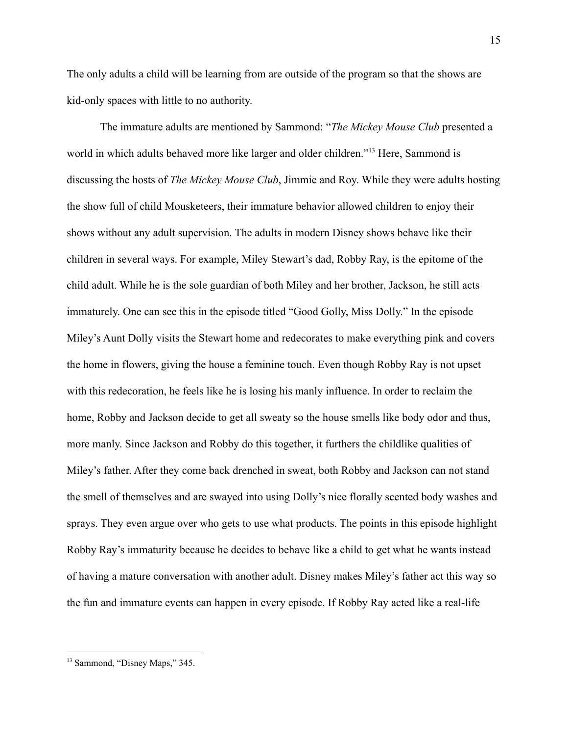The only adults a child will be learning from are outside of the program so that the shows are kid-only spaces with little to no authority.

The immature adults are mentioned by Sammond: "*The Mickey Mouse Club* presented a world in which adults behaved more like larger and older children."[13] Here, Sammond is discussing the hosts of *The Mickey Mouse Club*, Jimmie and Roy. While they were adults hosting the show full of child Mousketeers, their immature behavior allowed children to enjoy their shows without any adult supervision. The adults in modern Disney shows behave like their children in several ways. For example, Miley Stewart's dad, Robby Ray, is the epitome of the child adult. While he is the sole guardian of both Miley and her brother, Jackson, he still acts immaturely. One can see this in the episode titled "Good Golly, Miss Dolly." In the episode Miley's Aunt Dolly visits the Stewart home and redecorates to make everything pink and covers the home in flowers, giving the house a feminine touch. Even though Robby Ray is not upset with this redecoration, he feels like he is losing his manly influence. In order to reclaim the home, Robby and Jackson decide to get all sweaty so the house smells like body odor and thus, more manly. Since Jackson and Robby do this together, it furthers the childlike qualities of Miley's father. After they come back drenched in sweat, both Robby and Jackson can not stand the smell of themselves and are swayed into using Dolly's nice florally scented body washes and sprays. They even argue over who gets to use what products. The points in this episode highlight Robby Ray's immaturity because he decides to behave like a child to get what he wants instead of having a mature conversation with another adult. Disney makes Miley's father act this way so the fun and immature events can happen in every episode. If Robby Ray acted like a real-life

---

[13] Sammond, "Disney Maps," 345.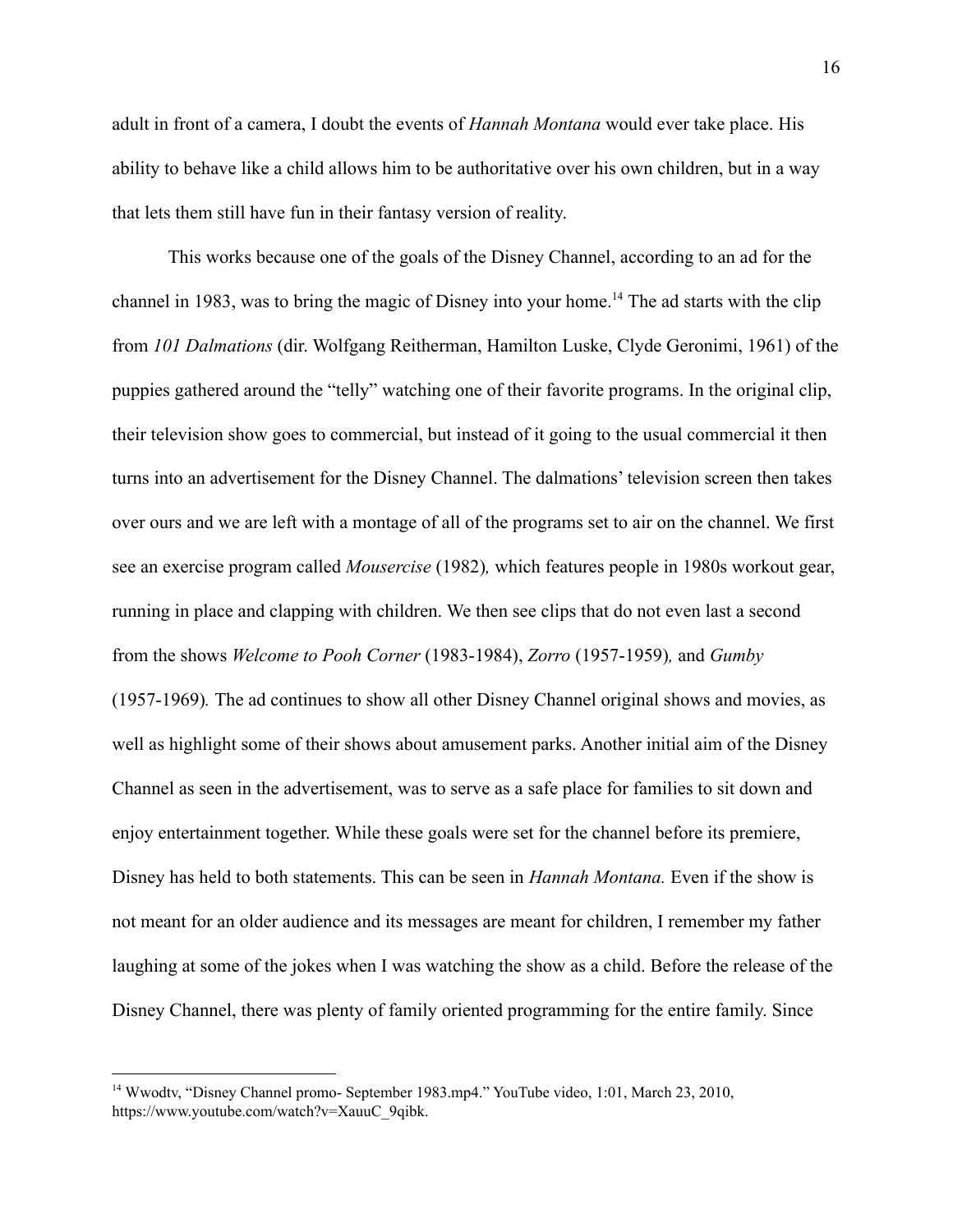adult in front of a camera, I doubt the events of *Hannah Montana* would ever take place. His ability to behave like a child allows him to be authoritative over his own children, but in a way that lets them still have fun in their fantasy version of reality.

This works because one of the goals of the Disney Channel, according to an ad for the channel in 1983, was to bring the magic of Disney into your home.[14] The ad starts with the clip from *101 Dalmations* (dir. Wolfgang Reitherman, Hamilton Luske, Clyde Geronimi, 1961) of the puppies gathered around the "telly" watching one of their favorite programs. In the original clip, their television show goes to commercial, but instead of it going to the usual commercial it then turns into an advertisement for the Disney Channel. The dalmations' television screen then takes over ours and we are left with a montage of all of the programs set to air on the channel. We first see an exercise program called *Mousercise* (1982)*,* which features people in 1980s workout gear, running in place and clapping with children. We then see clips that do not even last a second from the shows *Welcome to Pooh Corner* (1983-1984), *Zorro* (1957-1959)*,* and *Gumby* (1957-1969)*.* The ad continues to show all other Disney Channel original shows and movies, as well as highlight some of their shows about amusement parks. Another initial aim of the Disney Channel as seen in the advertisement, was to serve as a safe place for families to sit down and enjoy entertainment together. While these goals were set for the channel before its premiere, Disney has held to both statements. This can be seen in *Hannah Montana.* Even if the show is not meant for an older audience and its messages are meant for children, I remember my father laughing at some of the jokes when I was watching the show as a child. Before the release of the Disney Channel, there was plenty of family oriented programming for the entire family. Since

---

[14] Wwodtv, "Disney Channel promo- September 1983.mp4." YouTube video, 1:01, March 23, 2010, https://www.youtube.com/watch?v=XauuC_9qibk.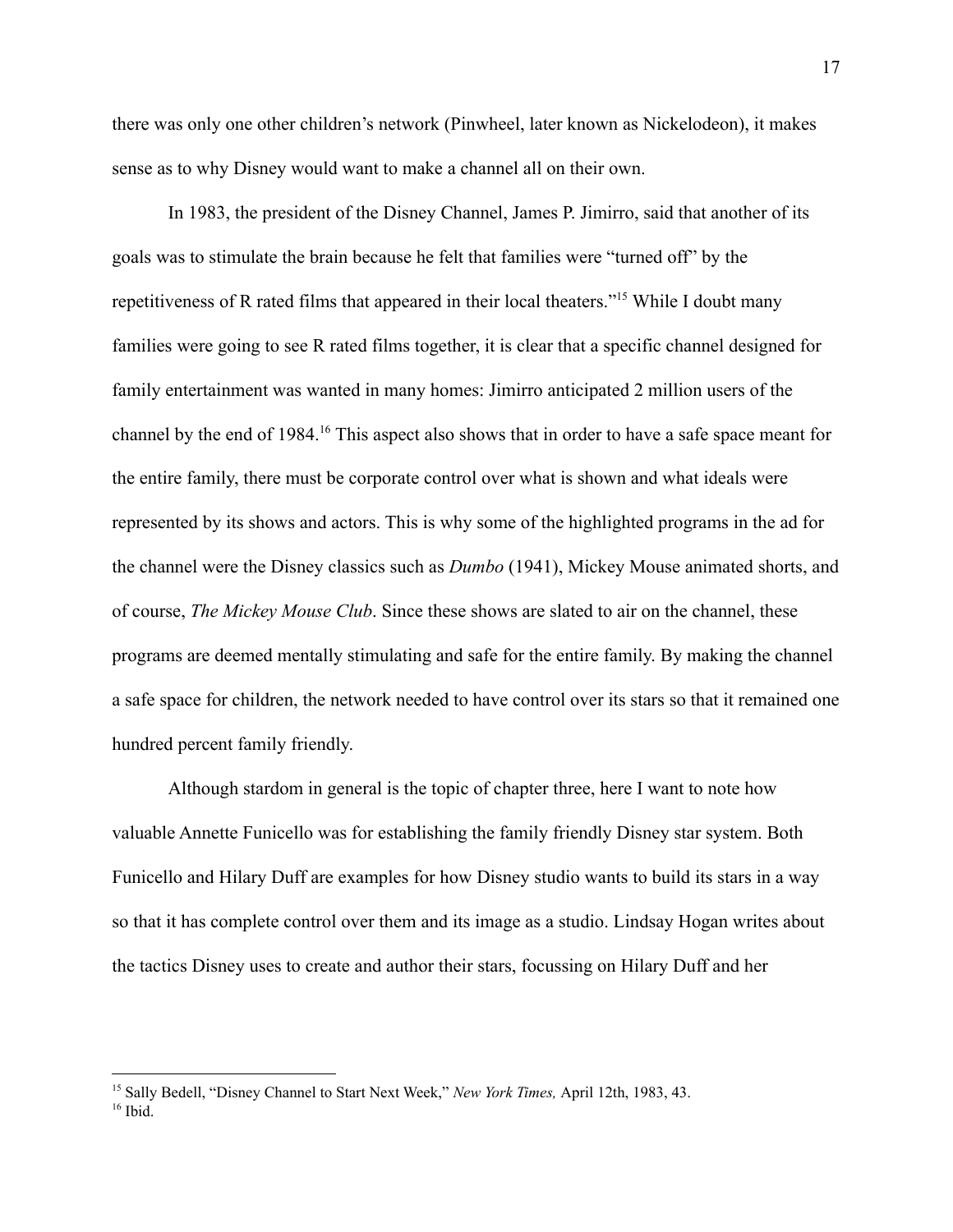there was only one other children's network (Pinwheel, later known as Nickelodeon), it makes sense as to why Disney would want to make a channel all on their own.

In 1983, the president of the Disney Channel, James P. Jimirro, said that another of its goals was to stimulate the brain because he felt that families were "turned off" by the repetitiveness of R rated films that appeared in their local theaters."[15] While I doubt many families were going to see R rated films together, it is clear that a specific channel designed for family entertainment was wanted in many homes: Jimirro anticipated 2 million users of the channel by the end of 1984.[16] This aspect also shows that in order to have a safe space meant for the entire family, there must be corporate control over what is shown and what ideals were represented by its shows and actors. This is why some of the highlighted programs in the ad for the channel were the Disney classics such as *Dumbo* (1941), Mickey Mouse animated shorts, and of course, *The Mickey Mouse Club*. Since these shows are slated to air on the channel, these programs are deemed mentally stimulating and safe for the entire family. By making the channel a safe space for children, the network needed to have control over its stars so that it remained one hundred percent family friendly.

Although stardom in general is the topic of chapter three, here I want to note how valuable Annette Funicello was for establishing the family friendly Disney star system. Both Funicello and Hilary Duff are examples for how Disney studio wants to build its stars in a way so that it has complete control over them and its image as a studio. Lindsay Hogan writes about the tactics Disney uses to create and author their stars, focussing on Hilary Duff and her

---

[15] Sally Bedell, "Disney Channel to Start Next Week," *New York Times,* April 12th, 1983, 43.

[16] Ibid.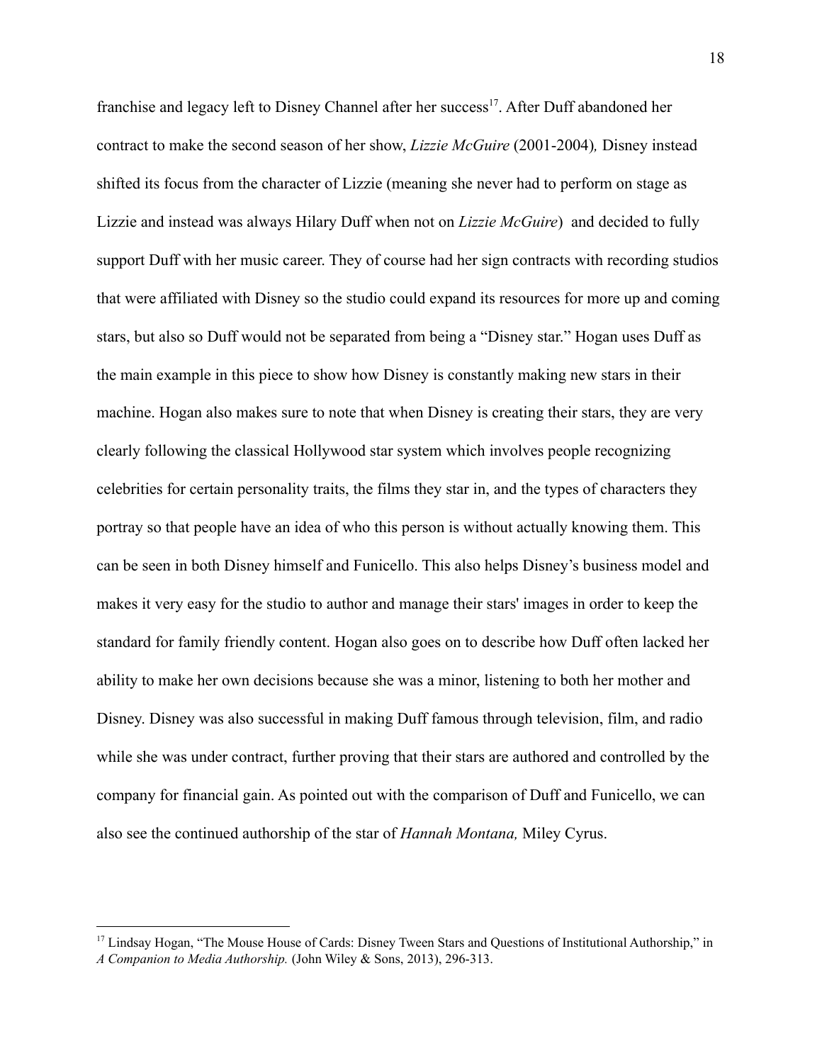franchise and legacy left to Disney Channel after her success[17]. After Duff abandoned her contract to make the second season of her show, *Lizzie McGuire* (2001-2004)*,* Disney instead shifted its focus from the character of Lizzie (meaning she never had to perform on stage as Lizzie and instead was always Hilary Duff when not on *Lizzie McGuire*)  and decided to fully support Duff with her music career. They of course had her sign contracts with recording studios that were affiliated with Disney so the studio could expand its resources for more up and coming stars, but also so Duff would not be separated from being a "Disney star." Hogan uses Duff as the main example in this piece to show how Disney is constantly making new stars in their machine. Hogan also makes sure to note that when Disney is creating their stars, they are very clearly following the classical Hollywood star system which involves people recognizing celebrities for certain personality traits, the films they star in, and the types of characters they portray so that people have an idea of who this person is without actually knowing them. This can be seen in both Disney himself and Funicello. This also helps Disney's business model and makes it very easy for the studio to author and manage their stars' images in order to keep the standard for family friendly content. Hogan also goes on to describe how Duff often lacked her ability to make her own decisions because she was a minor, listening to both her mother and Disney. Disney was also successful in making Duff famous through television, film, and radio while she was under contract, further proving that their stars are authored and controlled by the company for financial gain. As pointed out with the comparison of Duff and Funicello, we can also see the continued authorship of the star of *Hannah Montana,* Miley Cyrus.

---

[17] Lindsay Hogan, "The Mouse House of Cards: Disney Tween Stars and Questions of Institutional Authorship," in *A Companion to Media Authorship.* (John Wiley & Sons, 2013), 296-313.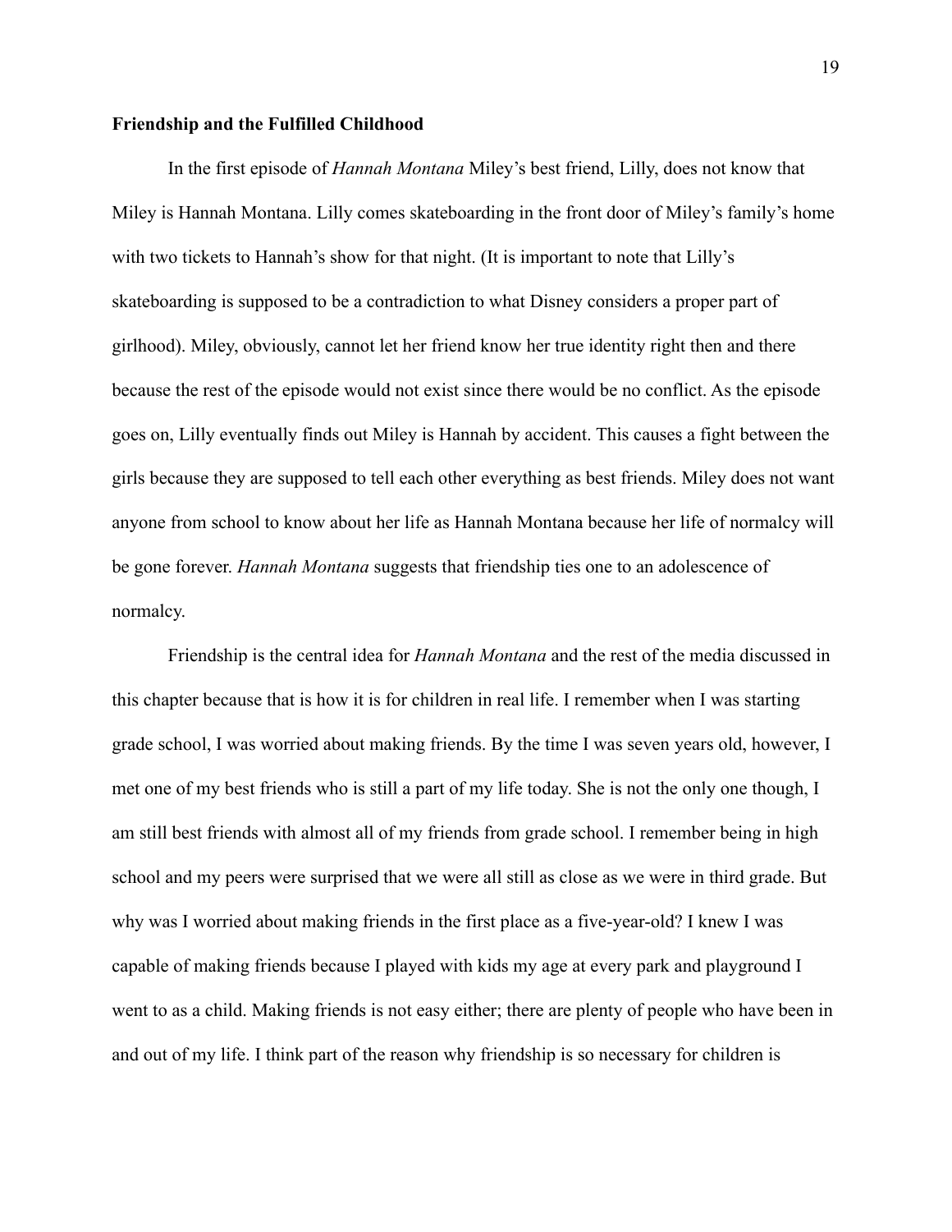**Friendship and the Fulfilled Childhood**

In the first episode of *Hannah Montana* Miley's best friend, Lilly, does not know that Miley is Hannah Montana. Lilly comes skateboarding in the front door of Miley's family's home with two tickets to Hannah's show for that night. (It is important to note that Lilly's skateboarding is supposed to be a contradiction to what Disney considers a proper part of girlhood). Miley, obviously, cannot let her friend know her true identity right then and there because the rest of the episode would not exist since there would be no conflict. As the episode goes on, Lilly eventually finds out Miley is Hannah by accident. This causes a fight between the girls because they are supposed to tell each other everything as best friends. Miley does not want anyone from school to know about her life as Hannah Montana because her life of normalcy will be gone forever. *Hannah Montana* suggests that friendship ties one to an adolescence of normalcy.

Friendship is the central idea for *Hannah Montana* and the rest of the media discussed in this chapter because that is how it is for children in real life. I remember when I was starting grade school, I was worried about making friends. By the time I was seven years old, however, I met one of my best friends who is still a part of my life today. She is not the only one though, I am still best friends with almost all of my friends from grade school. I remember being in high school and my peers were surprised that we were all still as close as we were in third grade. But why was I worried about making friends in the first place as a five-year-old? I knew I was capable of making friends because I played with kids my age at every park and playground I went to as a child. Making friends is not easy either; there are plenty of people who have been in and out of my life. I think part of the reason why friendship is so necessary for children is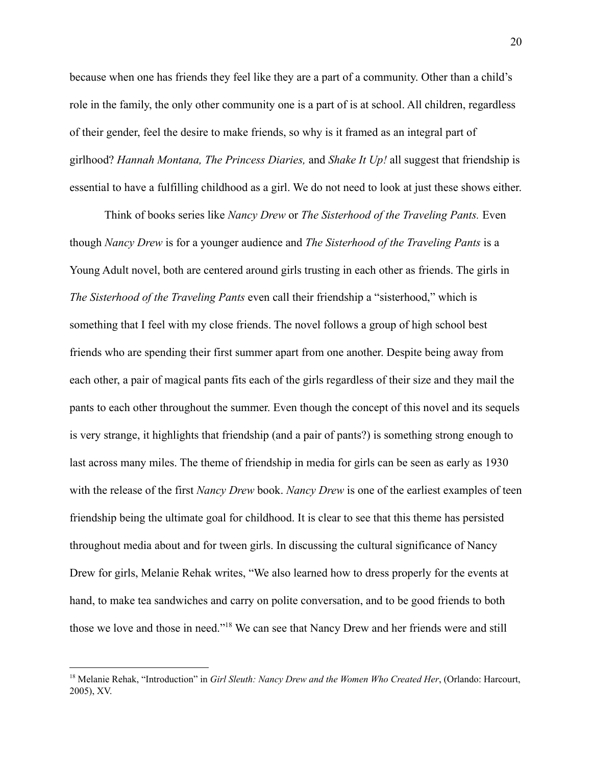because when one has friends they feel like they are a part of a community. Other than a child's role in the family, the only other community one is a part of is at school. All children, regardless of their gender, feel the desire to make friends, so why is it framed as an integral part of girlhood? *Hannah Montana, The Princess Diaries,* and *Shake It Up!* all suggest that friendship is essential to have a fulfilling childhood as a girl. We do not need to look at just these shows either.

Think of books series like *Nancy Drew* or *The Sisterhood of the Traveling Pants.* Even though *Nancy Drew* is for a younger audience and *The Sisterhood of the Traveling Pants* is a Young Adult novel, both are centered around girls trusting in each other as friends. The girls in *The Sisterhood of the Traveling Pants* even call their friendship a "sisterhood," which is something that I feel with my close friends. The novel follows a group of high school best friends who are spending their first summer apart from one another. Despite being away from each other, a pair of magical pants fits each of the girls regardless of their size and they mail the pants to each other throughout the summer. Even though the concept of this novel and its sequels is very strange, it highlights that friendship (and a pair of pants?) is something strong enough to last across many miles. The theme of friendship in media for girls can be seen as early as 1930 with the release of the first *Nancy Drew* book. *Nancy Drew* is one of the earliest examples of teen friendship being the ultimate goal for childhood. It is clear to see that this theme has persisted throughout media about and for tween girls. In discussing the cultural significance of Nancy Drew for girls, Melanie Rehak writes, "We also learned how to dress properly for the events at hand, to make tea sandwiches and carry on polite conversation, and to be good friends to both those we love and those in need."[18] We can see that Nancy Drew and her friends were and still

[18] Melanie Rehak, "Introduction" in *Girl Sleuth: Nancy Drew and the Women Who Created Her*, (Orlando: Harcourt, 2005), XV.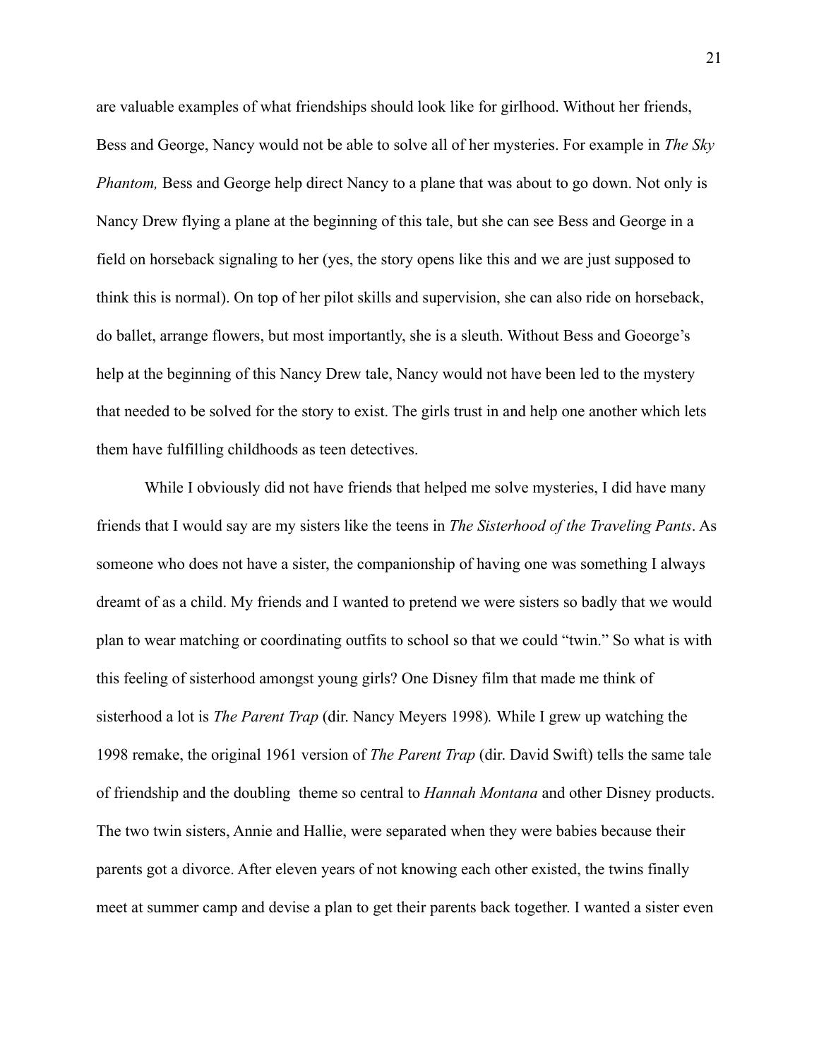are valuable examples of what friendships should look like for girlhood. Without her friends, Bess and George, Nancy would not be able to solve all of her mysteries. For example in *The Sky Phantom,* Bess and George help direct Nancy to a plane that was about to go down. Not only is Nancy Drew flying a plane at the beginning of this tale, but she can see Bess and George in a field on horseback signaling to her (yes, the story opens like this and we are just supposed to think this is normal). On top of her pilot skills and supervision, she can also ride on horseback, do ballet, arrange flowers, but most importantly, she is a sleuth. Without Bess and Goeorge's help at the beginning of this Nancy Drew tale, Nancy would not have been led to the mystery that needed to be solved for the story to exist. The girls trust in and help one another which lets them have fulfilling childhoods as teen detectives.

While I obviously did not have friends that helped me solve mysteries, I did have many friends that I would say are my sisters like the teens in *The Sisterhood of the Traveling Pants*. As someone who does not have a sister, the companionship of having one was something I always dreamt of as a child. My friends and I wanted to pretend we were sisters so badly that we would plan to wear matching or coordinating outfits to school so that we could "twin." So what is with this feeling of sisterhood amongst young girls? One Disney film that made me think of sisterhood a lot is *The Parent Trap* (dir. Nancy Meyers 1998)*.* While I grew up watching the 1998 remake, the original 1961 version of *The Parent Trap* (dir. David Swift) tells the same tale of friendship and the doubling theme so central to *Hannah Montana* and other Disney products. The two twin sisters, Annie and Hallie, were separated when they were babies because their parents got a divorce. After eleven years of not knowing each other existed, the twins finally meet at summer camp and devise a plan to get their parents back together. I wanted a sister even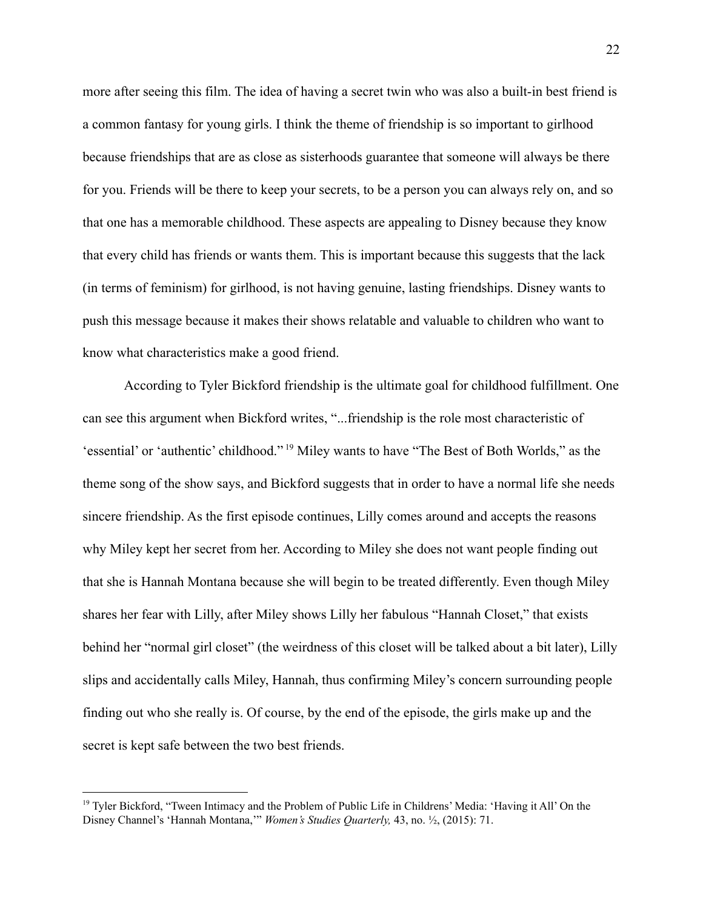more after seeing this film. The idea of having a secret twin who was also a built-in best friend is a common fantasy for young girls. I think the theme of friendship is so important to girlhood because friendships that are as close as sisterhoods guarantee that someone will always be there for you. Friends will be there to keep your secrets, to be a person you can always rely on, and so that one has a memorable childhood. These aspects are appealing to Disney because they know that every child has friends or wants them. This is important because this suggests that the lack (in terms of feminism) for girlhood, is not having genuine, lasting friendships. Disney wants to push this message because it makes their shows relatable and valuable to children who want to know what characteristics make a good friend.

According to Tyler Bickford friendship is the ultimate goal for childhood fulfillment. One can see this argument when Bickford writes, "...friendship is the role most characteristic of 'essential' or 'authentic' childhood."[19] Miley wants to have "The Best of Both Worlds," as the theme song of the show says, and Bickford suggests that in order to have a normal life she needs sincere friendship. As the first episode continues, Lilly comes around and accepts the reasons why Miley kept her secret from her. According to Miley she does not want people finding out that she is Hannah Montana because she will begin to be treated differently. Even though Miley shares her fear with Lilly, after Miley shows Lilly her fabulous "Hannah Closet," that exists behind her "normal girl closet" (the weirdness of this closet will be talked about a bit later), Lilly slips and accidentally calls Miley, Hannah, thus confirming Miley's concern surrounding people finding out who she really is. Of course, by the end of the episode, the girls make up and the secret is kept safe between the two best friends.

---

[19] Tyler Bickford, "Tween Intimacy and the Problem of Public Life in Childrens' Media: 'Having it All' On the Disney Channel's 'Hannah Montana,'" *Women's Studies Quarterly,* 43, no. ½, (2015): 71.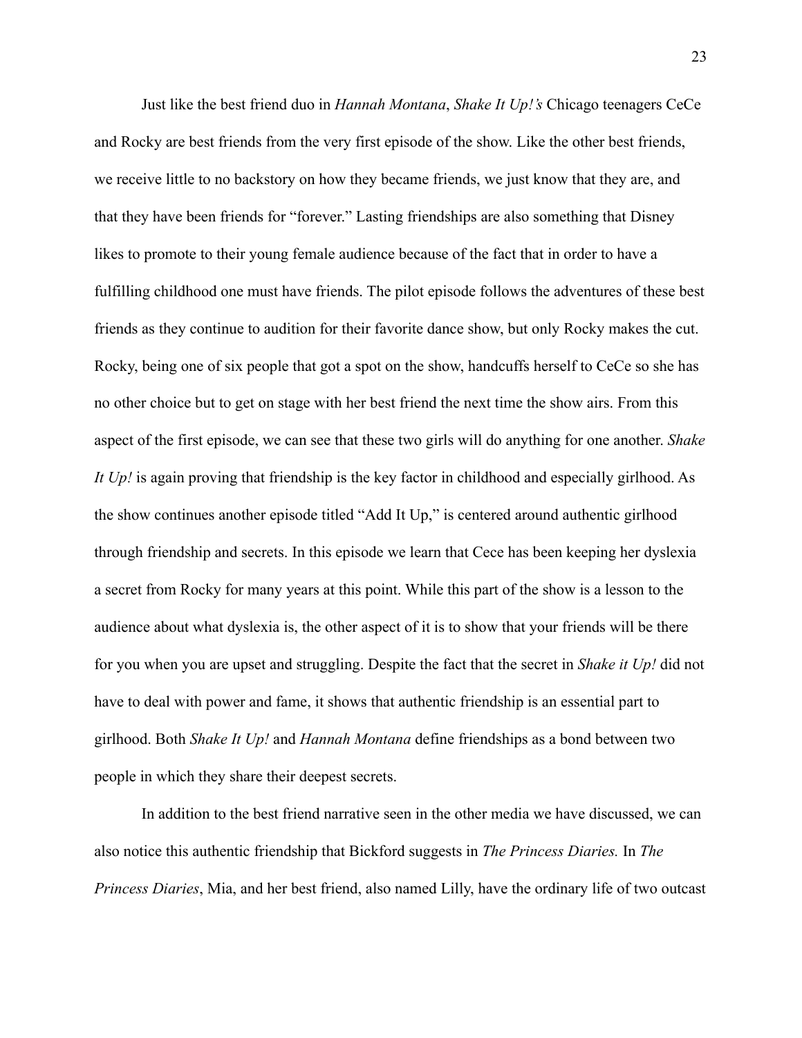Just like the best friend duo in *Hannah Montana*, *Shake It Up!'s* Chicago teenagers CeCe and Rocky are best friends from the very first episode of the show. Like the other best friends, we receive little to no backstory on how they became friends, we just know that they are, and that they have been friends for "forever." Lasting friendships are also something that Disney likes to promote to their young female audience because of the fact that in order to have a fulfilling childhood one must have friends. The pilot episode follows the adventures of these best friends as they continue to audition for their favorite dance show, but only Rocky makes the cut. Rocky, being one of six people that got a spot on the show, handcuffs herself to CeCe so she has no other choice but to get on stage with her best friend the next time the show airs. From this aspect of the first episode, we can see that these two girls will do anything for one another. *Shake It Up!* is again proving that friendship is the key factor in childhood and especially girlhood. As the show continues another episode titled "Add It Up," is centered around authentic girlhood through friendship and secrets. In this episode we learn that Cece has been keeping her dyslexia a secret from Rocky for many years at this point. While this part of the show is a lesson to the audience about what dyslexia is, the other aspect of it is to show that your friends will be there for you when you are upset and struggling. Despite the fact that the secret in *Shake it Up!* did not have to deal with power and fame, it shows that authentic friendship is an essential part to girlhood. Both *Shake It Up!* and *Hannah Montana* define friendships as a bond between two people in which they share their deepest secrets.

In addition to the best friend narrative seen in the other media we have discussed, we can also notice this authentic friendship that Bickford suggests in *The Princess Diaries.* In *The Princess Diaries*, Mia, and her best friend, also named Lilly, have the ordinary life of two outcast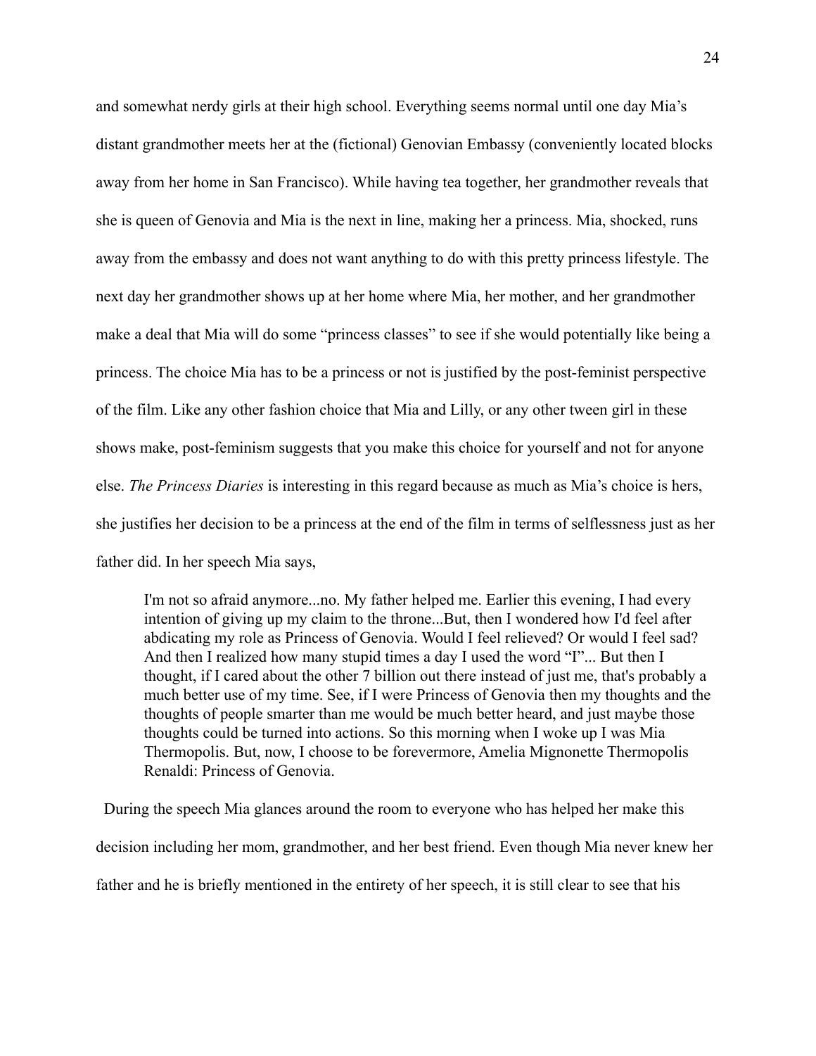and somewhat nerdy girls at their high school. Everything seems normal until one day Mia's distant grandmother meets her at the (fictional) Genovian Embassy (conveniently located blocks away from her home in San Francisco). While having tea together, her grandmother reveals that she is queen of Genovia and Mia is the next in line, making her a princess. Mia, shocked, runs away from the embassy and does not want anything to do with this pretty princess lifestyle. The next day her grandmother shows up at her home where Mia, her mother, and her grandmother make a deal that Mia will do some "princess classes" to see if she would potentially like being a princess. The choice Mia has to be a princess or not is justified by the post-feminist perspective of the film. Like any other fashion choice that Mia and Lilly, or any other tween girl in these shows make, post-feminism suggests that you make this choice for yourself and not for anyone else. *The Princess Diaries* is interesting in this regard because as much as Mia's choice is hers, she justifies her decision to be a princess at the end of the film in terms of selflessness just as her father did. In her speech Mia says,

> I'm not so afraid anymore...no. My father helped me. Earlier this evening, I had every intention of giving up my claim to the throne...But, then I wondered how I'd feel after abdicating my role as Princess of Genovia. Would I feel relieved? Or would I feel sad? And then I realized how many stupid times a day I used the word "I"... But then I thought, if I cared about the other 7 billion out there instead of just me, that's probably a much better use of my time. See, if I were Princess of Genovia then my thoughts and the thoughts of people smarter than me would be much better heard, and just maybe those thoughts could be turned into actions. So this morning when I woke up I was Mia Thermopolis. But, now, I choose to be forevermore, Amelia Mignonette Thermopolis Renaldi: Princess of Genovia.

During the speech Mia glances around the room to everyone who has helped her make this decision including her mom, grandmother, and her best friend. Even though Mia never knew her father and he is briefly mentioned in the entirety of her speech, it is still clear to see that his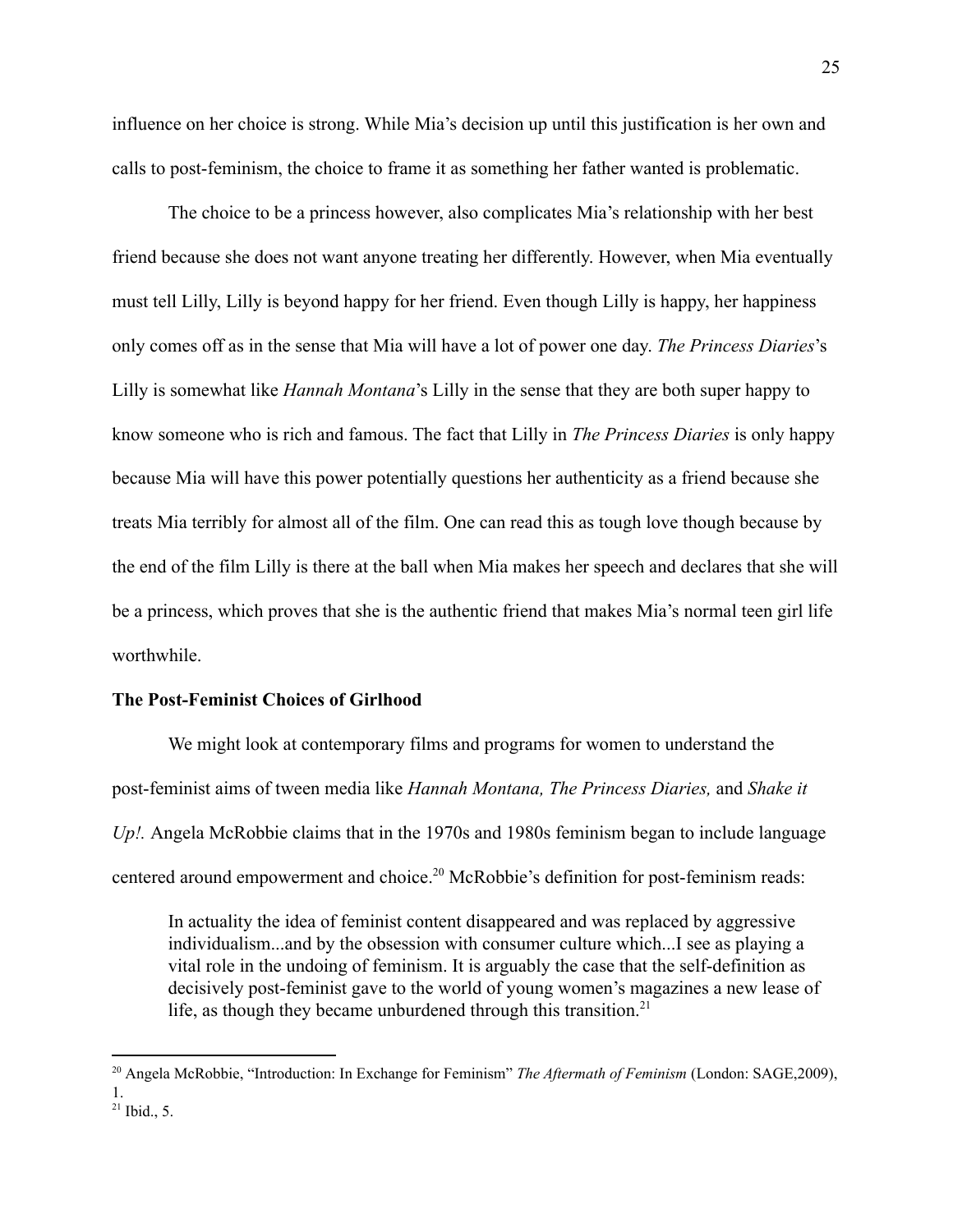influence on her choice is strong. While Mia's decision up until this justification is her own and calls to post-feminism, the choice to frame it as something her father wanted is problematic.

The choice to be a princess however, also complicates Mia's relationship with her best friend because she does not want anyone treating her differently. However, when Mia eventually must tell Lilly, Lilly is beyond happy for her friend. Even though Lilly is happy, her happiness only comes off as in the sense that Mia will have a lot of power one day. *The Princess Diaries*'s Lilly is somewhat like *Hannah Montana*'s Lilly in the sense that they are both super happy to know someone who is rich and famous. The fact that Lilly in *The Princess Diaries* is only happy because Mia will have this power potentially questions her authenticity as a friend because she treats Mia terribly for almost all of the film. One can read this as tough love though because by the end of the film Lilly is there at the ball when Mia makes her speech and declares that she will be a princess, which proves that she is the authentic friend that makes Mia's normal teen girl life worthwhile.

**The Post-Feminist Choices of Girlhood**

We might look at contemporary films and programs for women to understand the post-feminist aims of tween media like *Hannah Montana, The Princess Diaries,* and *Shake it Up!.* Angela McRobbie claims that in the 1970s and 1980s feminism began to include language centered around empowerment and choice.[20] McRobbie's definition for post-feminism reads:

> In actuality the idea of feminist content disappeared and was replaced by aggressive individualism...and by the obsession with consumer culture which...I see as playing a vital role in the undoing of feminism. It is arguably the case that the self-definition as decisively post-feminist gave to the world of young women's magazines a new lease of life, as though they became unburdened through this transition.[21]

---

[20] Angela McRobbie, "Introduction: In Exchange for Feminism" *The Aftermath of Feminism* (London: SAGE,2009), 1.

[21] Ibid., 5.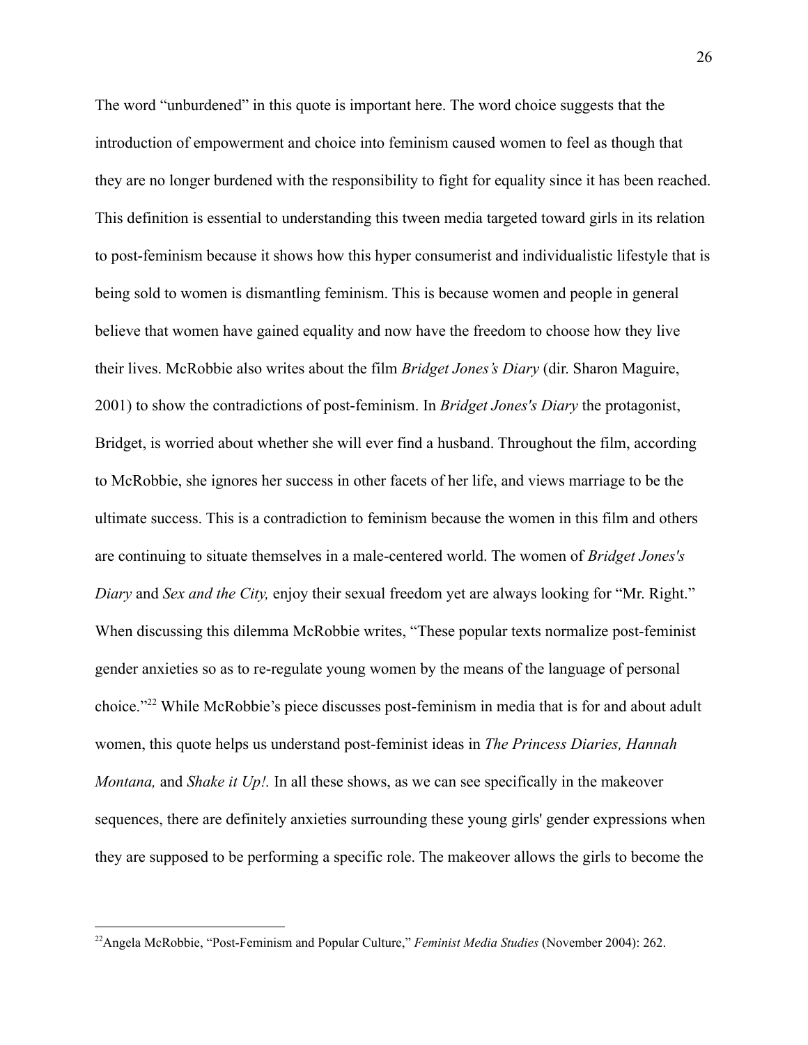The word "unburdened" in this quote is important here. The word choice suggests that the introduction of empowerment and choice into feminism caused women to feel as though that they are no longer burdened with the responsibility to fight for equality since it has been reached. This definition is essential to understanding this tween media targeted toward girls in its relation to post-feminism because it shows how this hyper consumerist and individualistic lifestyle that is being sold to women is dismantling feminism. This is because women and people in general believe that women have gained equality and now have the freedom to choose how they live their lives. McRobbie also writes about the film *Bridget Jones's Diary* (dir. Sharon Maguire, 2001) to show the contradictions of post-feminism. In *Bridget Jones's Diary* the protagonist, Bridget, is worried about whether she will ever find a husband. Throughout the film, according to McRobbie, she ignores her success in other facets of her life, and views marriage to be the ultimate success. This is a contradiction to feminism because the women in this film and others are continuing to situate themselves in a male-centered world. The women of *Bridget Jones's Diary* and *Sex and the City,* enjoy their sexual freedom yet are always looking for "Mr. Right." When discussing this dilemma McRobbie writes, "These popular texts normalize post-feminist gender anxieties so as to re-regulate young women by the means of the language of personal choice."[22] While McRobbie's piece discusses post-feminism in media that is for and about adult women, this quote helps us understand post-feminist ideas in *The Princess Diaries, Hannah Montana,* and *Shake it Up!.* In all these shows, as we can see specifically in the makeover sequences, there are definitely anxieties surrounding these young girls' gender expressions when they are supposed to be performing a specific role. The makeover allows the girls to become the

---

[22]Angela McRobbie, "Post-Feminism and Popular Culture," *Feminist Media Studies* (November 2004): 262.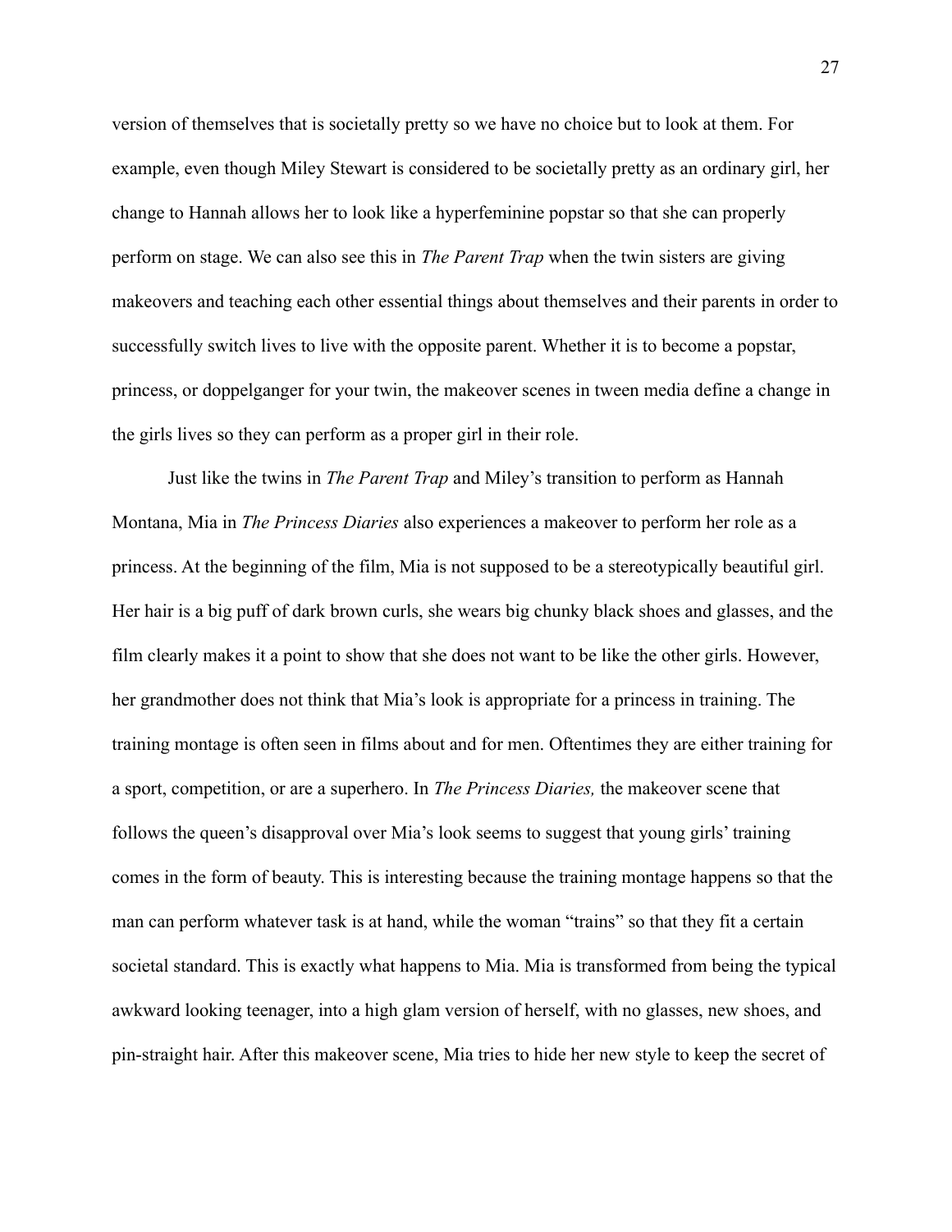version of themselves that is societally pretty so we have no choice but to look at them. For example, even though Miley Stewart is considered to be societally pretty as an ordinary girl, her change to Hannah allows her to look like a hyperfeminine popstar so that she can properly perform on stage. We can also see this in *The Parent Trap* when the twin sisters are giving makeovers and teaching each other essential things about themselves and their parents in order to successfully switch lives to live with the opposite parent. Whether it is to become a popstar, princess, or doppelganger for your twin, the makeover scenes in tween media define a change in the girls lives so they can perform as a proper girl in their role.

Just like the twins in *The Parent Trap* and Miley's transition to perform as Hannah Montana, Mia in *The Princess Diaries* also experiences a makeover to perform her role as a princess. At the beginning of the film, Mia is not supposed to be a stereotypically beautiful girl. Her hair is a big puff of dark brown curls, she wears big chunky black shoes and glasses, and the film clearly makes it a point to show that she does not want to be like the other girls. However, her grandmother does not think that Mia's look is appropriate for a princess in training. The training montage is often seen in films about and for men. Oftentimes they are either training for a sport, competition, or are a superhero. In *The Princess Diaries,* the makeover scene that follows the queen's disapproval over Mia's look seems to suggest that young girls' training comes in the form of beauty. This is interesting because the training montage happens so that the man can perform whatever task is at hand, while the woman "trains" so that they fit a certain societal standard. This is exactly what happens to Mia. Mia is transformed from being the typical awkward looking teenager, into a high glam version of herself, with no glasses, new shoes, and pin-straight hair. After this makeover scene, Mia tries to hide her new style to keep the secret of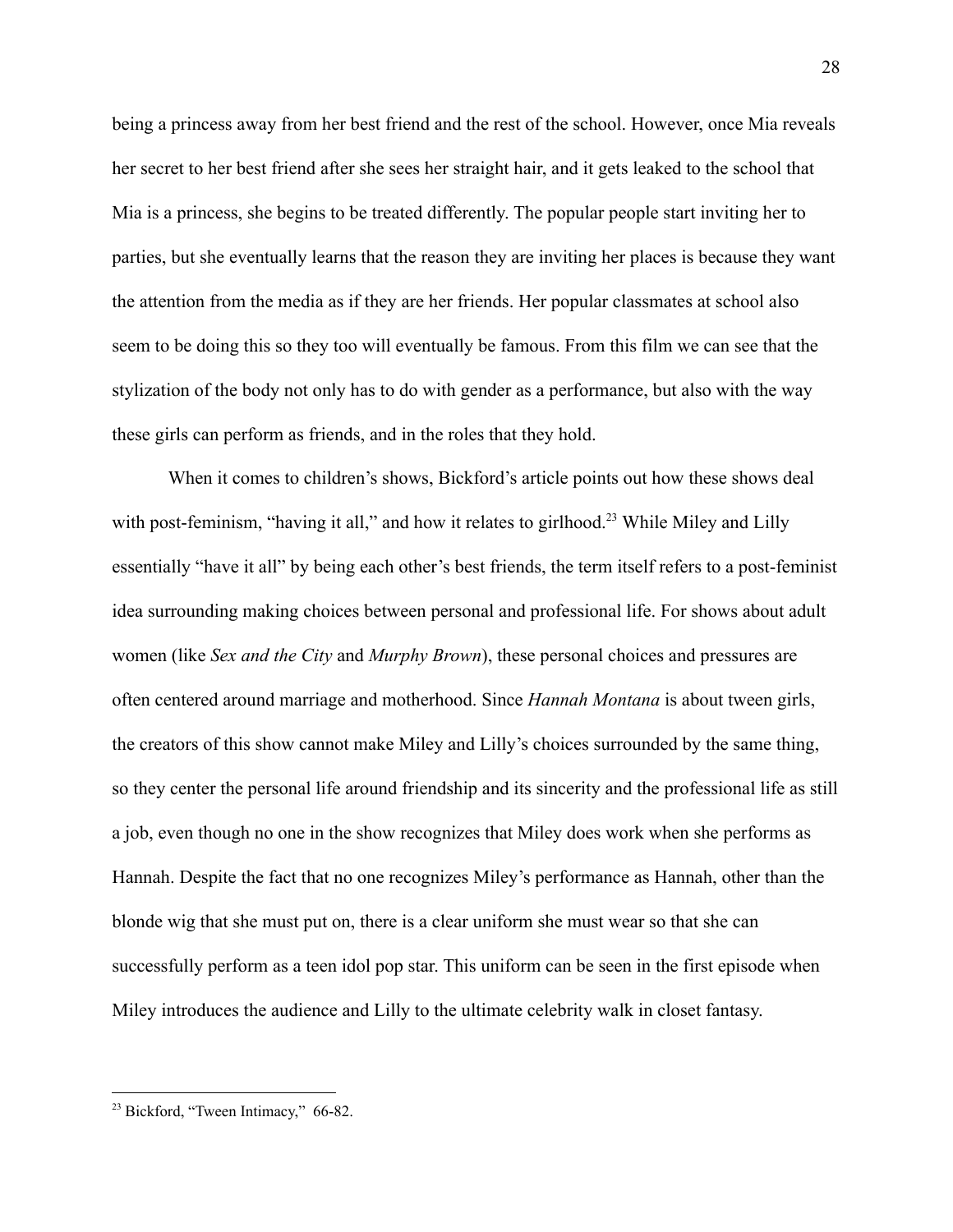being a princess away from her best friend and the rest of the school. However, once Mia reveals her secret to her best friend after she sees her straight hair, and it gets leaked to the school that Mia is a princess, she begins to be treated differently. The popular people start inviting her to parties, but she eventually learns that the reason they are inviting her places is because they want the attention from the media as if they are her friends. Her popular classmates at school also seem to be doing this so they too will eventually be famous. From this film we can see that the stylization of the body not only has to do with gender as a performance, but also with the way these girls can perform as friends, and in the roles that they hold.

When it comes to children's shows, Bickford's article points out how these shows deal with post-feminism, "having it all," and how it relates to girlhood.[23] While Miley and Lilly essentially "have it all" by being each other's best friends, the term itself refers to a post-feminist idea surrounding making choices between personal and professional life. For shows about adult women (like *Sex and the City* and *Murphy Brown*), these personal choices and pressures are often centered around marriage and motherhood. Since *Hannah Montana* is about tween girls, the creators of this show cannot make Miley and Lilly's choices surrounded by the same thing, so they center the personal life around friendship and its sincerity and the professional life as still a job, even though no one in the show recognizes that Miley does work when she performs as Hannah. Despite the fact that no one recognizes Miley's performance as Hannah, other than the blonde wig that she must put on, there is a clear uniform she must wear so that she can successfully perform as a teen idol pop star. This uniform can be seen in the first episode when Miley introduces the audience and Lilly to the ultimate celebrity walk in closet fantasy.

---

[23] Bickford, "Tween Intimacy," 66-82.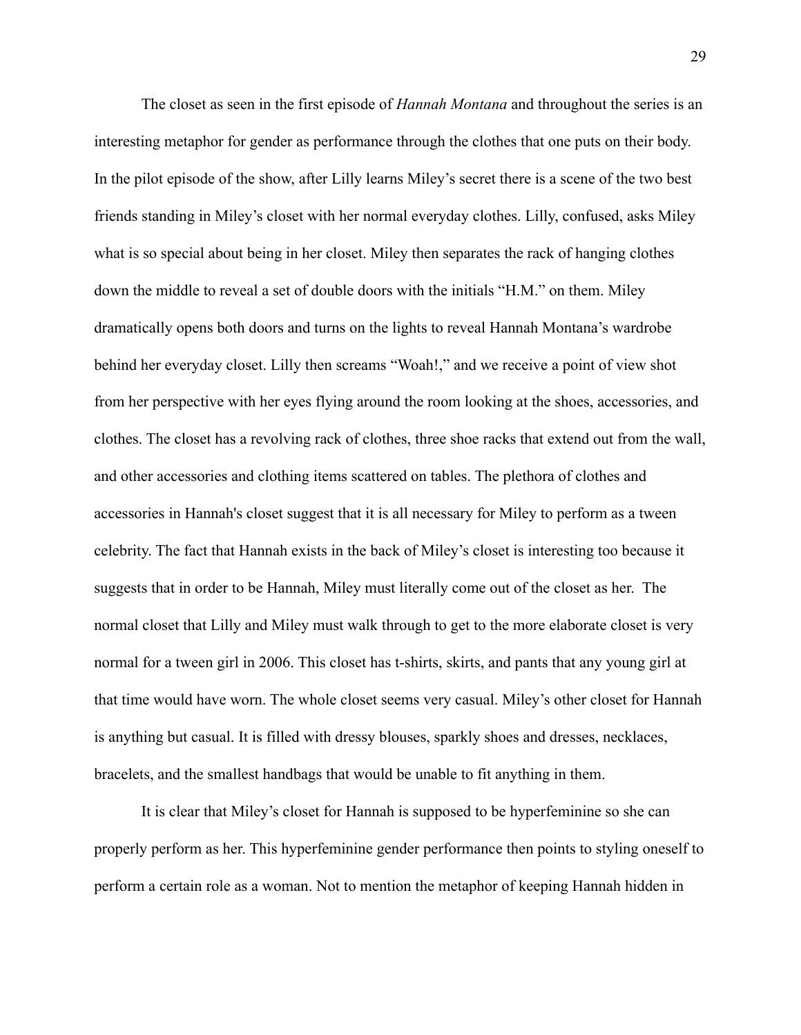The closet as seen in the first episode of *Hannah Montana* and throughout the series is an interesting metaphor for gender as performance through the clothes that one puts on their body. In the pilot episode of the show, after Lilly learns Miley's secret there is a scene of the two best friends standing in Miley's closet with her normal everyday clothes. Lilly, confused, asks Miley what is so special about being in her closet. Miley then separates the rack of hanging clothes down the middle to reveal a set of double doors with the initials "H.M." on them. Miley dramatically opens both doors and turns on the lights to reveal Hannah Montana's wardrobe behind her everyday closet. Lilly then screams "Woah!," and we receive a point of view shot from her perspective with her eyes flying around the room looking at the shoes, accessories, and clothes. The closet has a revolving rack of clothes, three shoe racks that extend out from the wall, and other accessories and clothing items scattered on tables. The plethora of clothes and accessories in Hannah's closet suggest that it is all necessary for Miley to perform as a tween celebrity. The fact that Hannah exists in the back of Miley's closet is interesting too because it suggests that in order to be Hannah, Miley must literally come out of the closet as her. The normal closet that Lilly and Miley must walk through to get to the more elaborate closet is very normal for a tween girl in 2006. This closet has t-shirts, skirts, and pants that any young girl at that time would have worn. The whole closet seems very casual. Miley's other closet for Hannah is anything but casual. It is filled with dressy blouses, sparkly shoes and dresses, necklaces, bracelets, and the smallest handbags that would be unable to fit anything in them.

It is clear that Miley's closet for Hannah is supposed to be hyperfeminine so she can properly perform as her. This hyperfeminine gender performance then points to styling oneself to perform a certain role as a woman. Not to mention the metaphor of keeping Hannah hidden in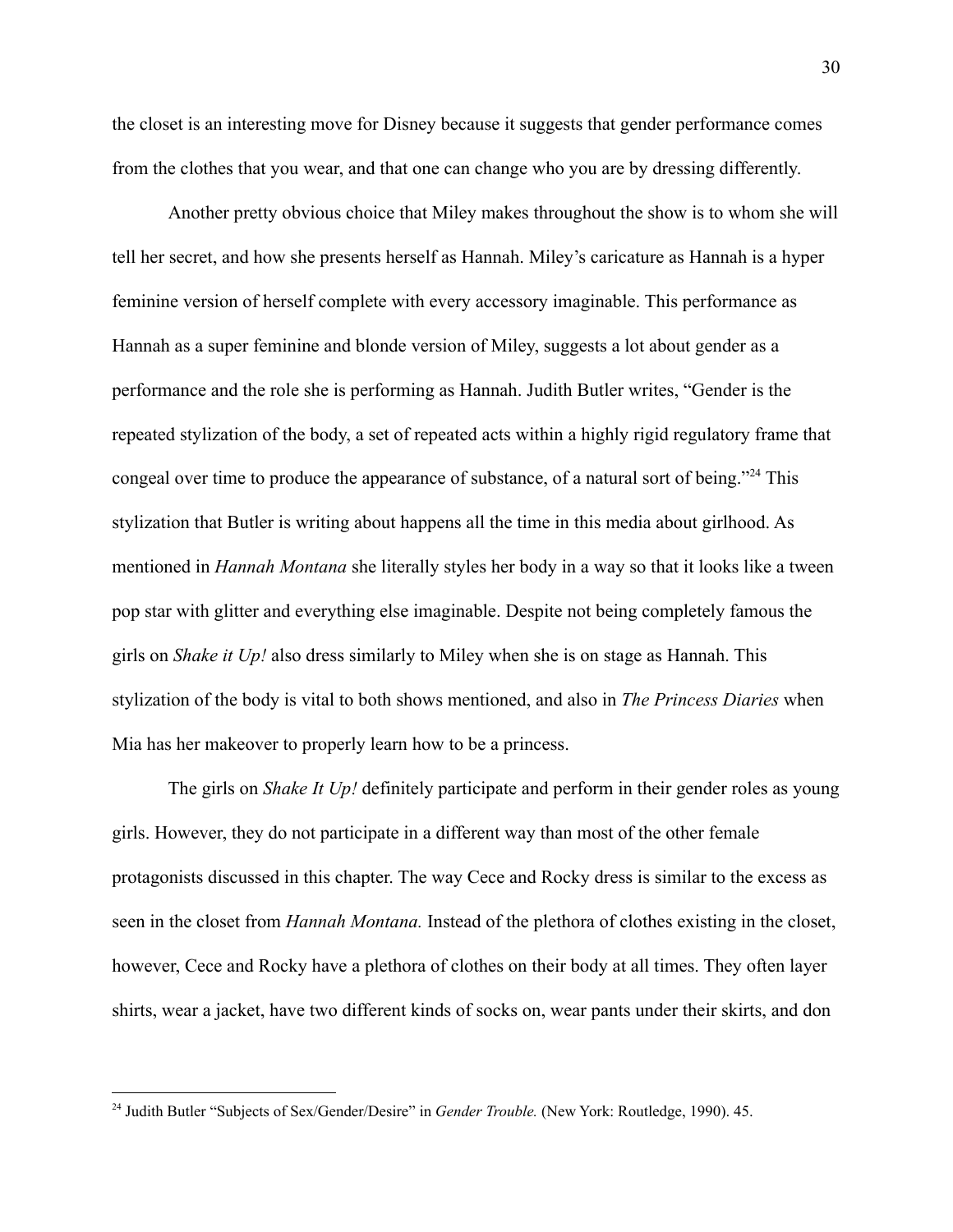the closet is an interesting move for Disney because it suggests that gender performance comes from the clothes that you wear, and that one can change who you are by dressing differently.

Another pretty obvious choice that Miley makes throughout the show is to whom she will tell her secret, and how she presents herself as Hannah. Miley's caricature as Hannah is a hyper feminine version of herself complete with every accessory imaginable. This performance as Hannah as a super feminine and blonde version of Miley, suggests a lot about gender as a performance and the role she is performing as Hannah. Judith Butler writes, "Gender is the repeated stylization of the body, a set of repeated acts within a highly rigid regulatory frame that congeal over time to produce the appearance of substance, of a natural sort of being."[24] This stylization that Butler is writing about happens all the time in this media about girlhood. As mentioned in *Hannah Montana* she literally styles her body in a way so that it looks like a tween pop star with glitter and everything else imaginable. Despite not being completely famous the girls on *Shake it Up!* also dress similarly to Miley when she is on stage as Hannah. This stylization of the body is vital to both shows mentioned, and also in *The Princess Diaries* when Mia has her makeover to properly learn how to be a princess.

The girls on *Shake It Up!* definitely participate and perform in their gender roles as young girls. However, they do not participate in a different way than most of the other female protagonists discussed in this chapter. The way Cece and Rocky dress is similar to the excess as seen in the closet from *Hannah Montana.* Instead of the plethora of clothes existing in the closet, however, Cece and Rocky have a plethora of clothes on their body at all times. They often layer shirts, wear a jacket, have two different kinds of socks on, wear pants under their skirts, and don

[24] Judith Butler "Subjects of Sex/Gender/Desire" in *Gender Trouble.* (New York: Routledge, 1990). 45.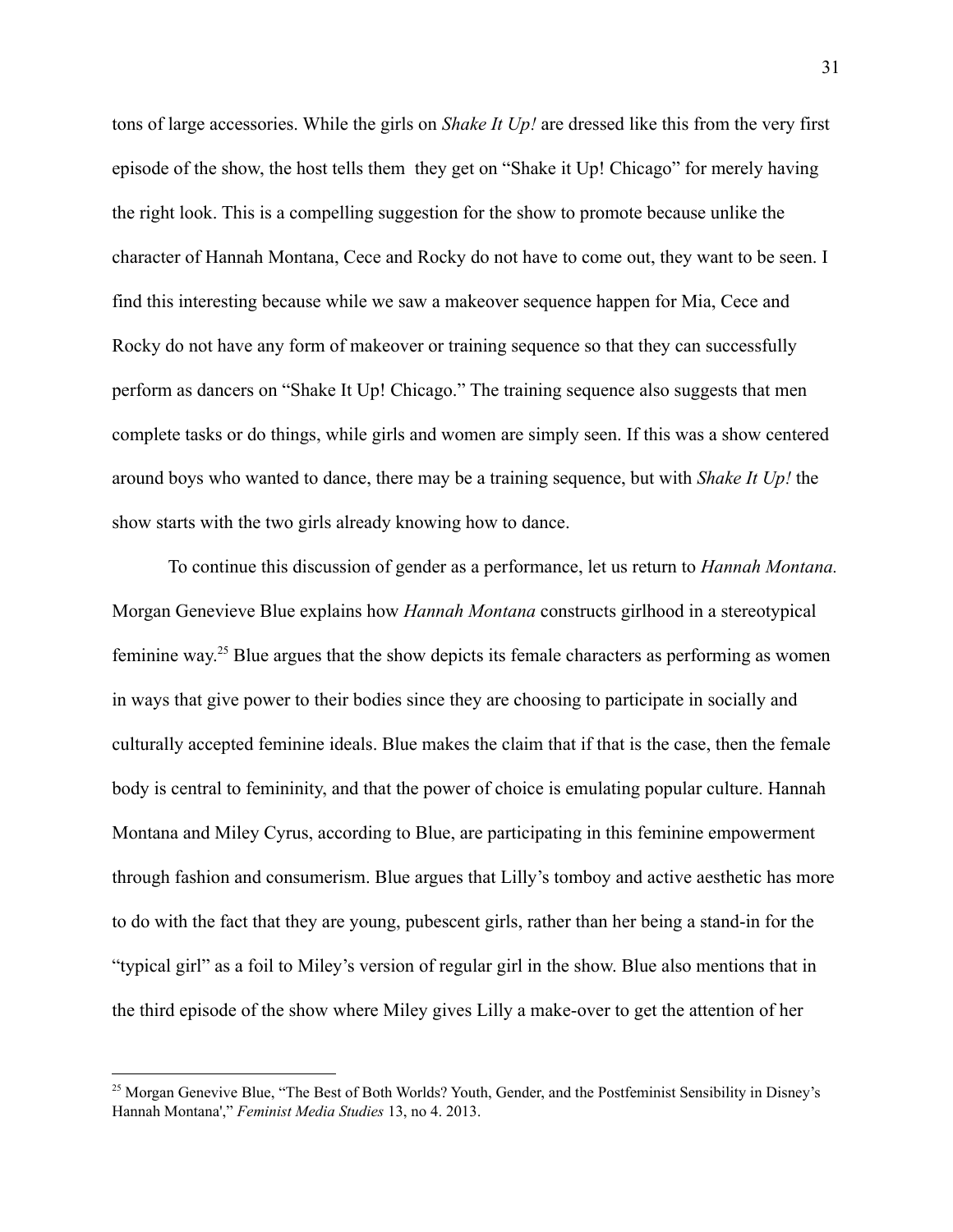tons of large accessories. While the girls on *Shake It Up!* are dressed like this from the very first episode of the show, the host tells them  they get on "Shake it Up! Chicago" for merely having the right look. This is a compelling suggestion for the show to promote because unlike the character of Hannah Montana, Cece and Rocky do not have to come out, they want to be seen. I find this interesting because while we saw a makeover sequence happen for Mia, Cece and Rocky do not have any form of makeover or training sequence so that they can successfully perform as dancers on "Shake It Up! Chicago." The training sequence also suggests that men complete tasks or do things, while girls and women are simply seen. If this was a show centered around boys who wanted to dance, there may be a training sequence, but with *Shake It Up!* the show starts with the two girls already knowing how to dance.

To continue this discussion of gender as a performance, let us return to *Hannah Montana.* Morgan Genevieve Blue explains how *Hannah Montana* constructs girlhood in a stereotypical feminine way.[25] Blue argues that the show depicts its female characters as performing as women in ways that give power to their bodies since they are choosing to participate in socially and culturally accepted feminine ideals. Blue makes the claim that if that is the case, then the female body is central to femininity, and that the power of choice is emulating popular culture. Hannah Montana and Miley Cyrus, according to Blue, are participating in this feminine empowerment through fashion and consumerism. Blue argues that Lilly's tomboy and active aesthetic has more to do with the fact that they are young, pubescent girls, rather than her being a stand-in for the "typical girl" as a foil to Miley's version of regular girl in the show. Blue also mentions that in the third episode of the show where Miley gives Lilly a make-over to get the attention of her

---

[25] Morgan Genevive Blue, "The Best of Both Worlds? Youth, Gender, and the Postfeminist Sensibility in Disney's Hannah Montana'," *Feminist Media Studies* 13, no 4. 2013.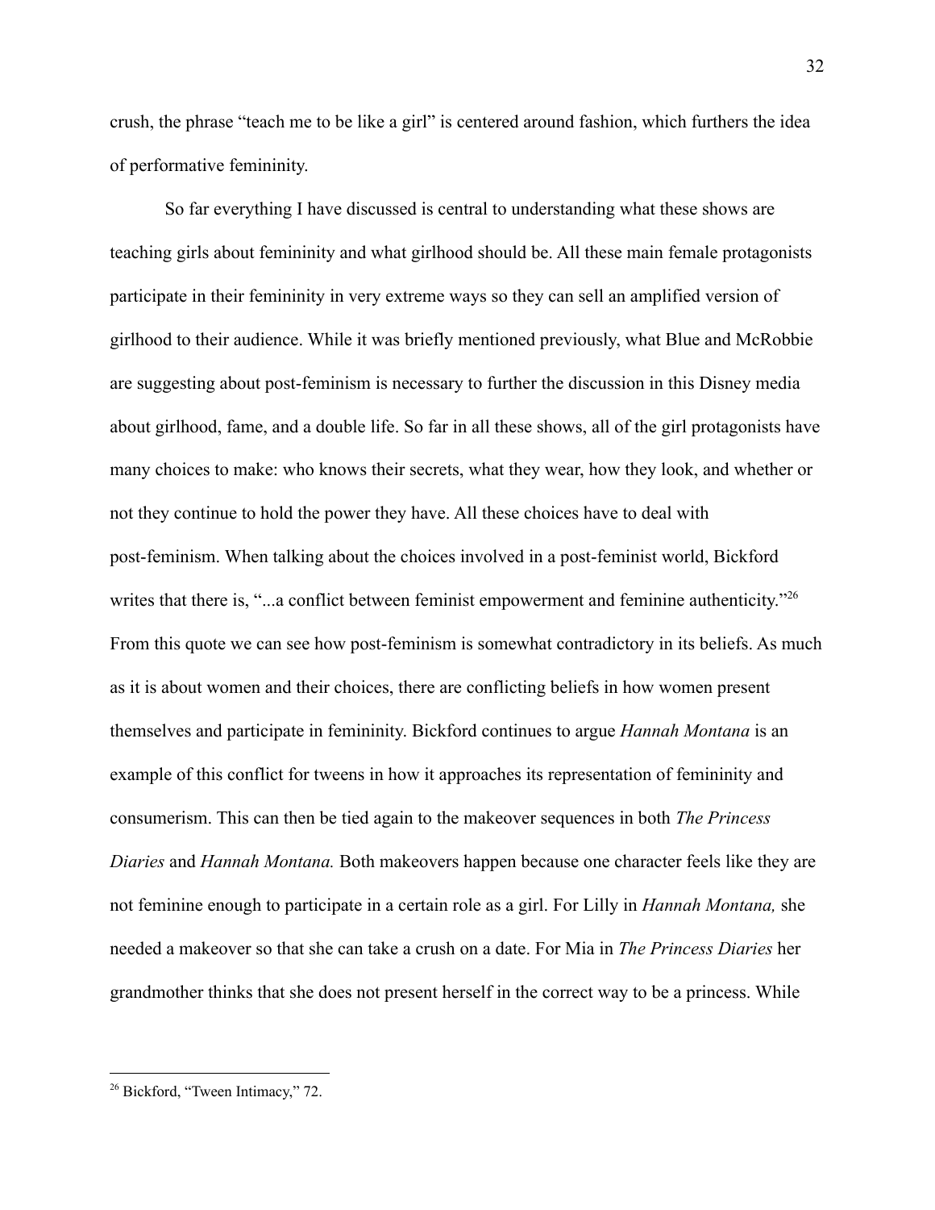crush, the phrase "teach me to be like a girl" is centered around fashion, which furthers the idea of performative femininity.

So far everything I have discussed is central to understanding what these shows are teaching girls about femininity and what girlhood should be. All these main female protagonists participate in their femininity in very extreme ways so they can sell an amplified version of girlhood to their audience. While it was briefly mentioned previously, what Blue and McRobbie are suggesting about post-feminism is necessary to further the discussion in this Disney media about girlhood, fame, and a double life. So far in all these shows, all of the girl protagonists have many choices to make: who knows their secrets, what they wear, how they look, and whether or not they continue to hold the power they have. All these choices have to deal with post-feminism. When talking about the choices involved in a post-feminist world, Bickford writes that there is, "...a conflict between feminist empowerment and feminine authenticity."[26] From this quote we can see how post-feminism is somewhat contradictory in its beliefs. As much as it is about women and their choices, there are conflicting beliefs in how women present themselves and participate in femininity. Bickford continues to argue *Hannah Montana* is an example of this conflict for tweens in how it approaches its representation of femininity and consumerism. This can then be tied again to the makeover sequences in both *The Princess Diaries* and *Hannah Montana.* Both makeovers happen because one character feels like they are not feminine enough to participate in a certain role as a girl. For Lilly in *Hannah Montana,* she needed a makeover so that she can take a crush on a date. For Mia in *The Princess Diaries* her grandmother thinks that she does not present herself in the correct way to be a princess. While

[26] Bickford, "Tween Intimacy," 72.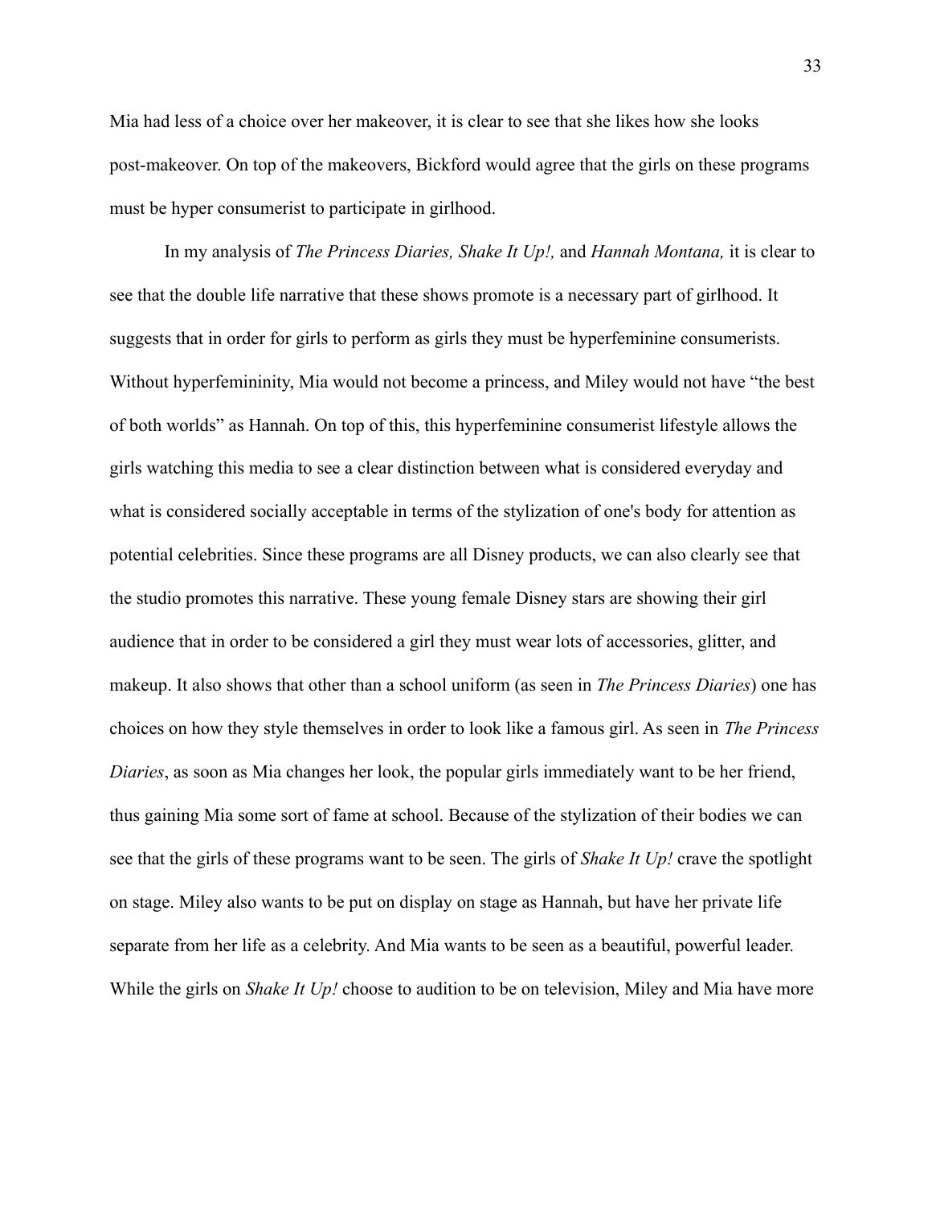Mia had less of a choice over her makeover, it is clear to see that she likes how she looks post-makeover. On top of the makeovers, Bickford would agree that the girls on these programs must be hyper consumerist to participate in girlhood.

In my analysis of *The Princess Diaries, Shake It Up!,* and *Hannah Montana,* it is clear to see that the double life narrative that these shows promote is a necessary part of girlhood. It suggests that in order for girls to perform as girls they must be hyperfeminine consumerists. Without hyperfemininity, Mia would not become a princess, and Miley would not have "the best of both worlds" as Hannah. On top of this, this hyperfeminine consumerist lifestyle allows the girls watching this media to see a clear distinction between what is considered everyday and what is considered socially acceptable in terms of the stylization of one's body for attention as potential celebrities. Since these programs are all Disney products, we can also clearly see that the studio promotes this narrative. These young female Disney stars are showing their girl audience that in order to be considered a girl they must wear lots of accessories, glitter, and makeup. It also shows that other than a school uniform (as seen in *The Princess Diaries*) one has choices on how they style themselves in order to look like a famous girl. As seen in *The Princess Diaries*, as soon as Mia changes her look, the popular girls immediately want to be her friend, thus gaining Mia some sort of fame at school. Because of the stylization of their bodies we can see that the girls of these programs want to be seen. The girls of *Shake It Up!* crave the spotlight on stage. Miley also wants to be put on display on stage as Hannah, but have her private life separate from her life as a celebrity. And Mia wants to be seen as a beautiful, powerful leader. While the girls on *Shake It Up!* choose to audition to be on television, Miley and Mia have more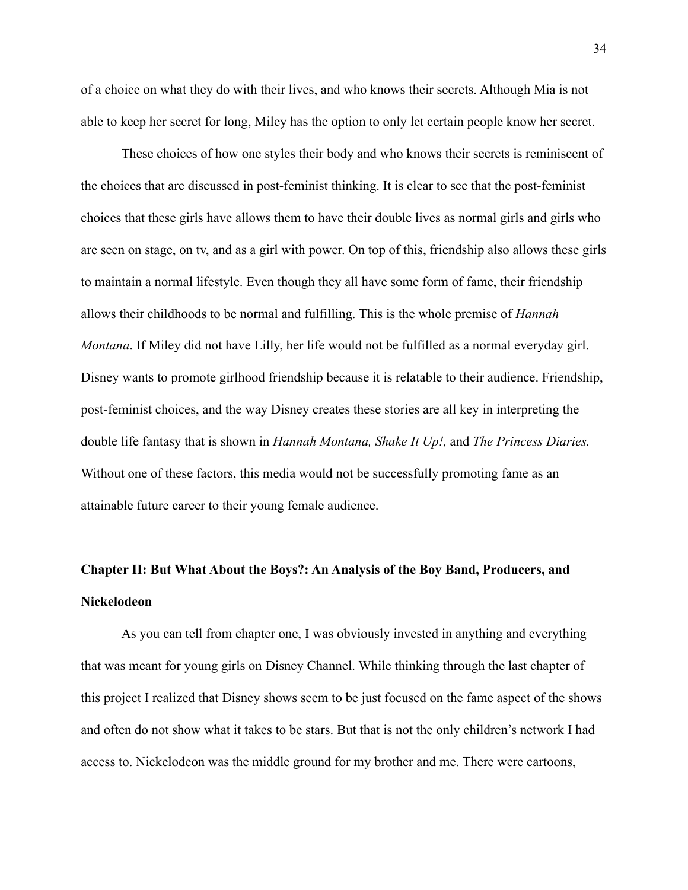of a choice on what they do with their lives, and who knows their secrets. Although Mia is not able to keep her secret for long, Miley has the option to only let certain people know her secret.

These choices of how one styles their body and who knows their secrets is reminiscent of the choices that are discussed in post-feminist thinking. It is clear to see that the post-feminist choices that these girls have allows them to have their double lives as normal girls and girls who are seen on stage, on tv, and as a girl with power. On top of this, friendship also allows these girls to maintain a normal lifestyle. Even though they all have some form of fame, their friendship allows their childhoods to be normal and fulfilling. This is the whole premise of *Hannah Montana*. If Miley did not have Lilly, her life would not be fulfilled as a normal everyday girl. Disney wants to promote girlhood friendship because it is relatable to their audience. Friendship, post-feminist choices, and the way Disney creates these stories are all key in interpreting the double life fantasy that is shown in *Hannah Montana, Shake It Up!,* and *The Princess Diaries.* Without one of these factors, this media would not be successfully promoting fame as an attainable future career to their young female audience.

## Chapter II: But What About the Boys?: An Analysis of the Boy Band, Producers, and Nickelodeon

As you can tell from chapter one, I was obviously invested in anything and everything that was meant for young girls on Disney Channel. While thinking through the last chapter of this project I realized that Disney shows seem to be just focused on the fame aspect of the shows and often do not show what it takes to be stars. But that is not the only children's network I had access to. Nickelodeon was the middle ground for my brother and me. There were cartoons,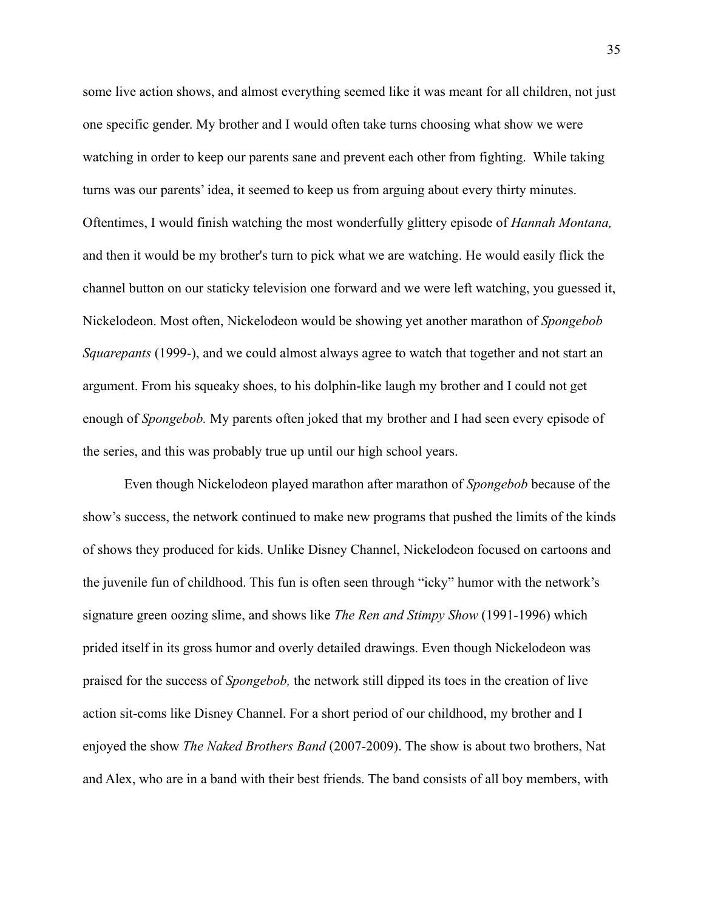some live action shows, and almost everything seemed like it was meant for all children, not just one specific gender. My brother and I would often take turns choosing what show we were watching in order to keep our parents sane and prevent each other from fighting.  While taking turns was our parents' idea, it seemed to keep us from arguing about every thirty minutes. Oftentimes, I would finish watching the most wonderfully glittery episode of *Hannah Montana,* and then it would be my brother's turn to pick what we are watching. He would easily flick the channel button on our staticky television one forward and we were left watching, you guessed it, Nickelodeon. Most often, Nickelodeon would be showing yet another marathon of *Spongebob Squarepants* (1999-), and we could almost always agree to watch that together and not start an argument. From his squeaky shoes, to his dolphin-like laugh my brother and I could not get enough of *Spongebob.* My parents often joked that my brother and I had seen every episode of the series, and this was probably true up until our high school years.

Even though Nickelodeon played marathon after marathon of *Spongebob* because of the show's success, the network continued to make new programs that pushed the limits of the kinds of shows they produced for kids. Unlike Disney Channel, Nickelodeon focused on cartoons and the juvenile fun of childhood. This fun is often seen through "icky" humor with the network's signature green oozing slime, and shows like *The Ren and Stimpy Show* (1991-1996) which prided itself in its gross humor and overly detailed drawings. Even though Nickelodeon was praised for the success of *Spongebob,* the network still dipped its toes in the creation of live action sit-coms like Disney Channel. For a short period of our childhood, my brother and I enjoyed the show *The Naked Brothers Band* (2007-2009). The show is about two brothers, Nat and Alex, who are in a band with their best friends. The band consists of all boy members, with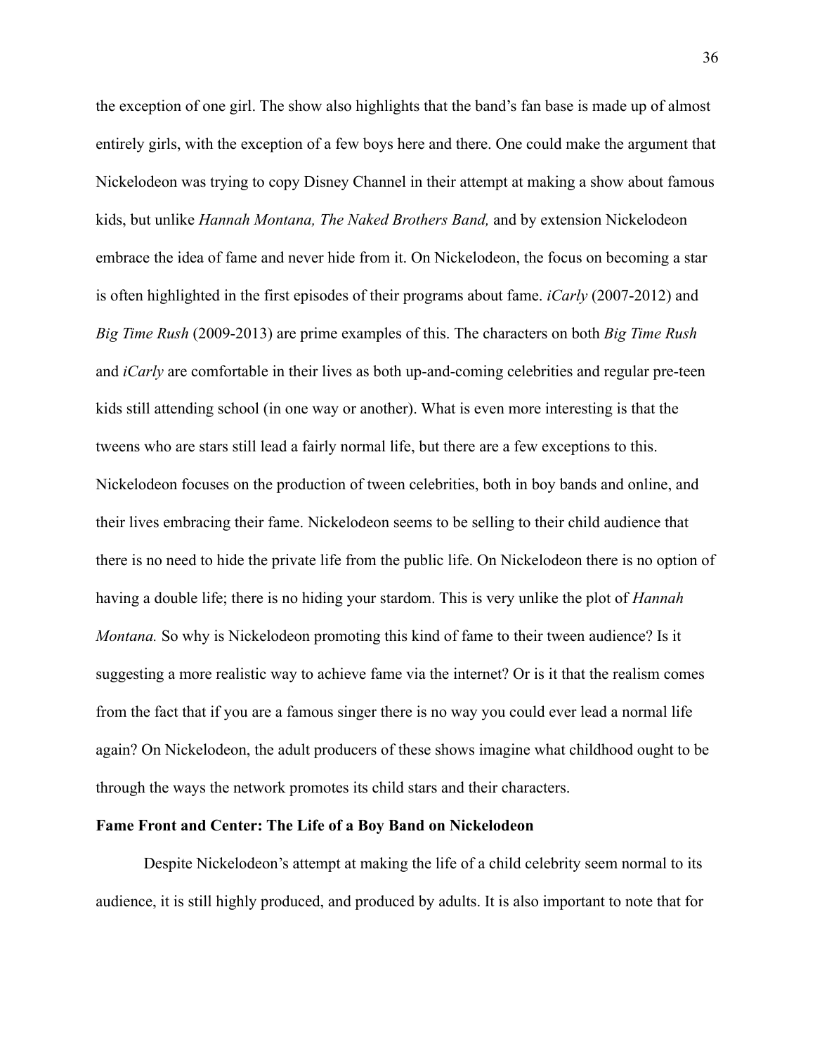the exception of one girl. The show also highlights that the band's fan base is made up of almost entirely girls, with the exception of a few boys here and there. One could make the argument that Nickelodeon was trying to copy Disney Channel in their attempt at making a show about famous kids, but unlike *Hannah Montana, The Naked Brothers Band,* and by extension Nickelodeon embrace the idea of fame and never hide from it. On Nickelodeon, the focus on becoming a star is often highlighted in the first episodes of their programs about fame. *iCarly* (2007-2012) and *Big Time Rush* (2009-2013) are prime examples of this. The characters on both *Big Time Rush* and *iCarly* are comfortable in their lives as both up-and-coming celebrities and regular pre-teen kids still attending school (in one way or another). What is even more interesting is that the tweens who are stars still lead a fairly normal life, but there are a few exceptions to this. Nickelodeon focuses on the production of tween celebrities, both in boy bands and online, and their lives embracing their fame. Nickelodeon seems to be selling to their child audience that there is no need to hide the private life from the public life. On Nickelodeon there is no option of having a double life; there is no hiding your stardom. This is very unlike the plot of *Hannah Montana.* So why is Nickelodeon promoting this kind of fame to their tween audience? Is it suggesting a more realistic way to achieve fame via the internet? Or is it that the realism comes from the fact that if you are a famous singer there is no way you could ever lead a normal life again? On Nickelodeon, the adult producers of these shows imagine what childhood ought to be through the ways the network promotes its child stars and their characters.

**Fame Front and Center: The Life of a Boy Band on Nickelodeon**

Despite Nickelodeon's attempt at making the life of a child celebrity seem normal to its audience, it is still highly produced, and produced by adults. It is also important to note that for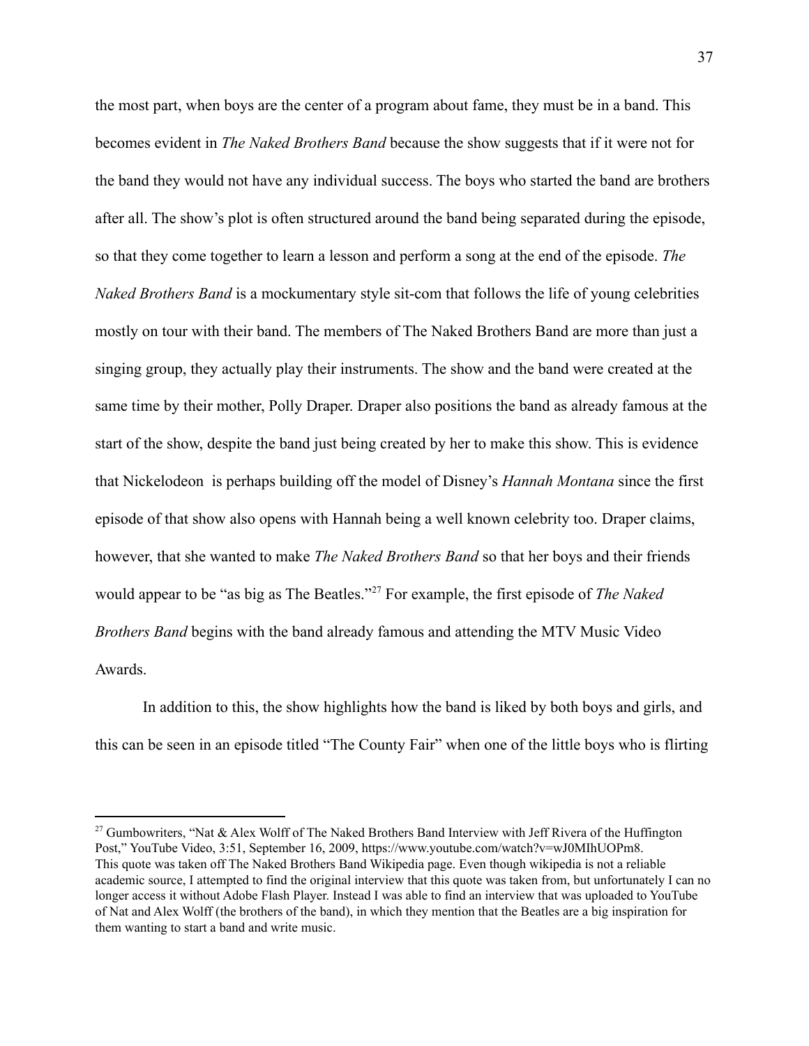the most part, when boys are the center of a program about fame, they must be in a band. This becomes evident in *The Naked Brothers Band* because the show suggests that if it were not for the band they would not have any individual success. The boys who started the band are brothers after all. The show's plot is often structured around the band being separated during the episode, so that they come together to learn a lesson and perform a song at the end of the episode. *The Naked Brothers Band* is a mockumentary style sit-com that follows the life of young celebrities mostly on tour with their band. The members of The Naked Brothers Band are more than just a singing group, they actually play their instruments. The show and the band were created at the same time by their mother, Polly Draper. Draper also positions the band as already famous at the start of the show, despite the band just being created by her to make this show. This is evidence that Nickelodeon  is perhaps building off the model of Disney's *Hannah Montana* since the first episode of that show also opens with Hannah being a well known celebrity too. Draper claims, however, that she wanted to make *The Naked Brothers Band* so that her boys and their friends would appear to be "as big as The Beatles."[27] For example, the first episode of *The Naked Brothers Band* begins with the band already famous and attending the MTV Music Video Awards.

In addition to this, the show highlights how the band is liked by both boys and girls, and this can be seen in an episode titled "The County Fair" when one of the little boys who is flirting

---

[27] Gumbowriters, "Nat & Alex Wolff of The Naked Brothers Band Interview with Jeff Rivera of the Huffington Post," YouTube Video, 3:51, September 16, 2009, https://www.youtube.com/watch?v=wJ0MIhUOPm8. This quote was taken off The Naked Brothers Band Wikipedia page. Even though wikipedia is not a reliable academic source, I attempted to find the original interview that this quote was taken from, but unfortunately I can no longer access it without Adobe Flash Player. Instead I was able to find an interview that was uploaded to YouTube of Nat and Alex Wolff (the brothers of the band), in which they mention that the Beatles are a big inspiration for them wanting to start a band and write music.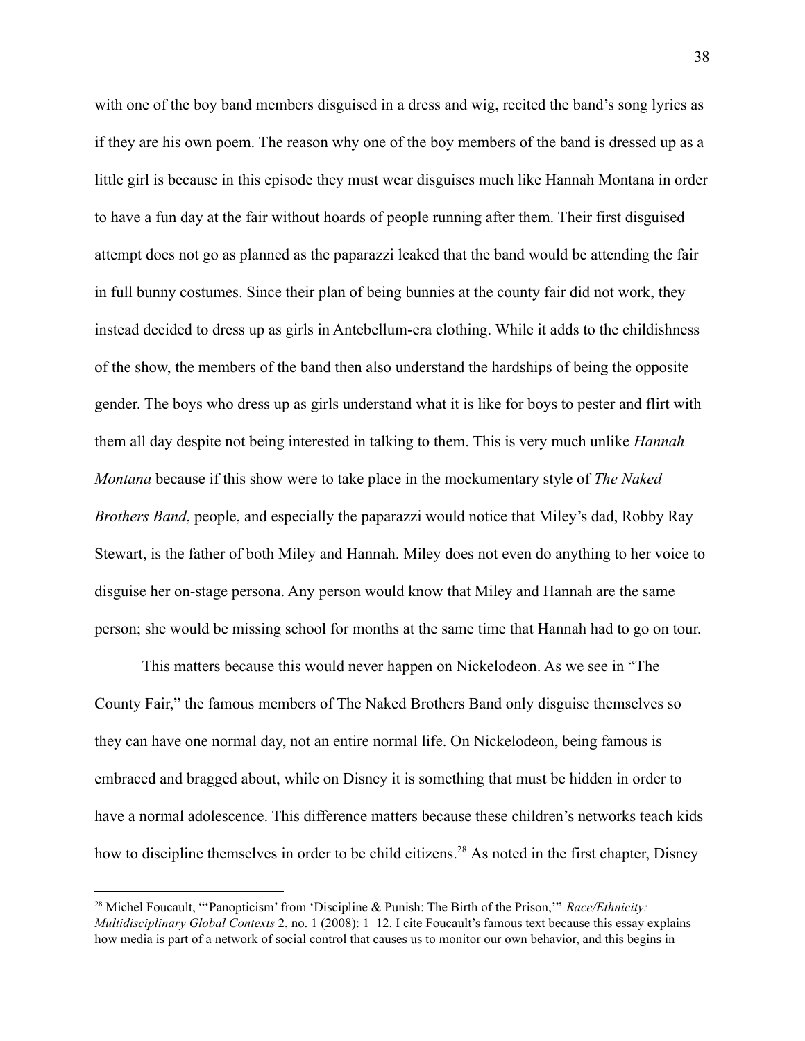with one of the boy band members disguised in a dress and wig, recited the band's song lyrics as if they are his own poem. The reason why one of the boy members of the band is dressed up as a little girl is because in this episode they must wear disguises much like Hannah Montana in order to have a fun day at the fair without hoards of people running after them. Their first disguised attempt does not go as planned as the paparazzi leaked that the band would be attending the fair in full bunny costumes. Since their plan of being bunnies at the county fair did not work, they instead decided to dress up as girls in Antebellum-era clothing. While it adds to the childishness of the show, the members of the band then also understand the hardships of being the opposite gender. The boys who dress up as girls understand what it is like for boys to pester and flirt with them all day despite not being interested in talking to them. This is very much unlike *Hannah Montana* because if this show were to take place in the mockumentary style of *The Naked Brothers Band*, people, and especially the paparazzi would notice that Miley's dad, Robby Ray Stewart, is the father of both Miley and Hannah. Miley does not even do anything to her voice to disguise her on-stage persona. Any person would know that Miley and Hannah are the same person; she would be missing school for months at the same time that Hannah had to go on tour.

This matters because this would never happen on Nickelodeon. As we see in "The County Fair," the famous members of The Naked Brothers Band only disguise themselves so they can have one normal day, not an entire normal life. On Nickelodeon, being famous is embraced and bragged about, while on Disney it is something that must be hidden in order to have a normal adolescence. This difference matters because these children's networks teach kids how to discipline themselves in order to be child citizens.[28] As noted in the first chapter, Disney

---

[28] Michel Foucault, "'Panopticism' from 'Discipline & Punish: The Birth of the Prison,'" *Race/Ethnicity: Multidisciplinary Global Contexts* 2, no. 1 (2008): 1–12. I cite Foucault's famous text because this essay explains how media is part of a network of social control that causes us to monitor our own behavior, and this begins in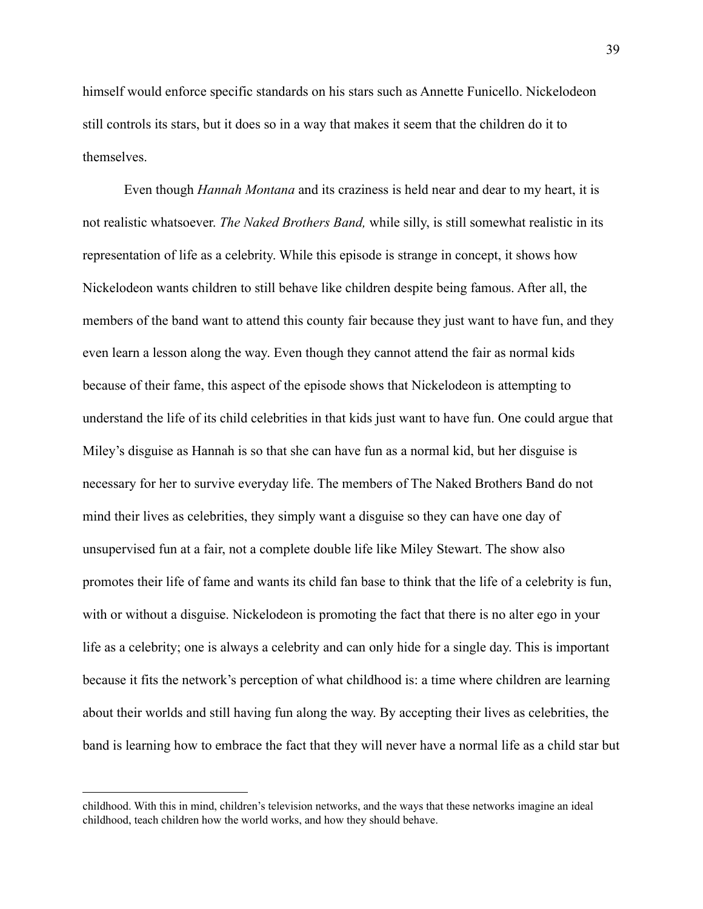himself would enforce specific standards on his stars such as Annette Funicello. Nickelodeon still controls its stars, but it does so in a way that makes it seem that the children do it to themselves.

Even though *Hannah Montana* and its craziness is held near and dear to my heart, it is not realistic whatsoever. *The Naked Brothers Band,* while silly, is still somewhat realistic in its representation of life as a celebrity. While this episode is strange in concept, it shows how Nickelodeon wants children to still behave like children despite being famous. After all, the members of the band want to attend this county fair because they just want to have fun, and they even learn a lesson along the way. Even though they cannot attend the fair as normal kids because of their fame, this aspect of the episode shows that Nickelodeon is attempting to understand the life of its child celebrities in that kids just want to have fun. One could argue that Miley's disguise as Hannah is so that she can have fun as a normal kid, but her disguise is necessary for her to survive everyday life. The members of The Naked Brothers Band do not mind their lives as celebrities, they simply want a disguise so they can have one day of unsupervised fun at a fair, not a complete double life like Miley Stewart. The show also promotes their life of fame and wants its child fan base to think that the life of a celebrity is fun, with or without a disguise. Nickelodeon is promoting the fact that there is no alter ego in your life as a celebrity; one is always a celebrity and can only hide for a single day. This is important because it fits the network's perception of what childhood is: a time where children are learning about their worlds and still having fun along the way. By accepting their lives as celebrities, the band is learning how to embrace the fact that they will never have a normal life as a child star but

---

childhood. With this in mind, children's television networks, and the ways that these networks imagine an ideal childhood, teach children how the world works, and how they should behave.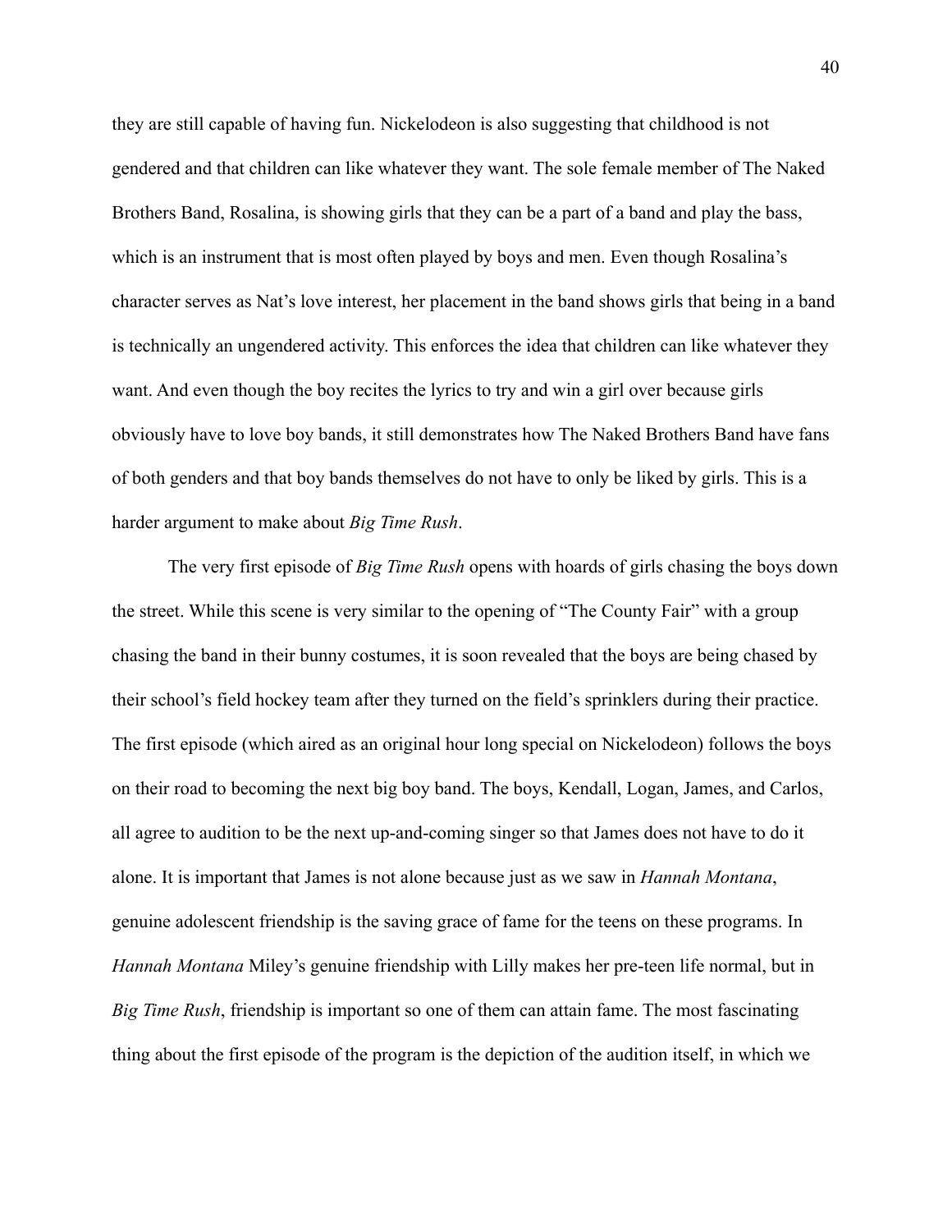they are still capable of having fun. Nickelodeon is also suggesting that childhood is not gendered and that children can like whatever they want. The sole female member of The Naked Brothers Band, Rosalina, is showing girls that they can be a part of a band and play the bass, which is an instrument that is most often played by boys and men. Even though Rosalina's character serves as Nat's love interest, her placement in the band shows girls that being in a band is technically an ungendered activity. This enforces the idea that children can like whatever they want. And even though the boy recites the lyrics to try and win a girl over because girls obviously have to love boy bands, it still demonstrates how The Naked Brothers Band have fans of both genders and that boy bands themselves do not have to only be liked by girls. This is a harder argument to make about *Big Time Rush*.

The very first episode of *Big Time Rush* opens with hoards of girls chasing the boys down the street. While this scene is very similar to the opening of "The County Fair" with a group chasing the band in their bunny costumes, it is soon revealed that the boys are being chased by their school's field hockey team after they turned on the field's sprinklers during their practice. The first episode (which aired as an original hour long special on Nickelodeon) follows the boys on their road to becoming the next big boy band. The boys, Kendall, Logan, James, and Carlos, all agree to audition to be the next up-and-coming singer so that James does not have to do it alone. It is important that James is not alone because just as we saw in *Hannah Montana*, genuine adolescent friendship is the saving grace of fame for the teens on these programs. In *Hannah Montana* Miley's genuine friendship with Lilly makes her pre-teen life normal, but in *Big Time Rush*, friendship is important so one of them can attain fame. The most fascinating thing about the first episode of the program is the depiction of the audition itself, in which we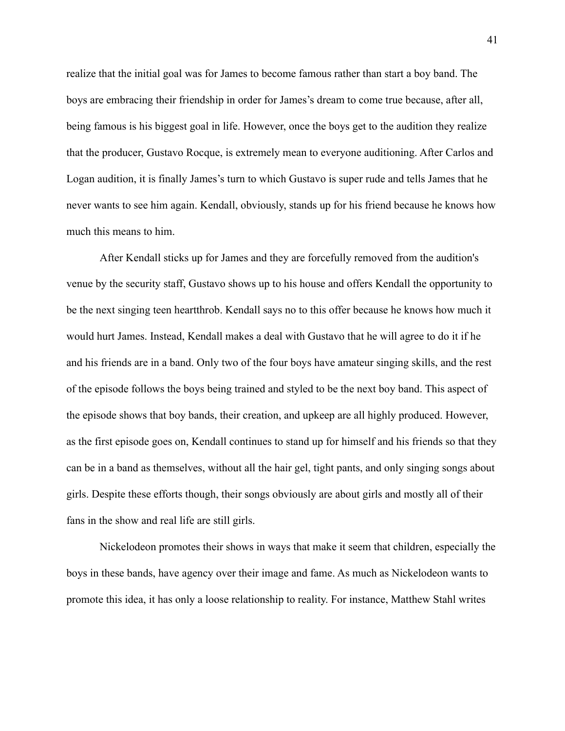realize that the initial goal was for James to become famous rather than start a boy band. The boys are embracing their friendship in order for James's dream to come true because, after all, being famous is his biggest goal in life. However, once the boys get to the audition they realize that the producer, Gustavo Rocque, is extremely mean to everyone auditioning. After Carlos and Logan audition, it is finally James's turn to which Gustavo is super rude and tells James that he never wants to see him again. Kendall, obviously, stands up for his friend because he knows how much this means to him.

After Kendall sticks up for James and they are forcefully removed from the audition's venue by the security staff, Gustavo shows up to his house and offers Kendall the opportunity to be the next singing teen heartthrob. Kendall says no to this offer because he knows how much it would hurt James. Instead, Kendall makes a deal with Gustavo that he will agree to do it if he and his friends are in a band. Only two of the four boys have amateur singing skills, and the rest of the episode follows the boys being trained and styled to be the next boy band. This aspect of the episode shows that boy bands, their creation, and upkeep are all highly produced. However, as the first episode goes on, Kendall continues to stand up for himself and his friends so that they can be in a band as themselves, without all the hair gel, tight pants, and only singing songs about girls. Despite these efforts though, their songs obviously are about girls and mostly all of their fans in the show and real life are still girls.

Nickelodeon promotes their shows in ways that make it seem that children, especially the boys in these bands, have agency over their image and fame. As much as Nickelodeon wants to promote this idea, it has only a loose relationship to reality. For instance, Matthew Stahl writes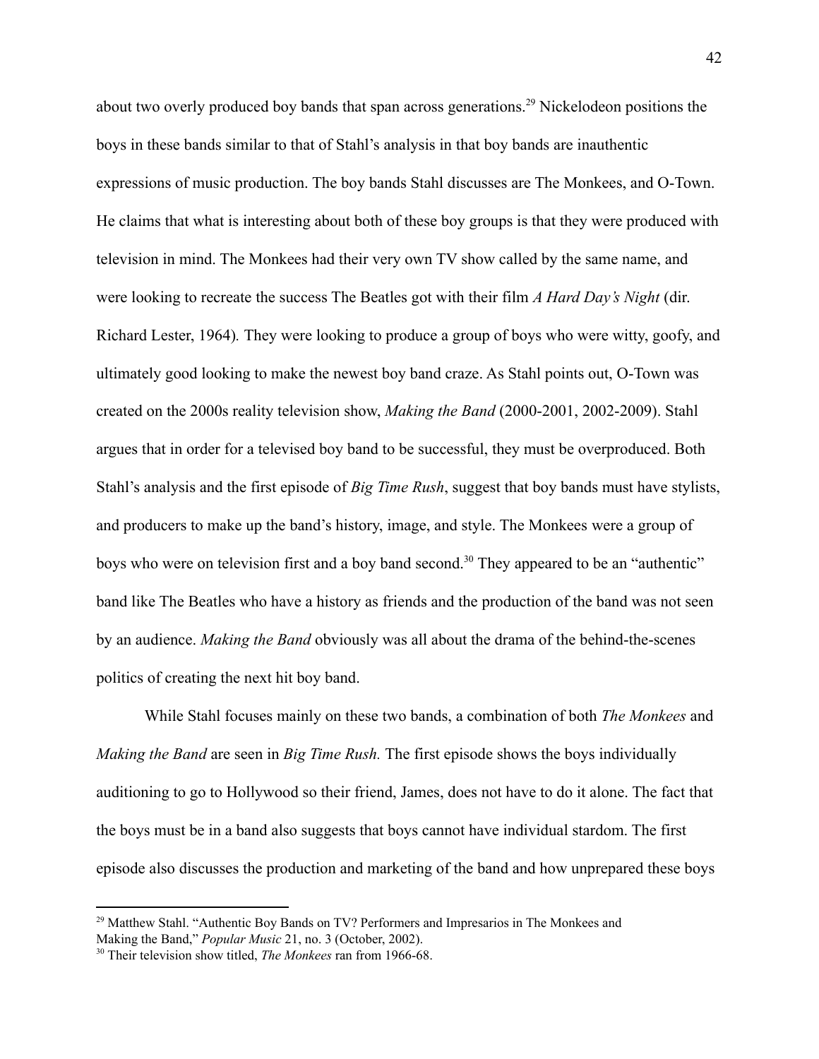about two overly produced boy bands that span across generations.[29] Nickelodeon positions the boys in these bands similar to that of Stahl's analysis in that boy bands are inauthentic expressions of music production. The boy bands Stahl discusses are The Monkees, and O-Town. He claims that what is interesting about both of these boy groups is that they were produced with television in mind. The Monkees had their very own TV show called by the same name, and were looking to recreate the success The Beatles got with their film *A Hard Day's Night* (dir. Richard Lester, 1964). They were looking to produce a group of boys who were witty, goofy, and ultimately good looking to make the newest boy band craze. As Stahl points out, O-Town was created on the 2000s reality television show, *Making the Band* (2000-2001, 2002-2009). Stahl argues that in order for a televised boy band to be successful, they must be overproduced. Both Stahl's analysis and the first episode of *Big Time Rush*, suggest that boy bands must have stylists, and producers to make up the band's history, image, and style. The Monkees were a group of boys who were on television first and a boy band second.[30] They appeared to be an "authentic" band like The Beatles who have a history as friends and the production of the band was not seen by an audience. *Making the Band* obviously was all about the drama of the behind-the-scenes politics of creating the next hit boy band.

While Stahl focuses mainly on these two bands, a combination of both *The Monkees* and *Making the Band* are seen in *Big Time Rush.* The first episode shows the boys individually auditioning to go to Hollywood so their friend, James, does not have to do it alone. The fact that the boys must be in a band also suggests that boys cannot have individual stardom. The first episode also discusses the production and marketing of the band and how unprepared these boys

---

[29] Matthew Stahl. "Authentic Boy Bands on TV? Performers and Impresarios in The Monkees and Making the Band," *Popular Music* 21, no. 3 (October, 2002).

[30] Their television show titled, *The Monkees* ran from 1966-68.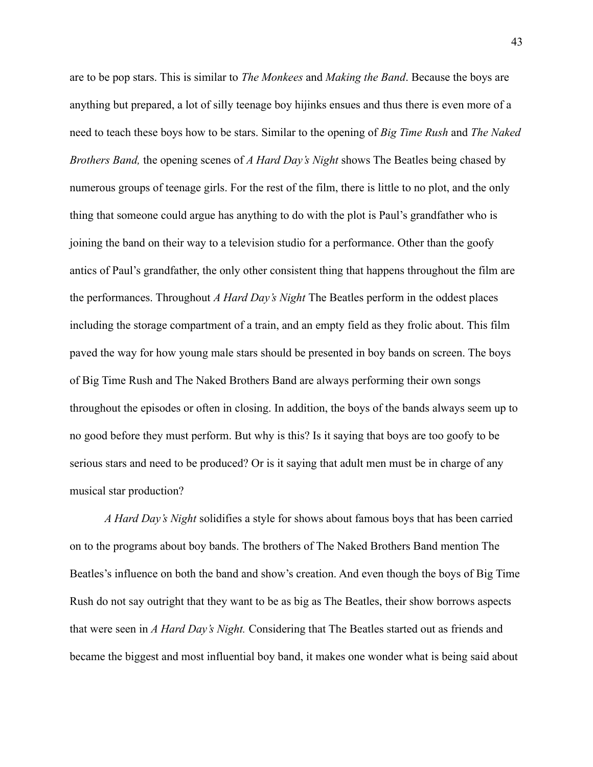are to be pop stars. This is similar to *The Monkees* and *Making the Band*. Because the boys are anything but prepared, a lot of silly teenage boy hijinks ensues and thus there is even more of a need to teach these boys how to be stars. Similar to the opening of *Big Time Rush* and *The Naked Brothers Band,* the opening scenes of *A Hard Day's Night* shows The Beatles being chased by numerous groups of teenage girls. For the rest of the film, there is little to no plot, and the only thing that someone could argue has anything to do with the plot is Paul's grandfather who is joining the band on their way to a television studio for a performance. Other than the goofy antics of Paul's grandfather, the only other consistent thing that happens throughout the film are the performances. Throughout *A Hard Day's Night* The Beatles perform in the oddest places including the storage compartment of a train, and an empty field as they frolic about. This film paved the way for how young male stars should be presented in boy bands on screen. The boys of Big Time Rush and The Naked Brothers Band are always performing their own songs throughout the episodes or often in closing. In addition, the boys of the bands always seem up to no good before they must perform. But why is this? Is it saying that boys are too goofy to be serious stars and need to be produced? Or is it saying that adult men must be in charge of any musical star production?

*A Hard Day's Night* solidifies a style for shows about famous boys that has been carried on to the programs about boy bands. The brothers of The Naked Brothers Band mention The Beatles's influence on both the band and show's creation. And even though the boys of Big Time Rush do not say outright that they want to be as big as The Beatles, their show borrows aspects that were seen in *A Hard Day's Night.* Considering that The Beatles started out as friends and became the biggest and most influential boy band, it makes one wonder what is being said about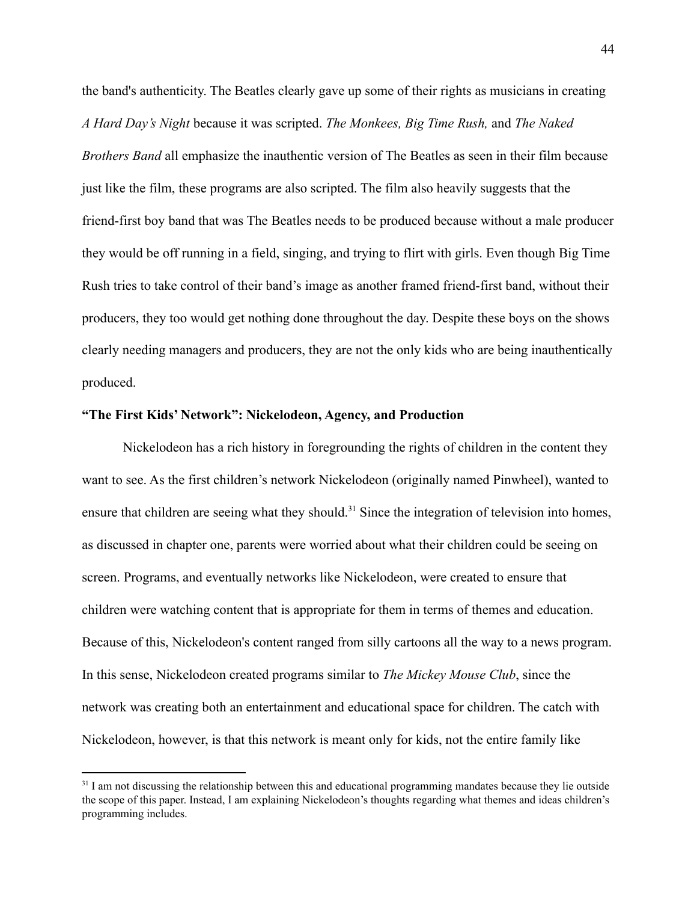the band's authenticity. The Beatles clearly gave up some of their rights as musicians in creating *A Hard Day's Night* because it was scripted. *The Monkees, Big Time Rush,* and *The Naked Brothers Band* all emphasize the inauthentic version of The Beatles as seen in their film because just like the film, these programs are also scripted. The film also heavily suggests that the friend-first boy band that was The Beatles needs to be produced because without a male producer they would be off running in a field, singing, and trying to flirt with girls. Even though Big Time Rush tries to take control of their band's image as another framed friend-first band, without their producers, they too would get nothing done throughout the day. Despite these boys on the shows clearly needing managers and producers, they are not the only kids who are being inauthentically produced.

**"The First Kids' Network": Nickelodeon, Agency, and Production**

Nickelodeon has a rich history in foregrounding the rights of children in the content they want to see. As the first children's network Nickelodeon (originally named Pinwheel), wanted to ensure that children are seeing what they should.[31] Since the integration of television into homes, as discussed in chapter one, parents were worried about what their children could be seeing on screen. Programs, and eventually networks like Nickelodeon, were created to ensure that children were watching content that is appropriate for them in terms of themes and education. Because of this, Nickelodeon's content ranged from silly cartoons all the way to a news program. In this sense, Nickelodeon created programs similar to *The Mickey Mouse Club*, since the network was creating both an entertainment and educational space for children. The catch with Nickelodeon, however, is that this network is meant only for kids, not the entire family like

[31] I am not discussing the relationship between this and educational programming mandates because they lie outside the scope of this paper. Instead, I am explaining Nickelodeon's thoughts regarding what themes and ideas children's programming includes.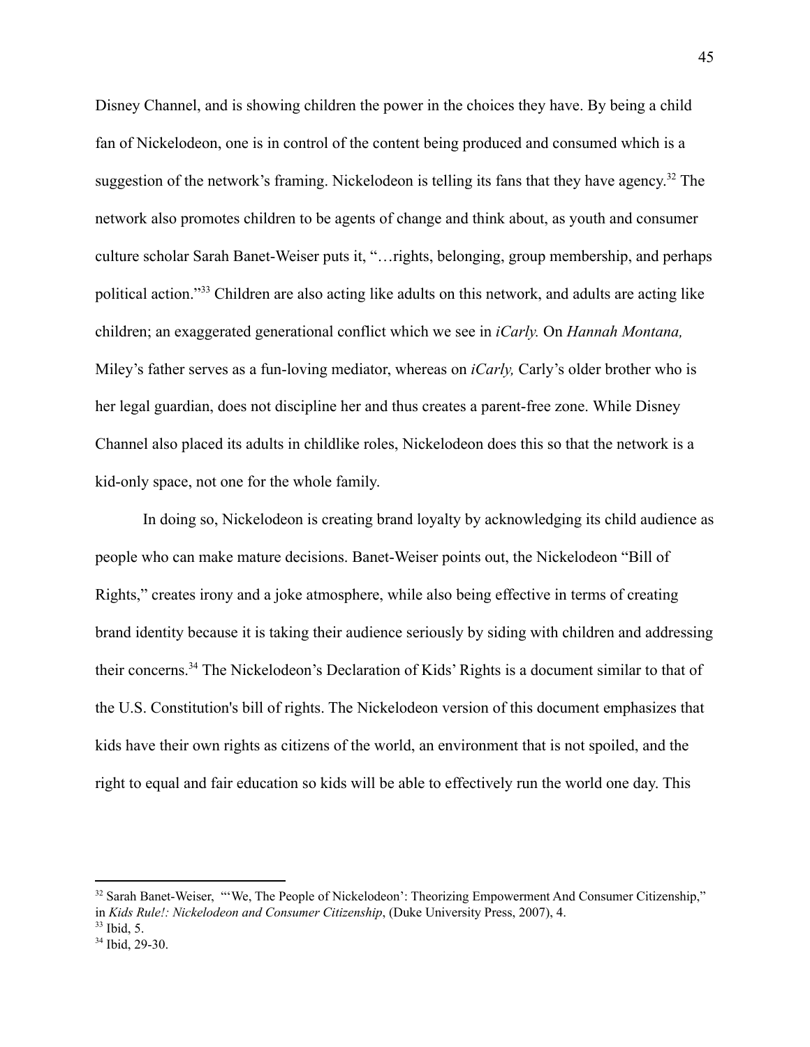Disney Channel, and is showing children the power in the choices they have. By being a child fan of Nickelodeon, one is in control of the content being produced and consumed which is a suggestion of the network's framing. Nickelodeon is telling its fans that they have agency.[32] The network also promotes children to be agents of change and think about, as youth and consumer culture scholar Sarah Banet-Weiser puts it, "…rights, belonging, group membership, and perhaps political action."[33] Children are also acting like adults on this network, and adults are acting like children; an exaggerated generational conflict which we see in *iCarly.* On *Hannah Montana,* Miley's father serves as a fun-loving mediator, whereas on *iCarly,* Carly's older brother who is her legal guardian, does not discipline her and thus creates a parent-free zone. While Disney Channel also placed its adults in childlike roles, Nickelodeon does this so that the network is a kid-only space, not one for the whole family.

In doing so, Nickelodeon is creating brand loyalty by acknowledging its child audience as people who can make mature decisions. Banet-Weiser points out, the Nickelodeon "Bill of Rights," creates irony and a joke atmosphere, while also being effective in terms of creating brand identity because it is taking their audience seriously by siding with children and addressing their concerns.[34] The Nickelodeon's Declaration of Kids' Rights is a document similar to that of the U.S. Constitution's bill of rights. The Nickelodeon version of this document emphasizes that kids have their own rights as citizens of the world, an environment that is not spoiled, and the right to equal and fair education so kids will be able to effectively run the world one day. This

---

[32] Sarah Banet-Weiser, "'We, The People of Nickelodeon': Theorizing Empowerment And Consumer Citizenship," in *Kids Rule!: Nickelodeon and Consumer Citizenship*, (Duke University Press, 2007), 4.

[33] Ibid, 5.

[34] Ibid, 29-30.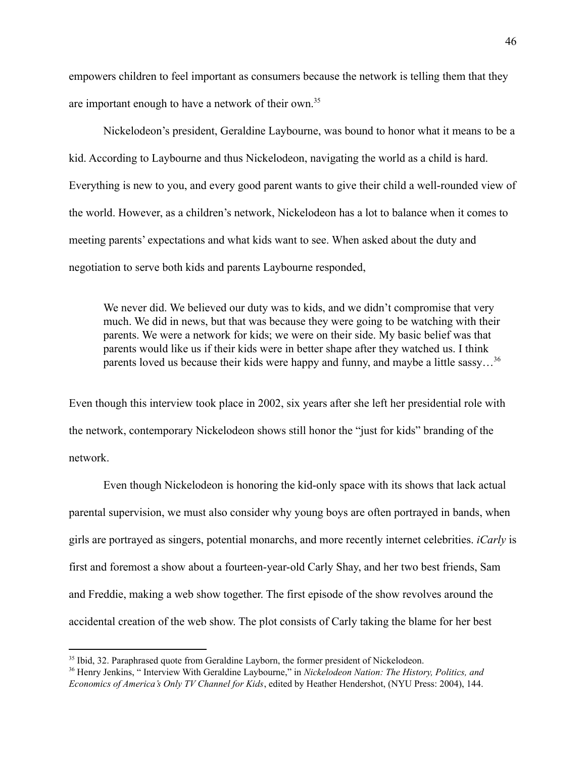empowers children to feel important as consumers because the network is telling them that they are important enough to have a network of their own.[35]

Nickelodeon's president, Geraldine Laybourne, was bound to honor what it means to be a kid. According to Laybourne and thus Nickelodeon, navigating the world as a child is hard. Everything is new to you, and every good parent wants to give their child a well-rounded view of the world. However, as a children's network, Nickelodeon has a lot to balance when it comes to meeting parents' expectations and what kids want to see. When asked about the duty and negotiation to serve both kids and parents Laybourne responded,

> We never did. We believed our duty was to kids, and we didn't compromise that very much. We did in news, but that was because they were going to be watching with their parents. We were a network for kids; we were on their side. My basic belief was that parents would like us if their kids were in better shape after they watched us. I think parents loved us because their kids were happy and funny, and maybe a little sassy…[36]

Even though this interview took place in 2002, six years after she left her presidential role with the network, contemporary Nickelodeon shows still honor the "just for kids" branding of the network.

Even though Nickelodeon is honoring the kid-only space with its shows that lack actual parental supervision, we must also consider why young boys are often portrayed in bands, when girls are portrayed as singers, potential monarchs, and more recently internet celebrities. *iCarly* is first and foremost a show about a fourteen-year-old Carly Shay, and her two best friends, Sam and Freddie, making a web show together. The first episode of the show revolves around the accidental creation of the web show. The plot consists of Carly taking the blame for her best

---

[35] Ibid, 32. Paraphrased quote from Geraldine Layborn, the former president of Nickelodeon.

[36] Henry Jenkins, " Interview With Geraldine Laybourne," in *Nickelodeon Nation: The History, Politics, and Economics of America's Only TV Channel for Kids*, edited by Heather Hendershot, (NYU Press: 2004), 144.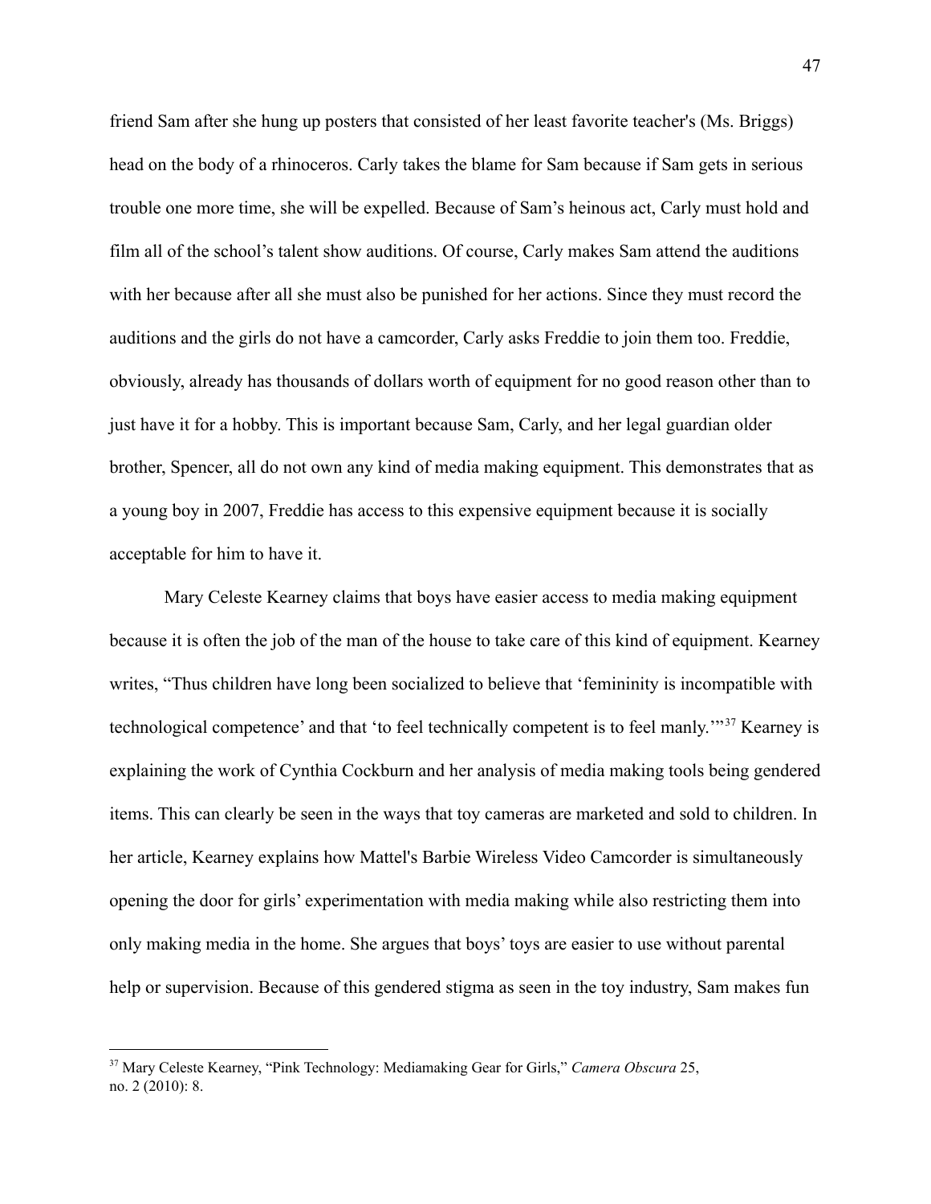friend Sam after she hung up posters that consisted of her least favorite teacher's (Ms. Briggs) head on the body of a rhinoceros. Carly takes the blame for Sam because if Sam gets in serious trouble one more time, she will be expelled. Because of Sam's heinous act, Carly must hold and film all of the school's talent show auditions. Of course, Carly makes Sam attend the auditions with her because after all she must also be punished for her actions. Since they must record the auditions and the girls do not have a camcorder, Carly asks Freddie to join them too. Freddie, obviously, already has thousands of dollars worth of equipment for no good reason other than to just have it for a hobby. This is important because Sam, Carly, and her legal guardian older brother, Spencer, all do not own any kind of media making equipment. This demonstrates that as a young boy in 2007, Freddie has access to this expensive equipment because it is socially acceptable for him to have it.

Mary Celeste Kearney claims that boys have easier access to media making equipment because it is often the job of the man of the house to take care of this kind of equipment. Kearney writes, "Thus children have long been socialized to believe that 'femininity is incompatible with technological competence' and that 'to feel technically competent is to feel manly.'"[37] Kearney is explaining the work of Cynthia Cockburn and her analysis of media making tools being gendered items. This can clearly be seen in the ways that toy cameras are marketed and sold to children. In her article, Kearney explains how Mattel's Barbie Wireless Video Camcorder is simultaneously opening the door for girls' experimentation with media making while also restricting them into only making media in the home. She argues that boys' toys are easier to use without parental help or supervision. Because of this gendered stigma as seen in the toy industry, Sam makes fun

---

[37] Mary Celeste Kearney, "Pink Technology: Mediamaking Gear for Girls," *Camera Obscura* 25, no. 2 (2010): 8.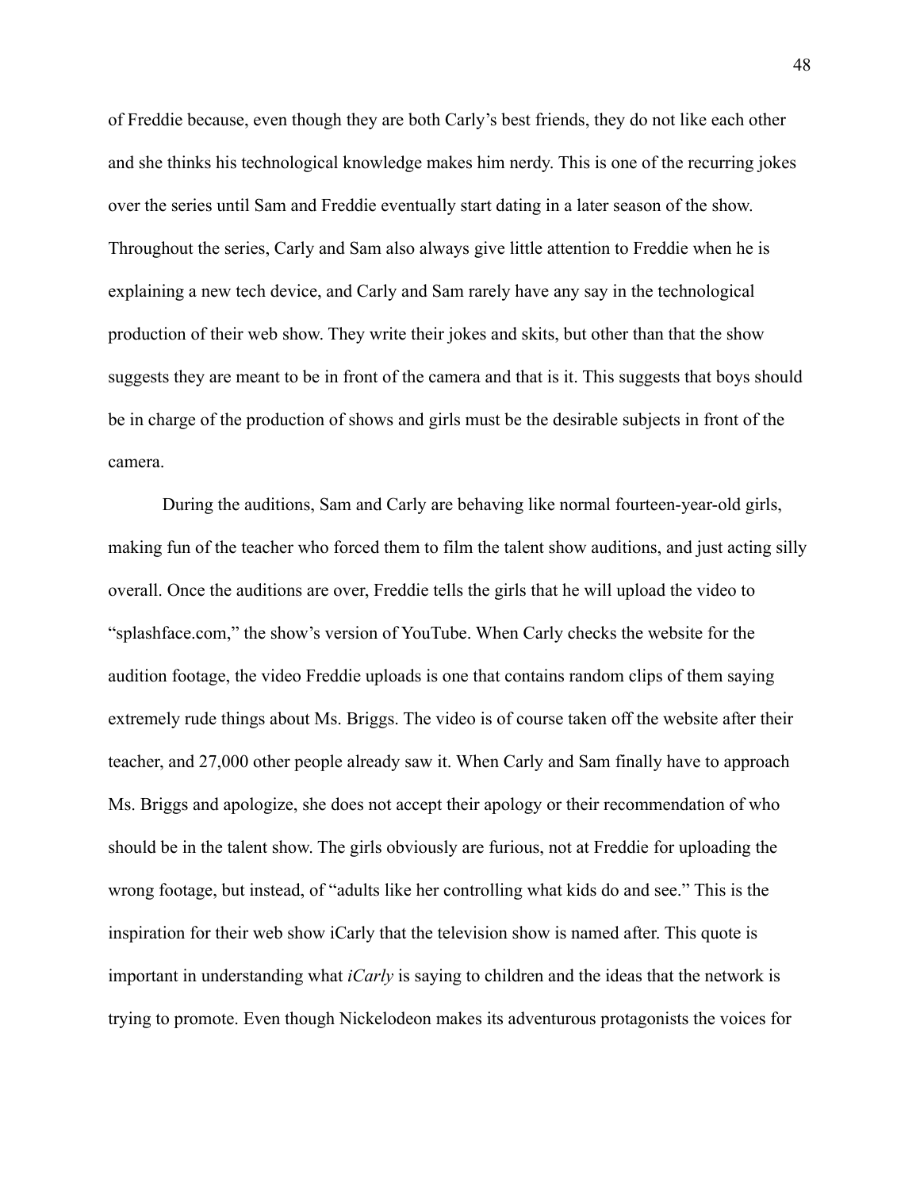of Freddie because, even though they are both Carly's best friends, they do not like each other and she thinks his technological knowledge makes him nerdy. This is one of the recurring jokes over the series until Sam and Freddie eventually start dating in a later season of the show. Throughout the series, Carly and Sam also always give little attention to Freddie when he is explaining a new tech device, and Carly and Sam rarely have any say in the technological production of their web show. They write their jokes and skits, but other than that the show suggests they are meant to be in front of the camera and that is it. This suggests that boys should be in charge of the production of shows and girls must be the desirable subjects in front of the camera.

During the auditions, Sam and Carly are behaving like normal fourteen-year-old girls, making fun of the teacher who forced them to film the talent show auditions, and just acting silly overall. Once the auditions are over, Freddie tells the girls that he will upload the video to "splashface.com," the show's version of YouTube. When Carly checks the website for the audition footage, the video Freddie uploads is one that contains random clips of them saying extremely rude things about Ms. Briggs. The video is of course taken off the website after their teacher, and 27,000 other people already saw it. When Carly and Sam finally have to approach Ms. Briggs and apologize, she does not accept their apology or their recommendation of who should be in the talent show. The girls obviously are furious, not at Freddie for uploading the wrong footage, but instead, of "adults like her controlling what kids do and see." This is the inspiration for their web show iCarly that the television show is named after. This quote is important in understanding what *iCarly* is saying to children and the ideas that the network is trying to promote. Even though Nickelodeon makes its adventurous protagonists the voices for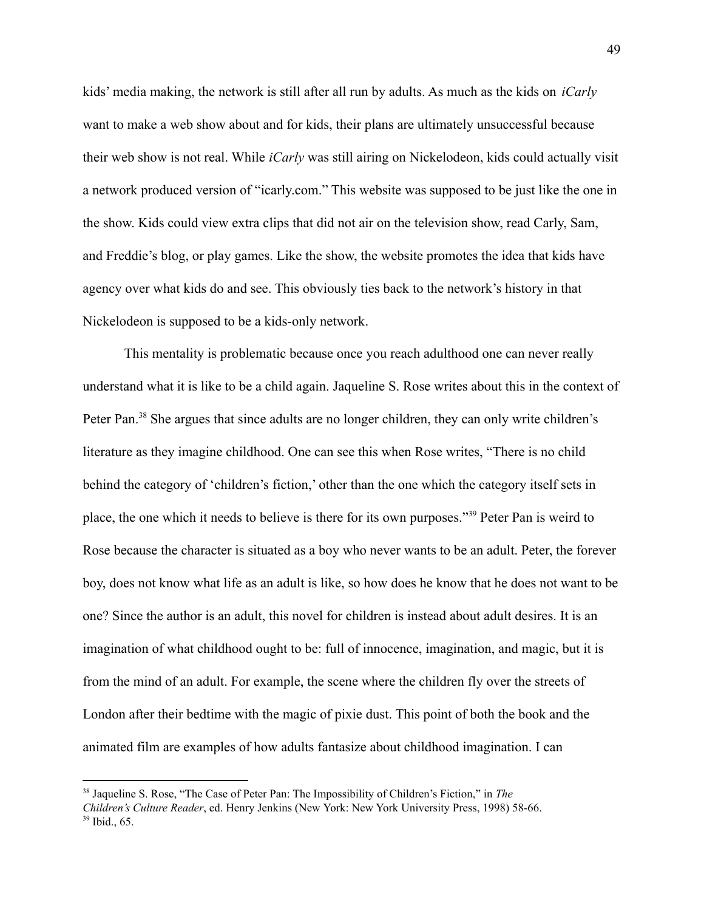kids' media making, the network is still after all run by adults. As much as the kids on *iCarly* want to make a web show about and for kids, their plans are ultimately unsuccessful because their web show is not real. While *iCarly* was still airing on Nickelodeon, kids could actually visit a network produced version of "icarly.com." This website was supposed to be just like the one in the show. Kids could view extra clips that did not air on the television show, read Carly, Sam, and Freddie's blog, or play games. Like the show, the website promotes the idea that kids have agency over what kids do and see. This obviously ties back to the network's history in that Nickelodeon is supposed to be a kids-only network.

This mentality is problematic because once you reach adulthood one can never really understand what it is like to be a child again. Jaqueline S. Rose writes about this in the context of Peter Pan.[38] She argues that since adults are no longer children, they can only write children's literature as they imagine childhood. One can see this when Rose writes, "There is no child behind the category of 'children's fiction,' other than the one which the category itself sets in place, the one which it needs to believe is there for its own purposes."[39] Peter Pan is weird to Rose because the character is situated as a boy who never wants to be an adult. Peter, the forever boy, does not know what life as an adult is like, so how does he know that he does not want to be one? Since the author is an adult, this novel for children is instead about adult desires. It is an imagination of what childhood ought to be: full of innocence, imagination, and magic, but it is from the mind of an adult. For example, the scene where the children fly over the streets of London after their bedtime with the magic of pixie dust. This point of both the book and the animated film are examples of how adults fantasize about childhood imagination. I can

---

[38] Jaqueline S. Rose, "The Case of Peter Pan: The Impossibility of Children's Fiction," in *The Children's Culture Reader*, ed. Henry Jenkins (New York: New York University Press, 1998) 58-66.

[39] Ibid., 65.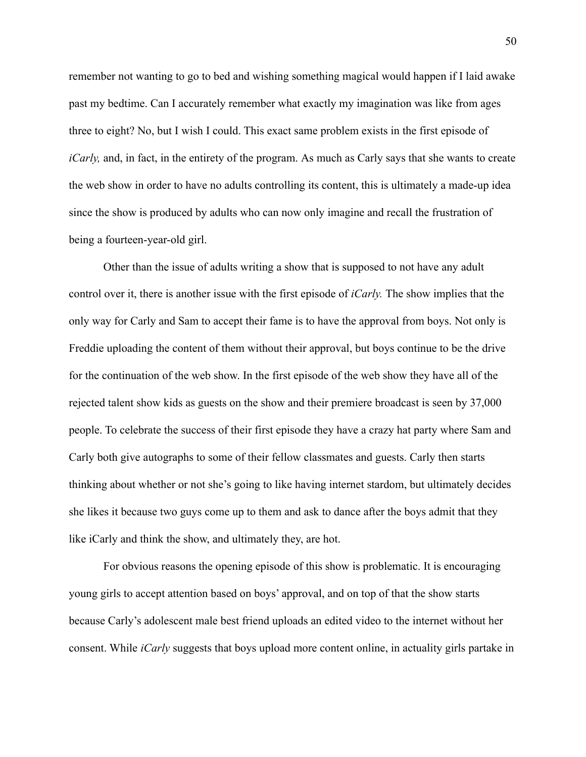remember not wanting to go to bed and wishing something magical would happen if I laid awake past my bedtime. Can I accurately remember what exactly my imagination was like from ages three to eight? No, but I wish I could. This exact same problem exists in the first episode of *iCarly,* and, in fact, in the entirety of the program. As much as Carly says that she wants to create the web show in order to have no adults controlling its content, this is ultimately a made-up idea since the show is produced by adults who can now only imagine and recall the frustration of being a fourteen-year-old girl.

Other than the issue of adults writing a show that is supposed to not have any adult control over it, there is another issue with the first episode of *iCarly.* The show implies that the only way for Carly and Sam to accept their fame is to have the approval from boys. Not only is Freddie uploading the content of them without their approval, but boys continue to be the drive for the continuation of the web show. In the first episode of the web show they have all of the rejected talent show kids as guests on the show and their premiere broadcast is seen by 37,000 people. To celebrate the success of their first episode they have a crazy hat party where Sam and Carly both give autographs to some of their fellow classmates and guests. Carly then starts thinking about whether or not she's going to like having internet stardom, but ultimately decides she likes it because two guys come up to them and ask to dance after the boys admit that they like iCarly and think the show, and ultimately they, are hot.

For obvious reasons the opening episode of this show is problematic. It is encouraging young girls to accept attention based on boys' approval, and on top of that the show starts because Carly's adolescent male best friend uploads an edited video to the internet without her consent. While *iCarly* suggests that boys upload more content online, in actuality girls partake in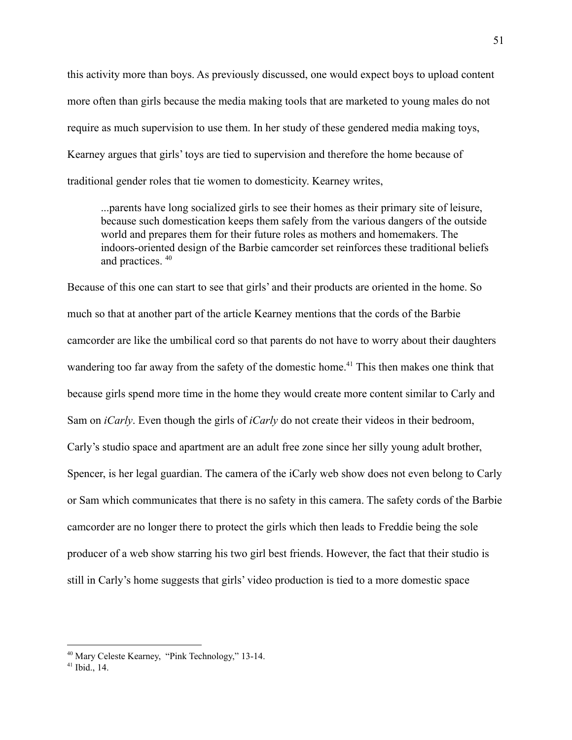this activity more than boys. As previously discussed, one would expect boys to upload content more often than girls because the media making tools that are marketed to young males do not require as much supervision to use them. In her study of these gendered media making toys, Kearney argues that girls' toys are tied to supervision and therefore the home because of traditional gender roles that tie women to domesticity. Kearney writes,

> ...parents have long socialized girls to see their homes as their primary site of leisure, because such domestication keeps them safely from the various dangers of the outside world and prepares them for their future roles as mothers and homemakers. The indoors-oriented design of the Barbie camcorder set reinforces these traditional beliefs and practices. [40]

Because of this one can start to see that girls' and their products are oriented in the home. So much so that at another part of the article Kearney mentions that the cords of the Barbie camcorder are like the umbilical cord so that parents do not have to worry about their daughters wandering too far away from the safety of the domestic home.[41] This then makes one think that because girls spend more time in the home they would create more content similar to Carly and Sam on *iCarly*. Even though the girls of *iCarly* do not create their videos in their bedroom, Carly's studio space and apartment are an adult free zone since her silly young adult brother, Spencer, is her legal guardian. The camera of the iCarly web show does not even belong to Carly or Sam which communicates that there is no safety in this camera. The safety cords of the Barbie camcorder are no longer there to protect the girls which then leads to Freddie being the sole producer of a web show starring his two girl best friends. However, the fact that their studio is still in Carly's home suggests that girls' video production is tied to a more domestic space

---

[40] Mary Celeste Kearney, "Pink Technology," 13-14.

[41] Ibid., 14.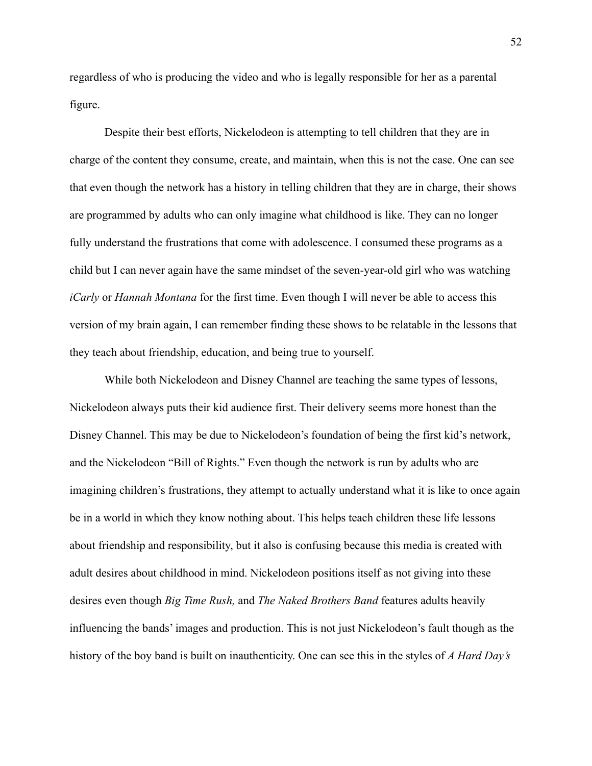regardless of who is producing the video and who is legally responsible for her as a parental figure.

Despite their best efforts, Nickelodeon is attempting to tell children that they are in charge of the content they consume, create, and maintain, when this is not the case. One can see that even though the network has a history in telling children that they are in charge, their shows are programmed by adults who can only imagine what childhood is like. They can no longer fully understand the frustrations that come with adolescence. I consumed these programs as a child but I can never again have the same mindset of the seven-year-old girl who was watching *iCarly* or *Hannah Montana* for the first time. Even though I will never be able to access this version of my brain again, I can remember finding these shows to be relatable in the lessons that they teach about friendship, education, and being true to yourself.

While both Nickelodeon and Disney Channel are teaching the same types of lessons, Nickelodeon always puts their kid audience first. Their delivery seems more honest than the Disney Channel. This may be due to Nickelodeon's foundation of being the first kid's network, and the Nickelodeon "Bill of Rights." Even though the network is run by adults who are imagining children's frustrations, they attempt to actually understand what it is like to once again be in a world in which they know nothing about. This helps teach children these life lessons about friendship and responsibility, but it also is confusing because this media is created with adult desires about childhood in mind. Nickelodeon positions itself as not giving into these desires even though *Big Time Rush,* and *The Naked Brothers Band* features adults heavily influencing the bands' images and production. This is not just Nickelodeon's fault though as the history of the boy band is built on inauthenticity. One can see this in the styles of *A Hard Day's*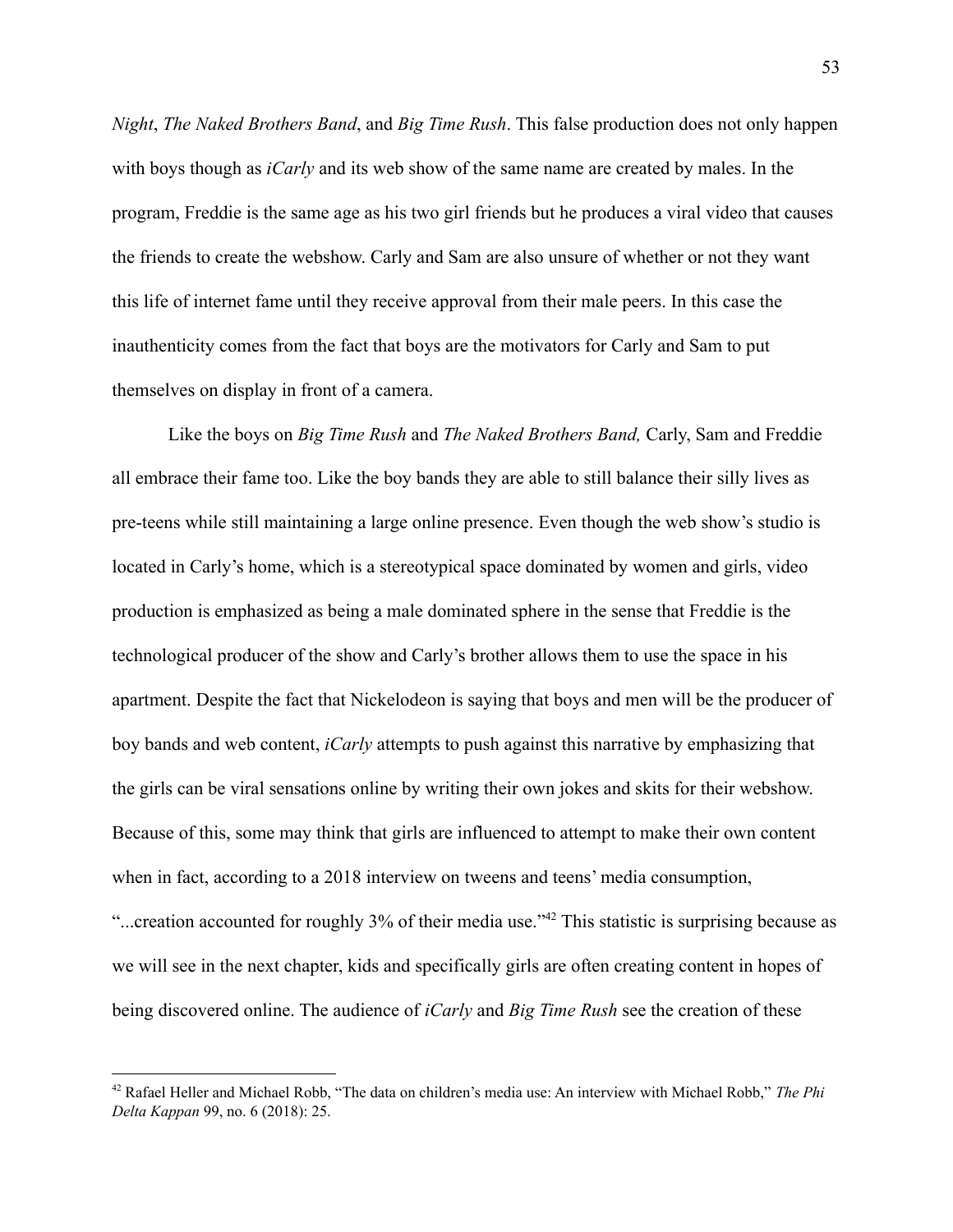*Night*, *The Naked Brothers Band*, and *Big Time Rush*. This false production does not only happen with boys though as *iCarly* and its web show of the same name are created by males. In the program, Freddie is the same age as his two girl friends but he produces a viral video that causes the friends to create the webshow. Carly and Sam are also unsure of whether or not they want this life of internet fame until they receive approval from their male peers. In this case the inauthenticity comes from the fact that boys are the motivators for Carly and Sam to put themselves on display in front of a camera.

Like the boys on *Big Time Rush* and *The Naked Brothers Band,* Carly, Sam and Freddie all embrace their fame too. Like the boy bands they are able to still balance their silly lives as pre-teens while still maintaining a large online presence. Even though the web show's studio is located in Carly's home, which is a stereotypical space dominated by women and girls, video production is emphasized as being a male dominated sphere in the sense that Freddie is the technological producer of the show and Carly's brother allows them to use the space in his apartment. Despite the fact that Nickelodeon is saying that boys and men will be the producer of boy bands and web content, *iCarly* attempts to push against this narrative by emphasizing that the girls can be viral sensations online by writing their own jokes and skits for their webshow. Because of this, some may think that girls are influenced to attempt to make their own content when in fact, according to a 2018 interview on tweens and teens' media consumption, "...creation accounted for roughly 3% of their media use."[42] This statistic is surprising because as we will see in the next chapter, kids and specifically girls are often creating content in hopes of being discovered online. The audience of *iCarly* and *Big Time Rush* see the creation of these

---

[42] Rafael Heller and Michael Robb, "The data on children's media use: An interview with Michael Robb," *The Phi Delta Kappan* 99, no. 6 (2018): 25.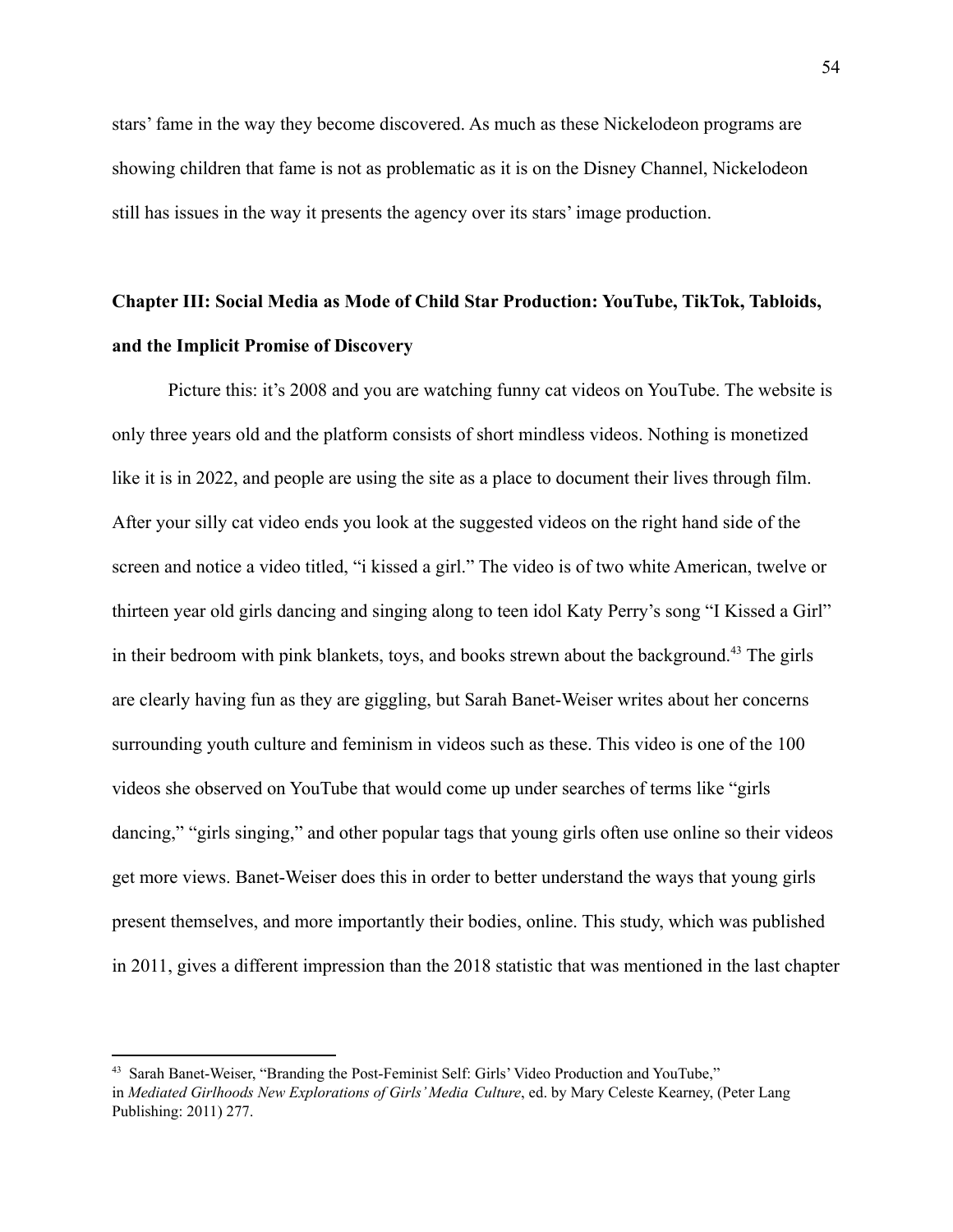stars' fame in the way they become discovered. As much as these Nickelodeon programs are showing children that fame is not as problematic as it is on the Disney Channel, Nickelodeon still has issues in the way it presents the agency over its stars' image production.

## Chapter III: Social Media as Mode of Child Star Production: YouTube, TikTok, Tabloids, and the Implicit Promise of Discovery

Picture this: it's 2008 and you are watching funny cat videos on YouTube. The website is only three years old and the platform consists of short mindless videos. Nothing is monetized like it is in 2022, and people are using the site as a place to document their lives through film. After your silly cat video ends you look at the suggested videos on the right hand side of the screen and notice a video titled, "i kissed a girl." The video is of two white American, twelve or thirteen year old girls dancing and singing along to teen idol Katy Perry's song "I Kissed a Girl" in their bedroom with pink blankets, toys, and books strewn about the background.[43] The girls are clearly having fun as they are giggling, but Sarah Banet-Weiser writes about her concerns surrounding youth culture and feminism in videos such as these. This video is one of the 100 videos she observed on YouTube that would come up under searches of terms like "girls dancing," "girls singing," and other popular tags that young girls often use online so their videos get more views. Banet-Weiser does this in order to better understand the ways that young girls present themselves, and more importantly their bodies, online. This study, which was published in 2011, gives a different impression than the 2018 statistic that was mentioned in the last chapter

---

[43] Sarah Banet-Weiser, "Branding the Post-Feminist Self: Girls' Video Production and YouTube," in *Mediated Girlhoods New Explorations of Girls' Media Culture*, ed. by Mary Celeste Kearney, (Peter Lang Publishing: 2011) 277.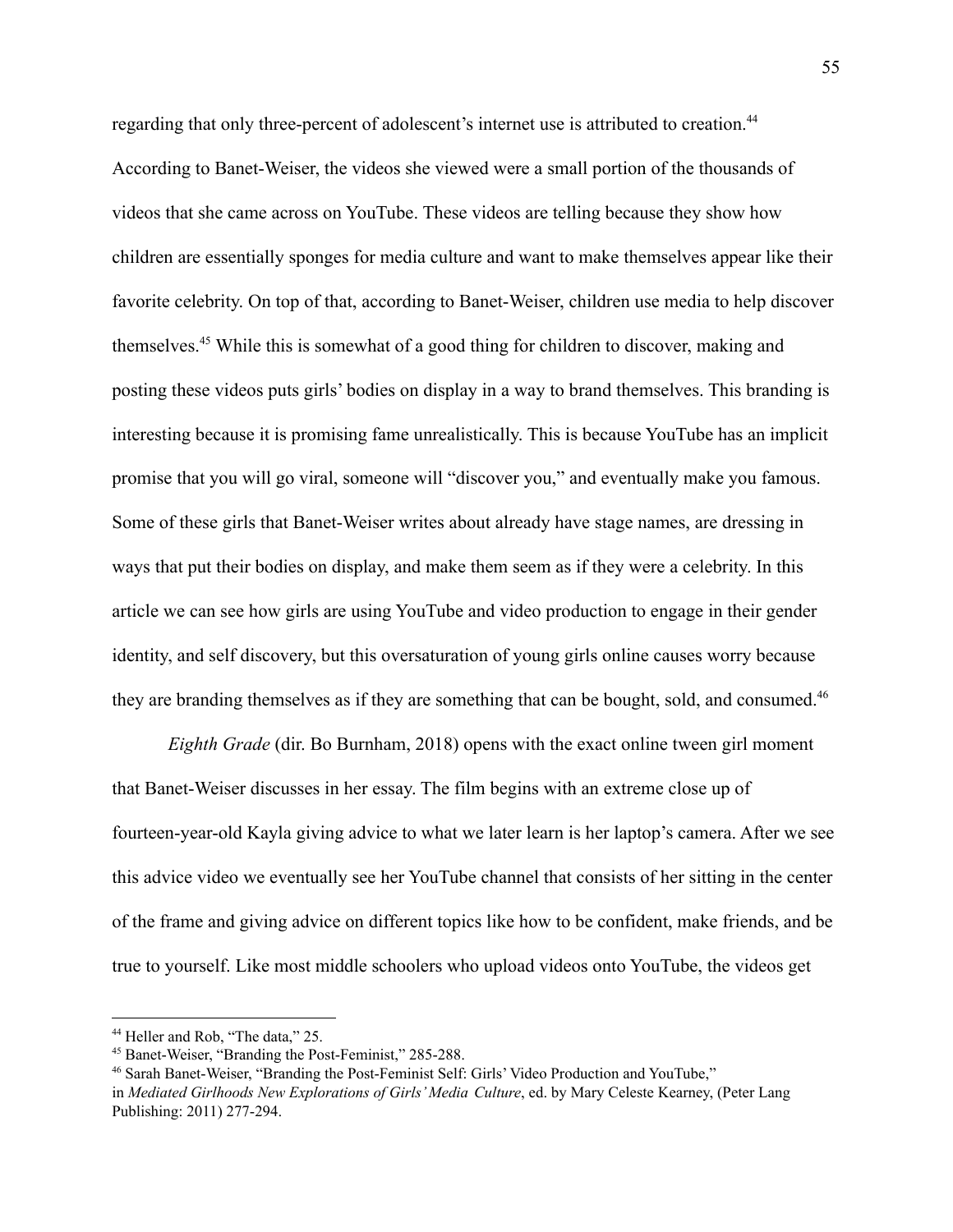regarding that only three-percent of adolescent's internet use is attributed to creation.[44] According to Banet-Weiser, the videos she viewed were a small portion of the thousands of videos that she came across on YouTube. These videos are telling because they show how children are essentially sponges for media culture and want to make themselves appear like their favorite celebrity. On top of that, according to Banet-Weiser, children use media to help discover themselves.[45] While this is somewhat of a good thing for children to discover, making and posting these videos puts girls' bodies on display in a way to brand themselves. This branding is interesting because it is promising fame unrealistically. This is because YouTube has an implicit promise that you will go viral, someone will "discover you," and eventually make you famous. Some of these girls that Banet-Weiser writes about already have stage names, are dressing in ways that put their bodies on display, and make them seem as if they were a celebrity. In this article we can see how girls are using YouTube and video production to engage in their gender identity, and self discovery, but this oversaturation of young girls online causes worry because they are branding themselves as if they are something that can be bought, sold, and consumed.[46]

*Eighth Grade* (dir. Bo Burnham, 2018) opens with the exact online tween girl moment that Banet-Weiser discusses in her essay. The film begins with an extreme close up of fourteen-year-old Kayla giving advice to what we later learn is her laptop's camera. After we see this advice video we eventually see her YouTube channel that consists of her sitting in the center of the frame and giving advice on different topics like how to be confident, make friends, and be true to yourself. Like most middle schoolers who upload videos onto YouTube, the videos get

---

[44] Heller and Rob, "The data," 25.

[45] Banet-Weiser, "Branding the Post-Feminist," 285-288.

[46] Sarah Banet-Weiser, "Branding the Post-Feminist Self: Girls' Video Production and YouTube," in *Mediated Girlhoods New Explorations of Girls' Media Culture*, ed. by Mary Celeste Kearney, (Peter Lang Publishing: 2011) 277-294.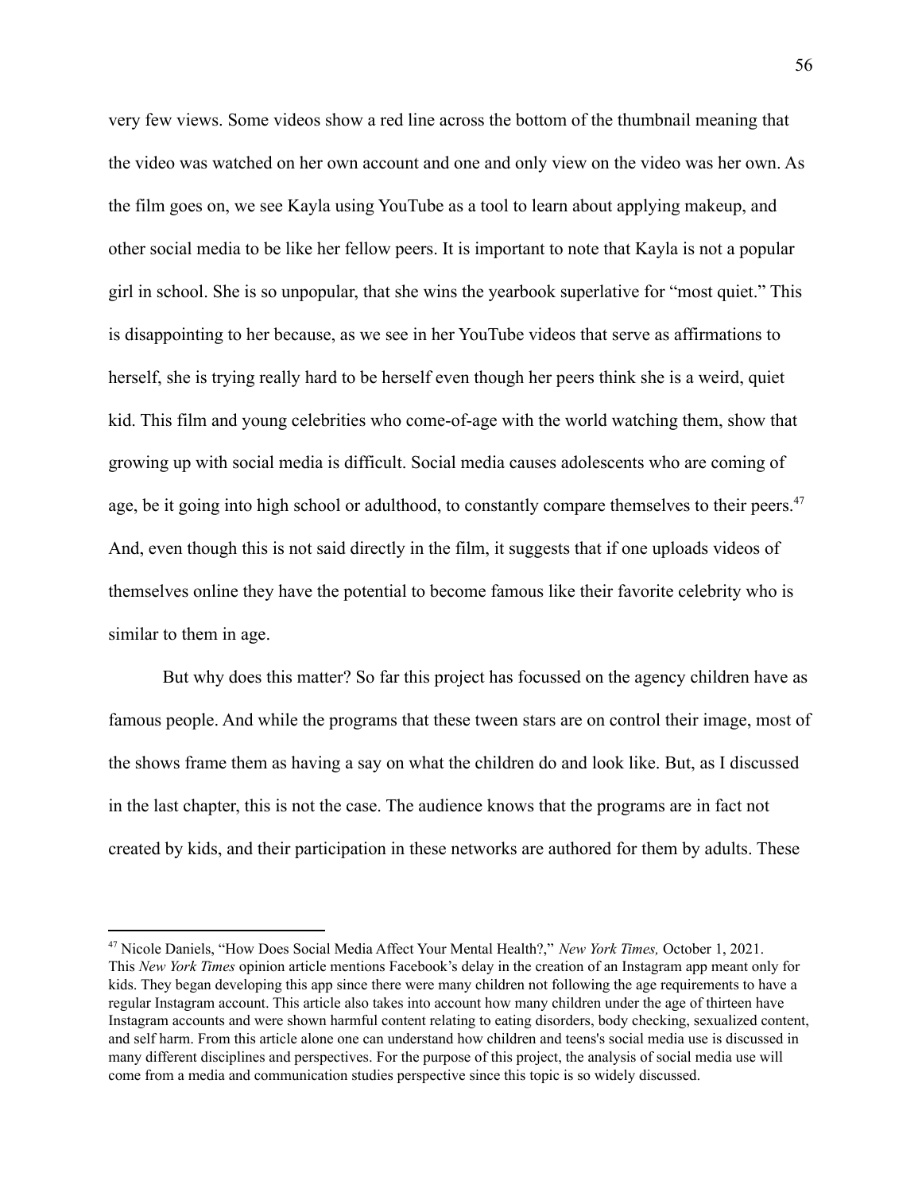very few views. Some videos show a red line across the bottom of the thumbnail meaning that the video was watched on her own account and one and only view on the video was her own. As the film goes on, we see Kayla using YouTube as a tool to learn about applying makeup, and other social media to be like her fellow peers. It is important to note that Kayla is not a popular girl in school. She is so unpopular, that she wins the yearbook superlative for "most quiet." This is disappointing to her because, as we see in her YouTube videos that serve as affirmations to herself, she is trying really hard to be herself even though her peers think she is a weird, quiet kid. This film and young celebrities who come-of-age with the world watching them, show that growing up with social media is difficult. Social media causes adolescents who are coming of age, be it going into high school or adulthood, to constantly compare themselves to their peers.[47] And, even though this is not said directly in the film, it suggests that if one uploads videos of themselves online they have the potential to become famous like their favorite celebrity who is similar to them in age.

But why does this matter? So far this project has focussed on the agency children have as famous people. And while the programs that these tween stars are on control their image, most of the shows frame them as having a say on what the children do and look like. But, as I discussed in the last chapter, this is not the case. The audience knows that the programs are in fact not created by kids, and their participation in these networks are authored for them by adults. These

---

[47] Nicole Daniels, "How Does Social Media Affect Your Mental Health?," *New York Times,* October 1, 2021. This *New York Times* opinion article mentions Facebook's delay in the creation of an Instagram app meant only for kids. They began developing this app since there were many children not following the age requirements to have a regular Instagram account. This article also takes into account how many children under the age of thirteen have Instagram accounts and were shown harmful content relating to eating disorders, body checking, sexualized content, and self harm. From this article alone one can understand how children and teens's social media use is discussed in many different disciplines and perspectives. For the purpose of this project, the analysis of social media use will come from a media and communication studies perspective since this topic is so widely discussed.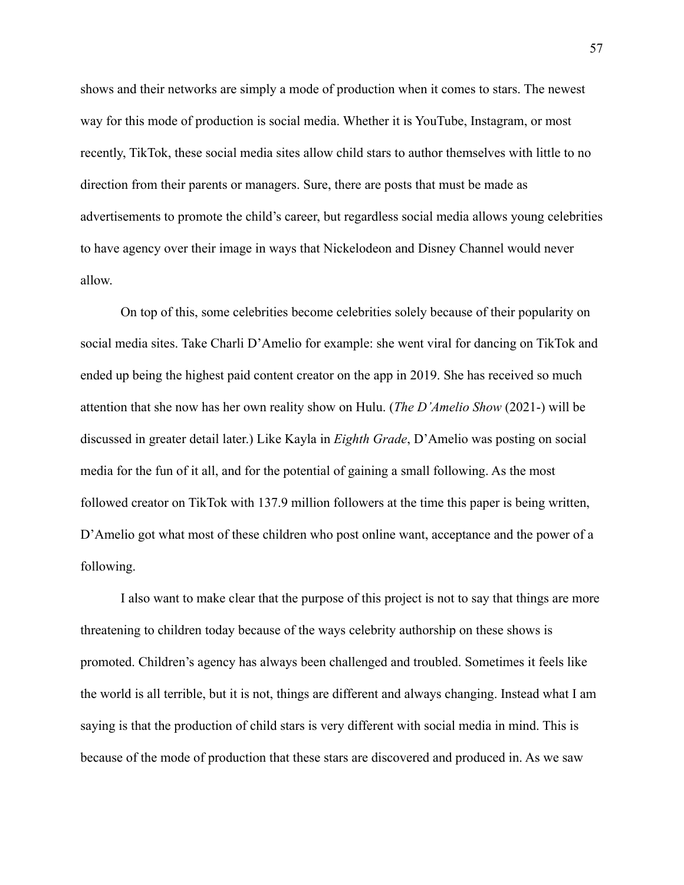shows and their networks are simply a mode of production when it comes to stars. The newest way for this mode of production is social media. Whether it is YouTube, Instagram, or most recently, TikTok, these social media sites allow child stars to author themselves with little to no direction from their parents or managers. Sure, there are posts that must be made as advertisements to promote the child's career, but regardless social media allows young celebrities to have agency over their image in ways that Nickelodeon and Disney Channel would never allow.

On top of this, some celebrities become celebrities solely because of their popularity on social media sites. Take Charli D'Amelio for example: she went viral for dancing on TikTok and ended up being the highest paid content creator on the app in 2019. She has received so much attention that she now has her own reality show on Hulu. (*The D'Amelio Show* (2021-) will be discussed in greater detail later.) Like Kayla in *Eighth Grade*, D'Amelio was posting on social media for the fun of it all, and for the potential of gaining a small following. As the most followed creator on TikTok with 137.9 million followers at the time this paper is being written, D'Amelio got what most of these children who post online want, acceptance and the power of a following.

I also want to make clear that the purpose of this project is not to say that things are more threatening to children today because of the ways celebrity authorship on these shows is promoted. Children's agency has always been challenged and troubled. Sometimes it feels like the world is all terrible, but it is not, things are different and always changing. Instead what I am saying is that the production of child stars is very different with social media in mind. This is because of the mode of production that these stars are discovered and produced in. As we saw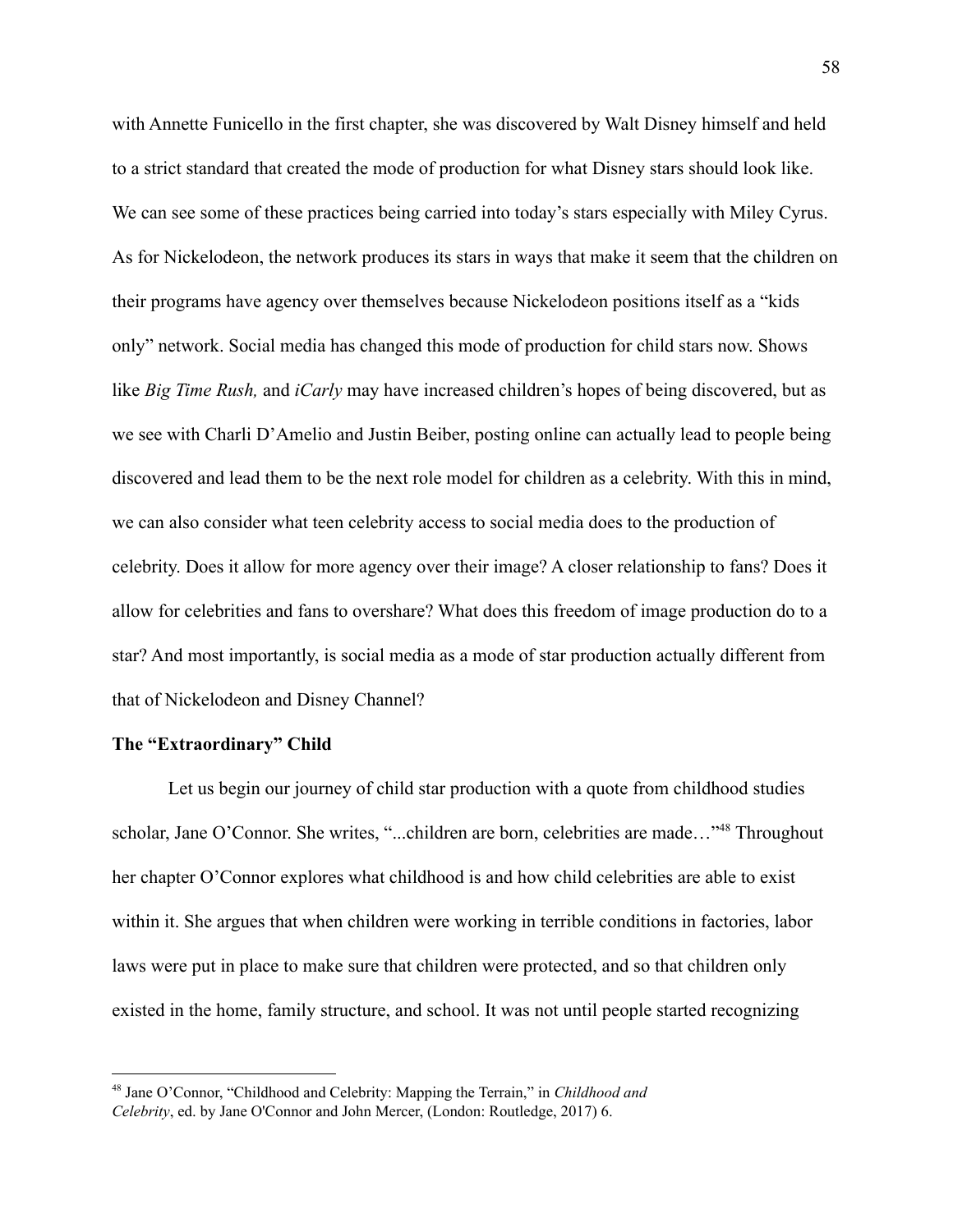with Annette Funicello in the first chapter, she was discovered by Walt Disney himself and held to a strict standard that created the mode of production for what Disney stars should look like. We can see some of these practices being carried into today's stars especially with Miley Cyrus. As for Nickelodeon, the network produces its stars in ways that make it seem that the children on their programs have agency over themselves because Nickelodeon positions itself as a "kids only" network. Social media has changed this mode of production for child stars now. Shows like *Big Time Rush,* and *iCarly* may have increased children's hopes of being discovered, but as we see with Charli D'Amelio and Justin Beiber, posting online can actually lead to people being discovered and lead them to be the next role model for children as a celebrity. With this in mind, we can also consider what teen celebrity access to social media does to the production of celebrity. Does it allow for more agency over their image? A closer relationship to fans? Does it allow for celebrities and fans to overshare? What does this freedom of image production do to a star? And most importantly, is social media as a mode of star production actually different from that of Nickelodeon and Disney Channel?

**The "Extraordinary" Child**

Let us begin our journey of child star production with a quote from childhood studies scholar, Jane O'Connor. She writes, "...children are born, celebrities are made…"[48] Throughout her chapter O'Connor explores what childhood is and how child celebrities are able to exist within it. She argues that when children were working in terrible conditions in factories, labor laws were put in place to make sure that children were protected, and so that children only existed in the home, family structure, and school. It was not until people started recognizing

---

[48] Jane O'Connor, "Childhood and Celebrity: Mapping the Terrain," in *Childhood and Celebrity*, ed. by Jane O'Connor and John Mercer, (London: Routledge, 2017) 6.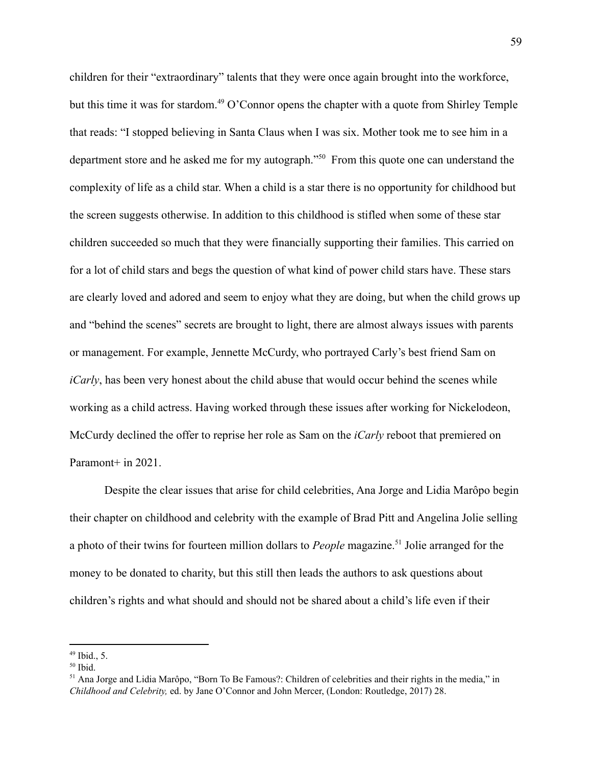children for their "extraordinary" talents that they were once again brought into the workforce, but this time it was for stardom.[49] O'Connor opens the chapter with a quote from Shirley Temple that reads: "I stopped believing in Santa Claus when I was six. Mother took me to see him in a department store and he asked me for my autograph."[50] From this quote one can understand the complexity of life as a child star. When a child is a star there is no opportunity for childhood but the screen suggests otherwise. In addition to this childhood is stifled when some of these star children succeeded so much that they were financially supporting their families. This carried on for a lot of child stars and begs the question of what kind of power child stars have. These stars are clearly loved and adored and seem to enjoy what they are doing, but when the child grows up and "behind the scenes" secrets are brought to light, there are almost always issues with parents or management. For example, Jennette McCurdy, who portrayed Carly's best friend Sam on *iCarly*, has been very honest about the child abuse that would occur behind the scenes while working as a child actress. Having worked through these issues after working for Nickelodeon, McCurdy declined the offer to reprise her role as Sam on the *iCarly* reboot that premiered on Paramont+ in 2021.

Despite the clear issues that arise for child celebrities, Ana Jorge and Lidia Marôpo begin their chapter on childhood and celebrity with the example of Brad Pitt and Angelina Jolie selling a photo of their twins for fourteen million dollars to *People* magazine.[51] Jolie arranged for the money to be donated to charity, but this still then leads the authors to ask questions about children's rights and what should and should not be shared about a child's life even if their

---

[49] Ibid., 5.

[50] Ibid.

[51] Ana Jorge and Lidia Marôpo, "Born To Be Famous?: Children of celebrities and their rights in the media," in *Childhood and Celebrity,* ed. by Jane O'Connor and John Mercer, (London: Routledge, 2017) 28.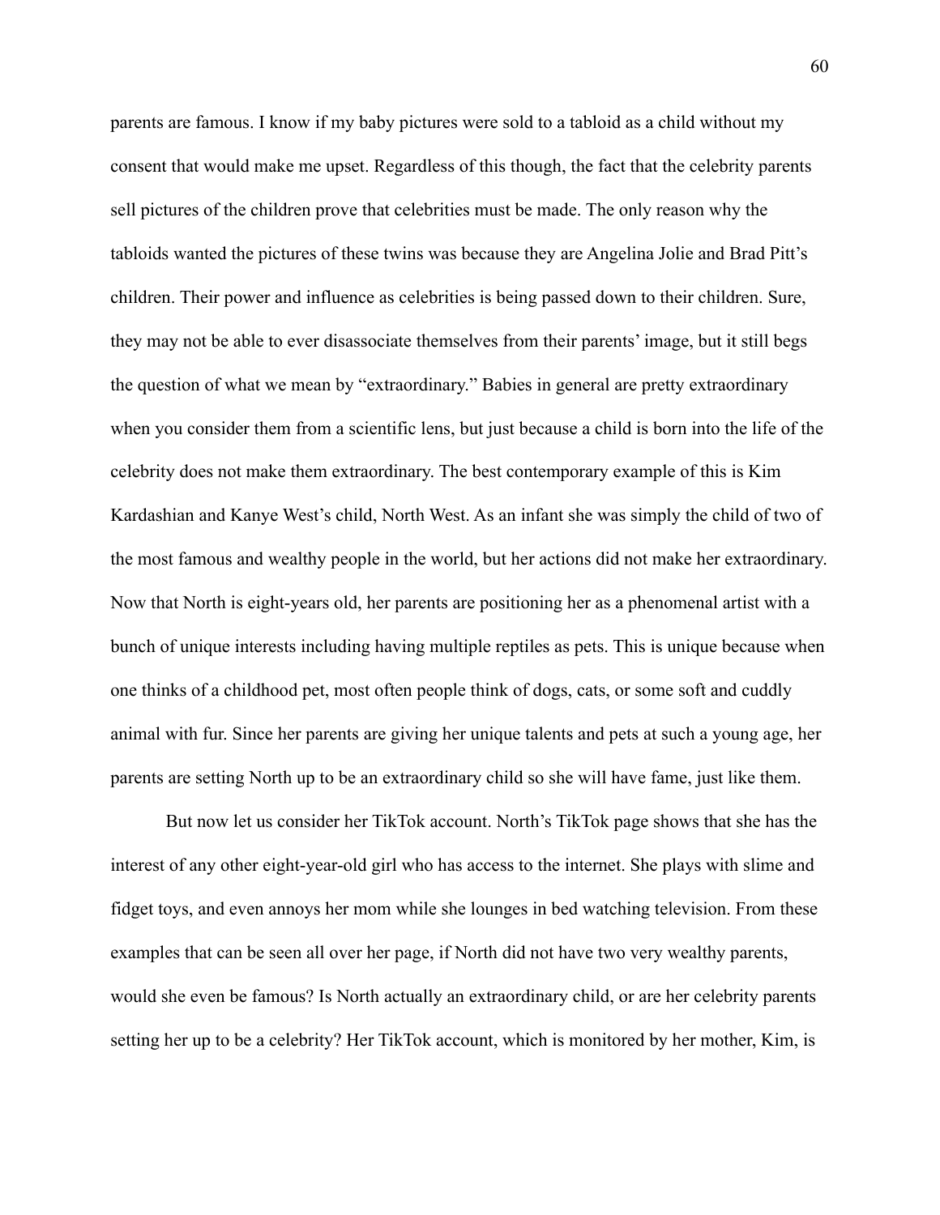parents are famous. I know if my baby pictures were sold to a tabloid as a child without my consent that would make me upset. Regardless of this though, the fact that the celebrity parents sell pictures of the children prove that celebrities must be made. The only reason why the tabloids wanted the pictures of these twins was because they are Angelina Jolie and Brad Pitt's children. Their power and influence as celebrities is being passed down to their children. Sure, they may not be able to ever disassociate themselves from their parents' image, but it still begs the question of what we mean by "extraordinary." Babies in general are pretty extraordinary when you consider them from a scientific lens, but just because a child is born into the life of the celebrity does not make them extraordinary. The best contemporary example of this is Kim Kardashian and Kanye West's child, North West. As an infant she was simply the child of two of the most famous and wealthy people in the world, but her actions did not make her extraordinary. Now that North is eight-years old, her parents are positioning her as a phenomenal artist with a bunch of unique interests including having multiple reptiles as pets. This is unique because when one thinks of a childhood pet, most often people think of dogs, cats, or some soft and cuddly animal with fur. Since her parents are giving her unique talents and pets at such a young age, her parents are setting North up to be an extraordinary child so she will have fame, just like them.

But now let us consider her TikTok account. North's TikTok page shows that she has the interest of any other eight-year-old girl who has access to the internet. She plays with slime and fidget toys, and even annoys her mom while she lounges in bed watching television. From these examples that can be seen all over her page, if North did not have two very wealthy parents, would she even be famous? Is North actually an extraordinary child, or are her celebrity parents setting her up to be a celebrity? Her TikTok account, which is monitored by her mother, Kim, is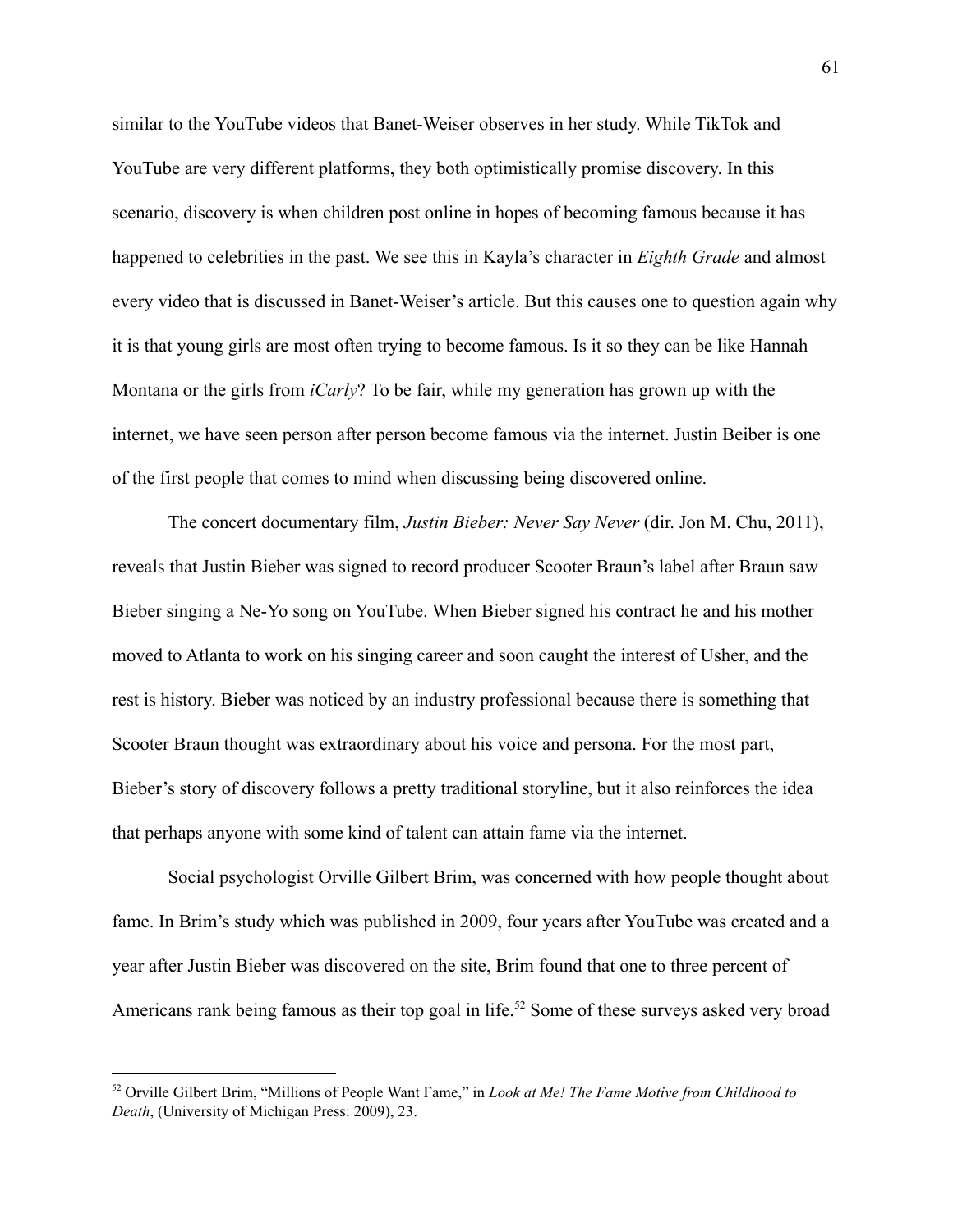similar to the YouTube videos that Banet-Weiser observes in her study. While TikTok and YouTube are very different platforms, they both optimistically promise discovery. In this scenario, discovery is when children post online in hopes of becoming famous because it has happened to celebrities in the past. We see this in Kayla's character in *Eighth Grade* and almost every video that is discussed in Banet-Weiser's article. But this causes one to question again why it is that young girls are most often trying to become famous. Is it so they can be like Hannah Montana or the girls from *iCarly*? To be fair, while my generation has grown up with the internet, we have seen person after person become famous via the internet. Justin Beiber is one of the first people that comes to mind when discussing being discovered online.

The concert documentary film, *Justin Bieber: Never Say Never* (dir. Jon M. Chu, 2011), reveals that Justin Bieber was signed to record producer Scooter Braun's label after Braun saw Bieber singing a Ne-Yo song on YouTube. When Bieber signed his contract he and his mother moved to Atlanta to work on his singing career and soon caught the interest of Usher, and the rest is history. Bieber was noticed by an industry professional because there is something that Scooter Braun thought was extraordinary about his voice and persona. For the most part, Bieber's story of discovery follows a pretty traditional storyline, but it also reinforces the idea that perhaps anyone with some kind of talent can attain fame via the internet.

Social psychologist Orville Gilbert Brim, was concerned with how people thought about fame. In Brim's study which was published in 2009, four years after YouTube was created and a year after Justin Bieber was discovered on the site, Brim found that one to three percent of Americans rank being famous as their top goal in life.[52] Some of these surveys asked very broad

---

[52] Orville Gilbert Brim, "Millions of People Want Fame," in *Look at Me! The Fame Motive from Childhood to Death*, (University of Michigan Press: 2009), 23.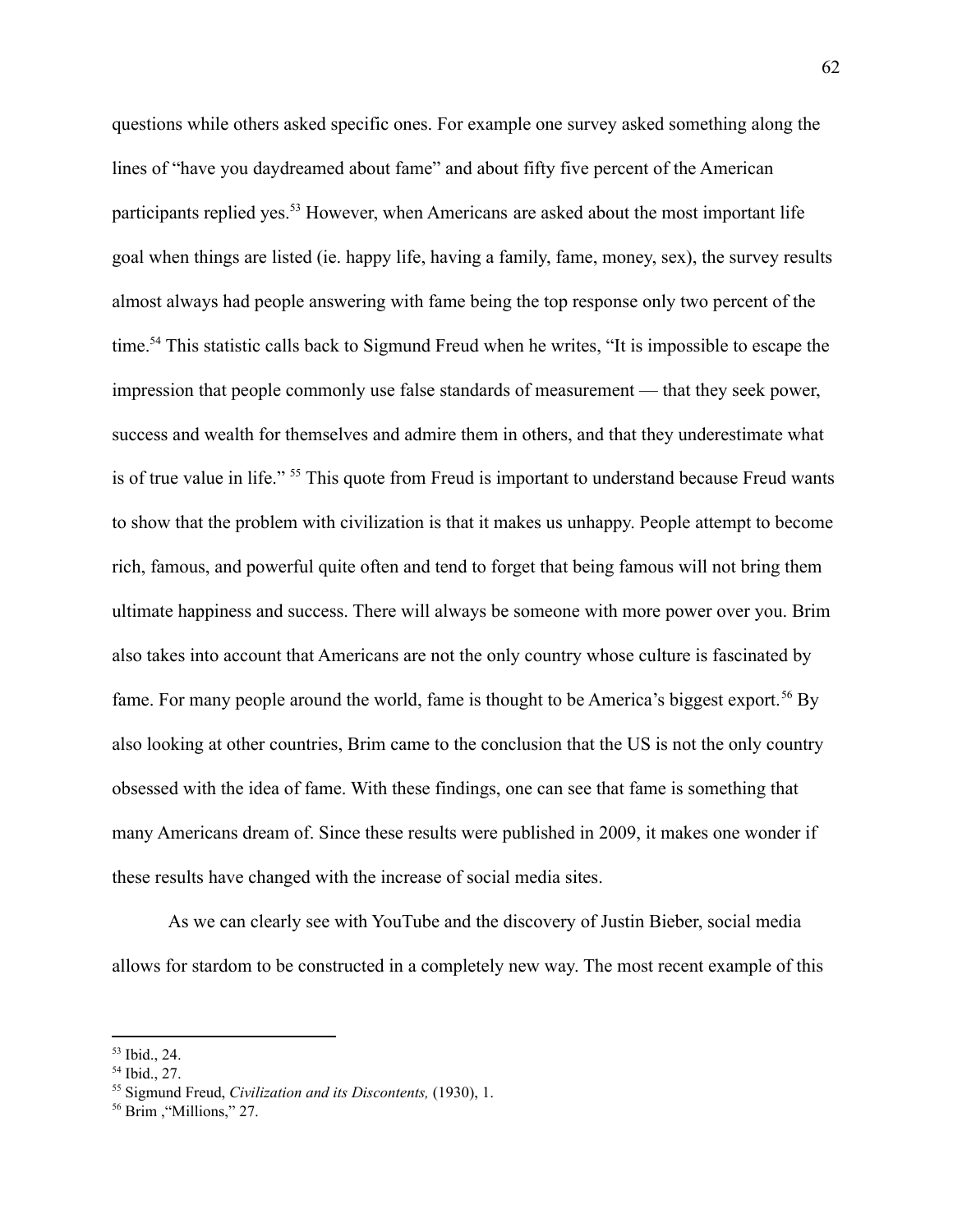questions while others asked specific ones. For example one survey asked something along the lines of "have you daydreamed about fame" and about fifty five percent of the American participants replied yes.[53] However, when Americans are asked about the most important life goal when things are listed (ie. happy life, having a family, fame, money, sex), the survey results almost always had people answering with fame being the top response only two percent of the time.[54] This statistic calls back to Sigmund Freud when he writes, "It is impossible to escape the impression that people commonly use false standards of measurement — that they seek power, success and wealth for themselves and admire them in others, and that they underestimate what is of true value in life." [55] This quote from Freud is important to understand because Freud wants to show that the problem with civilization is that it makes us unhappy. People attempt to become rich, famous, and powerful quite often and tend to forget that being famous will not bring them ultimate happiness and success. There will always be someone with more power over you. Brim also takes into account that Americans are not the only country whose culture is fascinated by fame. For many people around the world, fame is thought to be America's biggest export.[56] By also looking at other countries, Brim came to the conclusion that the US is not the only country obsessed with the idea of fame. With these findings, one can see that fame is something that many Americans dream of. Since these results were published in 2009, it makes one wonder if these results have changed with the increase of social media sites.

As we can clearly see with YouTube and the discovery of Justin Bieber, social media allows for stardom to be constructed in a completely new way. The most recent example of this

---

[53] Ibid., 24.

[54] Ibid., 27.

[55] Sigmund Freud, *Civilization and its Discontents,* (1930), 1.

[56] Brim ,"Millions," 27.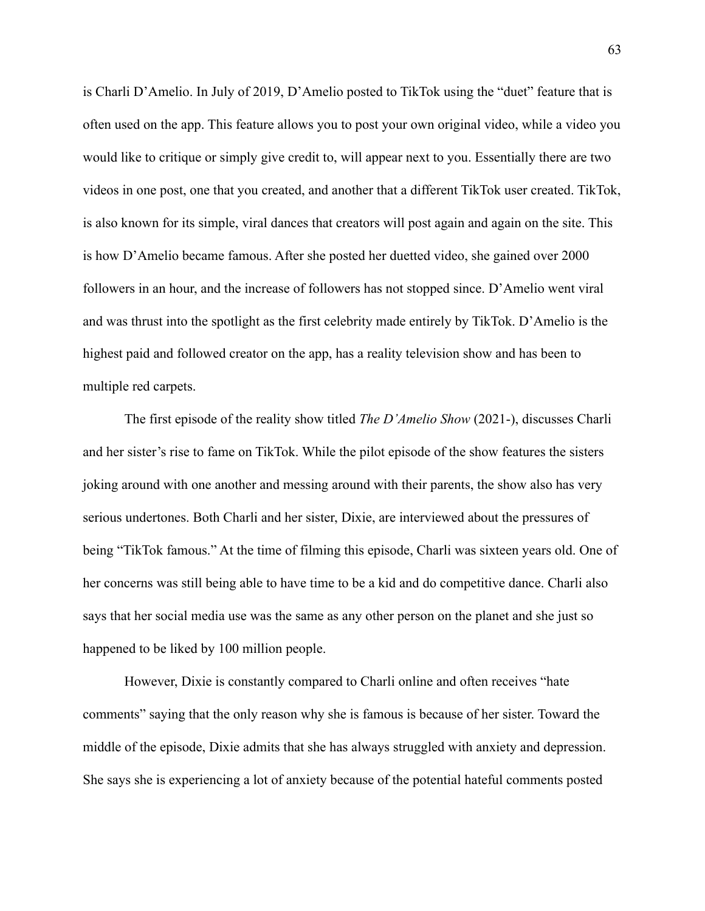is Charli D'Amelio. In July of 2019, D'Amelio posted to TikTok using the "duet" feature that is often used on the app. This feature allows you to post your own original video, while a video you would like to critique or simply give credit to, will appear next to you. Essentially there are two videos in one post, one that you created, and another that a different TikTok user created. TikTok, is also known for its simple, viral dances that creators will post again and again on the site. This is how D'Amelio became famous. After she posted her duetted video, she gained over 2000 followers in an hour, and the increase of followers has not stopped since. D'Amelio went viral and was thrust into the spotlight as the first celebrity made entirely by TikTok. D'Amelio is the highest paid and followed creator on the app, has a reality television show and has been to multiple red carpets.

The first episode of the reality show titled *The D'Amelio Show* (2021-), discusses Charli and her sister's rise to fame on TikTok. While the pilot episode of the show features the sisters joking around with one another and messing around with their parents, the show also has very serious undertones. Both Charli and her sister, Dixie, are interviewed about the pressures of being "TikTok famous." At the time of filming this episode, Charli was sixteen years old. One of her concerns was still being able to have time to be a kid and do competitive dance. Charli also says that her social media use was the same as any other person on the planet and she just so happened to be liked by 100 million people.

However, Dixie is constantly compared to Charli online and often receives "hate comments" saying that the only reason why she is famous is because of her sister. Toward the middle of the episode, Dixie admits that she has always struggled with anxiety and depression. She says she is experiencing a lot of anxiety because of the potential hateful comments posted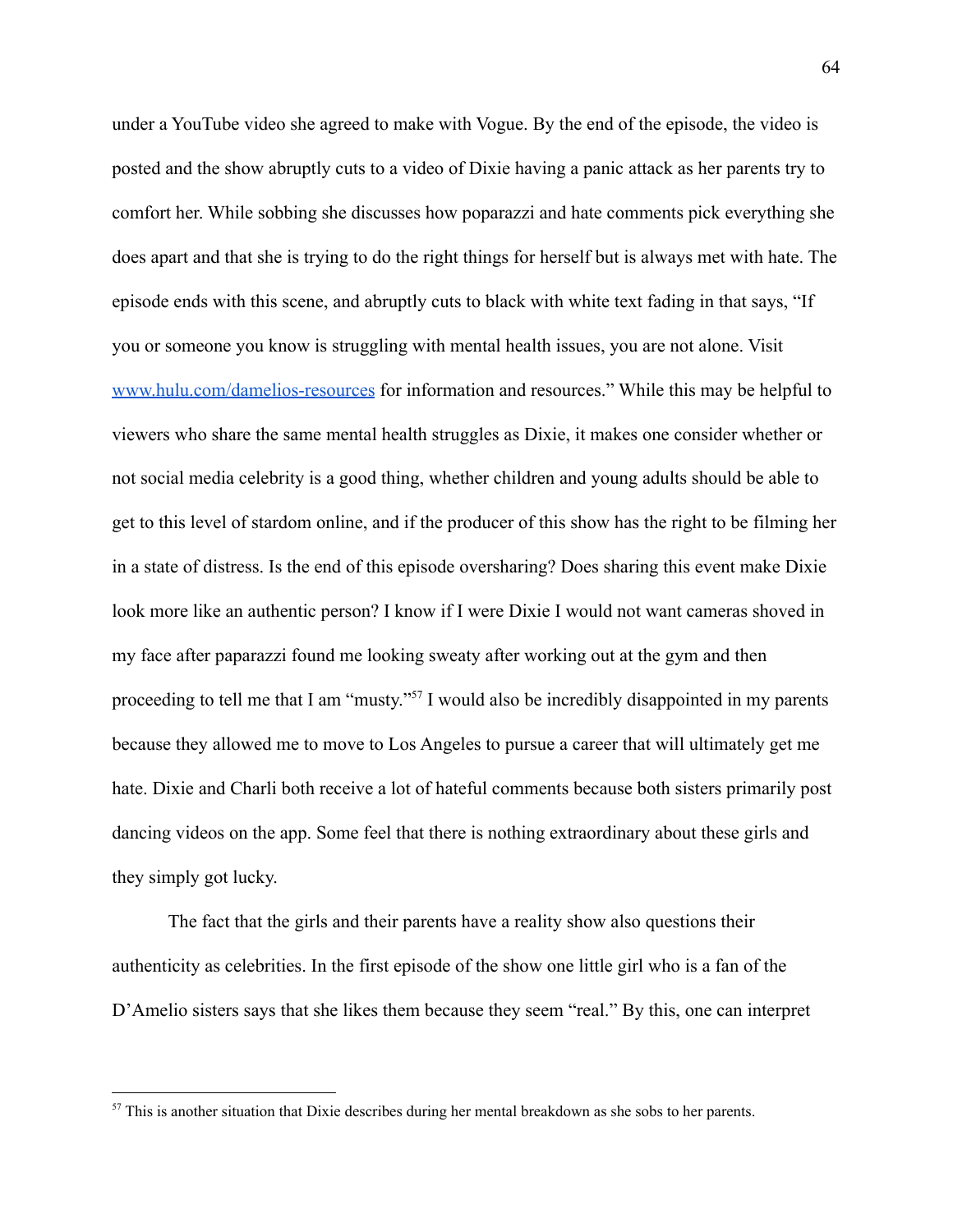under a YouTube video she agreed to make with Vogue. By the end of the episode, the video is posted and the show abruptly cuts to a video of Dixie having a panic attack as her parents try to comfort her. While sobbing she discusses how poparazzi and hate comments pick everything she does apart and that she is trying to do the right things for herself but is always met with hate. The episode ends with this scene, and abruptly cuts to black with white text fading in that says, "If you or someone you know is struggling with mental health issues, you are not alone. Visit [www.hulu.com/damelios-resources](www.hulu.com/damelios-resources) for information and resources." While this may be helpful to viewers who share the same mental health struggles as Dixie, it makes one consider whether or not social media celebrity is a good thing, whether children and young adults should be able to get to this level of stardom online, and if the producer of this show has the right to be filming her in a state of distress. Is the end of this episode oversharing? Does sharing this event make Dixie look more like an authentic person? I know if I were Dixie I would not want cameras shoved in my face after paparazzi found me looking sweaty after working out at the gym and then proceeding to tell me that I am "musty."[57] I would also be incredibly disappointed in my parents because they allowed me to move to Los Angeles to pursue a career that will ultimately get me hate. Dixie and Charli both receive a lot of hateful comments because both sisters primarily post dancing videos on the app. Some feel that there is nothing extraordinary about these girls and they simply got lucky.

The fact that the girls and their parents have a reality show also questions their authenticity as celebrities. In the first episode of the show one little girl who is a fan of the D'Amelio sisters says that she likes them because they seem "real." By this, one can interpret

---

[57] This is another situation that Dixie describes during her mental breakdown as she sobs to her parents.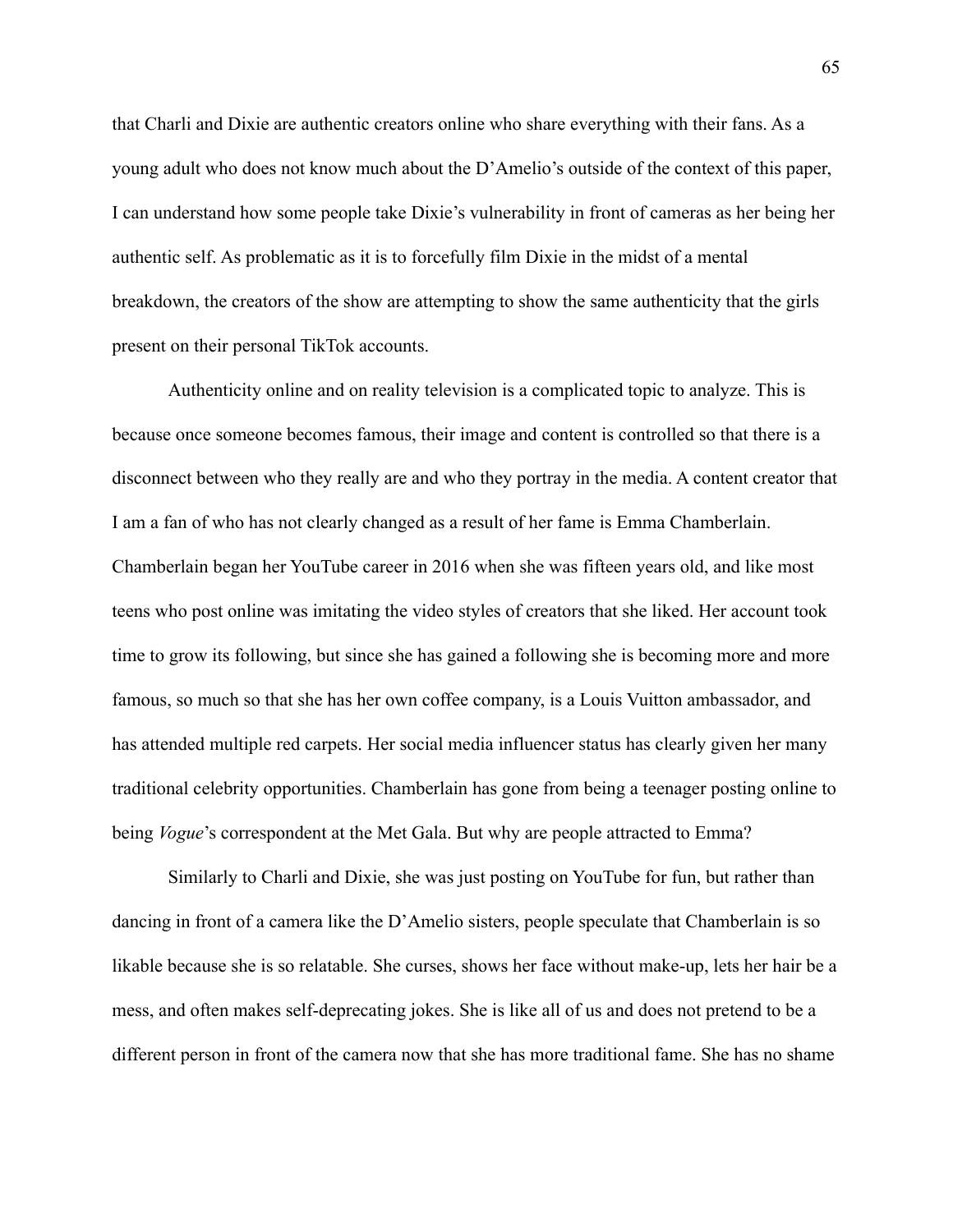that Charli and Dixie are authentic creators online who share everything with their fans. As a young adult who does not know much about the D'Amelio's outside of the context of this paper, I can understand how some people take Dixie's vulnerability in front of cameras as her being her authentic self. As problematic as it is to forcefully film Dixie in the midst of a mental breakdown, the creators of the show are attempting to show the same authenticity that the girls present on their personal TikTok accounts.

Authenticity online and on reality television is a complicated topic to analyze. This is because once someone becomes famous, their image and content is controlled so that there is a disconnect between who they really are and who they portray in the media. A content creator that I am a fan of who has not clearly changed as a result of her fame is Emma Chamberlain. Chamberlain began her YouTube career in 2016 when she was fifteen years old, and like most teens who post online was imitating the video styles of creators that she liked. Her account took time to grow its following, but since she has gained a following she is becoming more and more famous, so much so that she has her own coffee company, is a Louis Vuitton ambassador, and has attended multiple red carpets. Her social media influencer status has clearly given her many traditional celebrity opportunities. Chamberlain has gone from being a teenager posting online to being *Vogue*'s correspondent at the Met Gala. But why are people attracted to Emma?

Similarly to Charli and Dixie, she was just posting on YouTube for fun, but rather than dancing in front of a camera like the D'Amelio sisters, people speculate that Chamberlain is so likable because she is so relatable. She curses, shows her face without make-up, lets her hair be a mess, and often makes self-deprecating jokes. She is like all of us and does not pretend to be a different person in front of the camera now that she has more traditional fame. She has no shame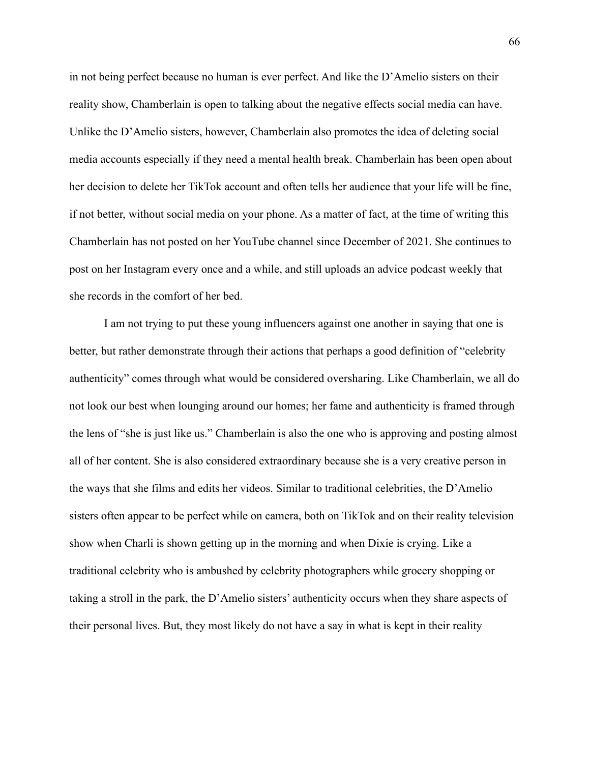in not being perfect because no human is ever perfect. And like the D'Amelio sisters on their reality show, Chamberlain is open to talking about the negative effects social media can have. Unlike the D'Amelio sisters, however, Chamberlain also promotes the idea of deleting social media accounts especially if they need a mental health break. Chamberlain has been open about her decision to delete her TikTok account and often tells her audience that your life will be fine, if not better, without social media on your phone. As a matter of fact, at the time of writing this Chamberlain has not posted on her YouTube channel since December of 2021. She continues to post on her Instagram every once and a while, and still uploads an advice podcast weekly that she records in the comfort of her bed.

I am not trying to put these young influencers against one another in saying that one is better, but rather demonstrate through their actions that perhaps a good definition of "celebrity authenticity" comes through what would be considered oversharing. Like Chamberlain, we all do not look our best when lounging around our homes; her fame and authenticity is framed through the lens of "she is just like us." Chamberlain is also the one who is approving and posting almost all of her content. She is also considered extraordinary because she is a very creative person in the ways that she films and edits her videos. Similar to traditional celebrities, the D'Amelio sisters often appear to be perfect while on camera, both on TikTok and on their reality television show when Charli is shown getting up in the morning and when Dixie is crying. Like a traditional celebrity who is ambushed by celebrity photographers while grocery shopping or taking a stroll in the park, the D'Amelio sisters' authenticity occurs when they share aspects of their personal lives. But, they most likely do not have a say in what is kept in their reality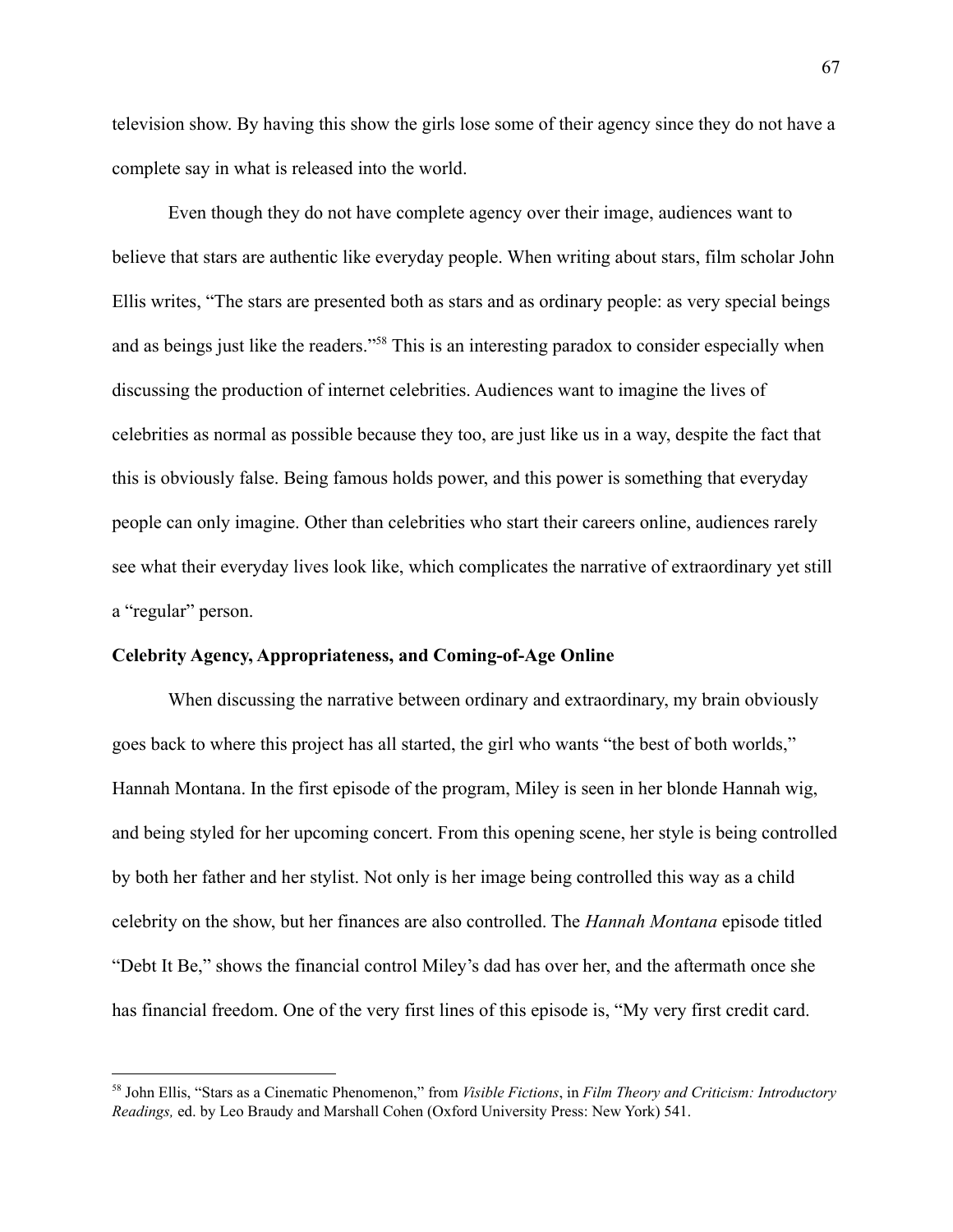television show. By having this show the girls lose some of their agency since they do not have a complete say in what is released into the world.

Even though they do not have complete agency over their image, audiences want to believe that stars are authentic like everyday people. When writing about stars, film scholar John Ellis writes, "The stars are presented both as stars and as ordinary people: as very special beings and as beings just like the readers."[58] This is an interesting paradox to consider especially when discussing the production of internet celebrities. Audiences want to imagine the lives of celebrities as normal as possible because they too, are just like us in a way, despite the fact that this is obviously false. Being famous holds power, and this power is something that everyday people can only imagine. Other than celebrities who start their careers online, audiences rarely see what their everyday lives look like, which complicates the narrative of extraordinary yet still a "regular" person.

**Celebrity Agency, Appropriateness, and Coming-of-Age Online**

When discussing the narrative between ordinary and extraordinary, my brain obviously goes back to where this project has all started, the girl who wants "the best of both worlds," Hannah Montana. In the first episode of the program, Miley is seen in her blonde Hannah wig, and being styled for her upcoming concert. From this opening scene, her style is being controlled by both her father and her stylist. Not only is her image being controlled this way as a child celebrity on the show, but her finances are also controlled. The *Hannah Montana* episode titled "Debt It Be," shows the financial control Miley's dad has over her, and the aftermath once she has financial freedom. One of the very first lines of this episode is, "My very first credit card.

---

[58] John Ellis, "Stars as a Cinematic Phenomenon," from *Visible Fictions*, in *Film Theory and Criticism: Introductory Readings,* ed. by Leo Braudy and Marshall Cohen (Oxford University Press: New York) 541.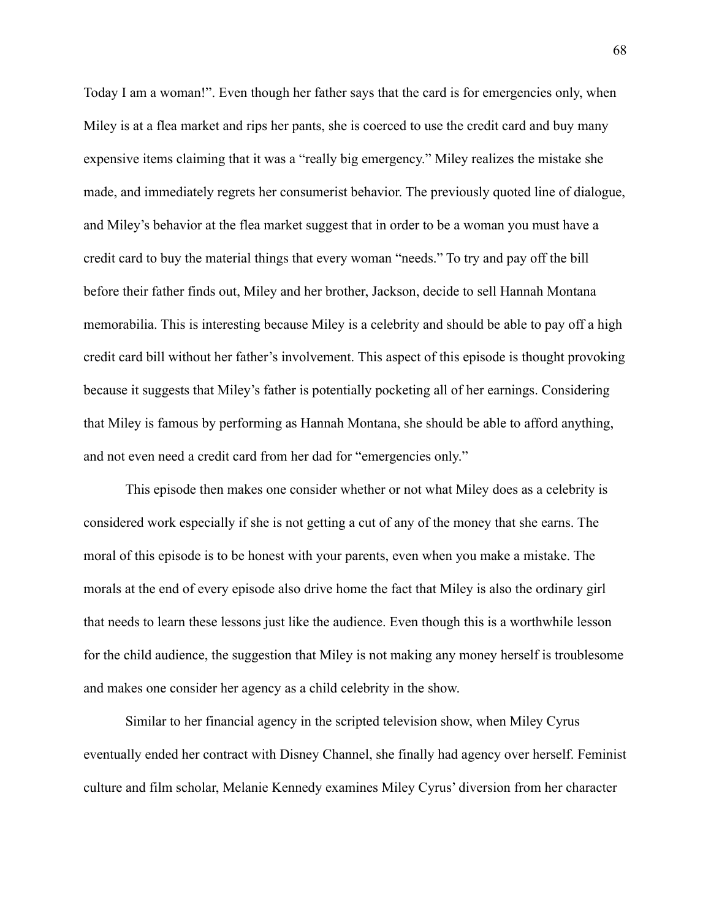Today I am a woman!". Even though her father says that the card is for emergencies only, when Miley is at a flea market and rips her pants, she is coerced to use the credit card and buy many expensive items claiming that it was a "really big emergency." Miley realizes the mistake she made, and immediately regrets her consumerist behavior. The previously quoted line of dialogue, and Miley's behavior at the flea market suggest that in order to be a woman you must have a credit card to buy the material things that every woman "needs." To try and pay off the bill before their father finds out, Miley and her brother, Jackson, decide to sell Hannah Montana memorabilia. This is interesting because Miley is a celebrity and should be able to pay off a high credit card bill without her father's involvement. This aspect of this episode is thought provoking because it suggests that Miley's father is potentially pocketing all of her earnings. Considering that Miley is famous by performing as Hannah Montana, she should be able to afford anything, and not even need a credit card from her dad for "emergencies only."

This episode then makes one consider whether or not what Miley does as a celebrity is considered work especially if she is not getting a cut of any of the money that she earns. The moral of this episode is to be honest with your parents, even when you make a mistake. The morals at the end of every episode also drive home the fact that Miley is also the ordinary girl that needs to learn these lessons just like the audience. Even though this is a worthwhile lesson for the child audience, the suggestion that Miley is not making any money herself is troublesome and makes one consider her agency as a child celebrity in the show.

Similar to her financial agency in the scripted television show, when Miley Cyrus eventually ended her contract with Disney Channel, she finally had agency over herself. Feminist culture and film scholar, Melanie Kennedy examines Miley Cyrus' diversion from her character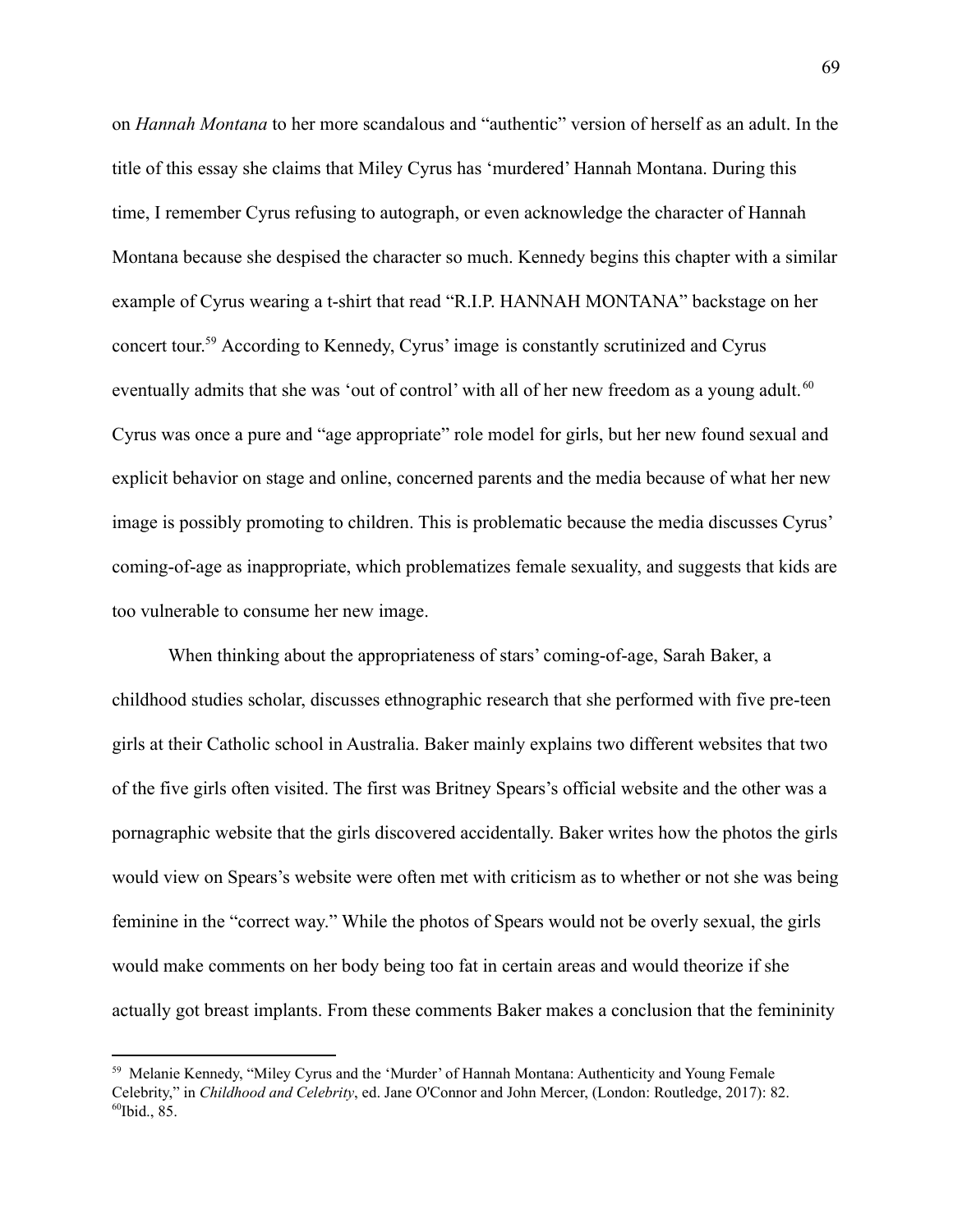on *Hannah Montana* to her more scandalous and "authentic" version of herself as an adult. In the title of this essay she claims that Miley Cyrus has 'murdered' Hannah Montana. During this time, I remember Cyrus refusing to autograph, or even acknowledge the character of Hannah Montana because she despised the character so much. Kennedy begins this chapter with a similar example of Cyrus wearing a t-shirt that read "R.I.P. HANNAH MONTANA" backstage on her concert tour.[59] According to Kennedy, Cyrus' image is constantly scrutinized and Cyrus eventually admits that she was 'out of control' with all of her new freedom as a young adult.[60] Cyrus was once a pure and "age appropriate" role model for girls, but her new found sexual and explicit behavior on stage and online, concerned parents and the media because of what her new image is possibly promoting to children. This is problematic because the media discusses Cyrus' coming-of-age as inappropriate, which problematizes female sexuality, and suggests that kids are too vulnerable to consume her new image.

When thinking about the appropriateness of stars' coming-of-age, Sarah Baker, a childhood studies scholar, discusses ethnographic research that she performed with five pre-teen girls at their Catholic school in Australia. Baker mainly explains two different websites that two of the five girls often visited. The first was Britney Spears's official website and the other was a pornagraphic website that the girls discovered accidentally. Baker writes how the photos the girls would view on Spears's website were often met with criticism as to whether or not she was being feminine in the "correct way." While the photos of Spears would not be overly sexual, the girls would make comments on her body being too fat in certain areas and would theorize if she actually got breast implants. From these comments Baker makes a conclusion that the femininity

---

[59] Melanie Kennedy, "Miley Cyrus and the 'Murder' of Hannah Montana: Authenticity and Young Female Celebrity," in *Childhood and Celebrity*, ed. Jane O'Connor and John Mercer, (London: Routledge, 2017): 82.

[60] Ibid., 85.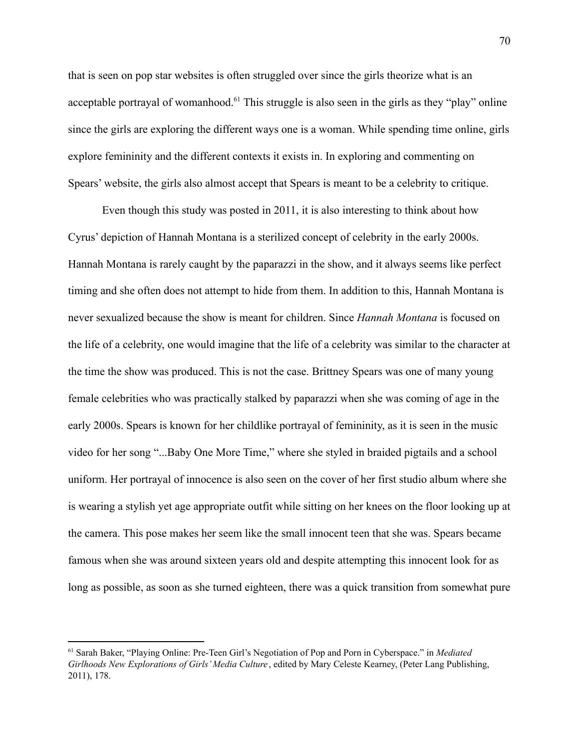that is seen on pop star websites is often struggled over since the girls theorize what is an acceptable portrayal of womanhood.[61] This struggle is also seen in the girls as they "play" online since the girls are exploring the different ways one is a woman. While spending time online, girls explore femininity and the different contexts it exists in. In exploring and commenting on Spears' website, the girls also almost accept that Spears is meant to be a celebrity to critique.

Even though this study was posted in 2011, it is also interesting to think about how Cyrus' depiction of Hannah Montana is a sterilized concept of celebrity in the early 2000s. Hannah Montana is rarely caught by the paparazzi in the show, and it always seems like perfect timing and she often does not attempt to hide from them. In addition to this, Hannah Montana is never sexualized because the show is meant for children. Since *Hannah Montana* is focused on the life of a celebrity, one would imagine that the life of a celebrity was similar to the character at the time the show was produced. This is not the case. Brittney Spears was one of many young female celebrities who was practically stalked by paparazzi when she was coming of age in the early 2000s. Spears is known for her childlike portrayal of femininity, as it is seen in the music video for her song "...Baby One More Time," where she styled in braided pigtails and a school uniform. Her portrayal of innocence is also seen on the cover of her first studio album where she is wearing a stylish yet age appropriate outfit while sitting on her knees on the floor looking up at the camera. This pose makes her seem like the small innocent teen that she was. Spears became famous when she was around sixteen years old and despite attempting this innocent look for as long as possible, as soon as she turned eighteen, there was a quick transition from somewhat pure

---

[61] Sarah Baker, "Playing Online: Pre-Teen Girl's Negotiation of Pop and Porn in Cyberspace." in *Mediated Girlhoods New Explorations of Girls' Media Culture*, edited by Mary Celeste Kearney, (Peter Lang Publishing, 2011), 178.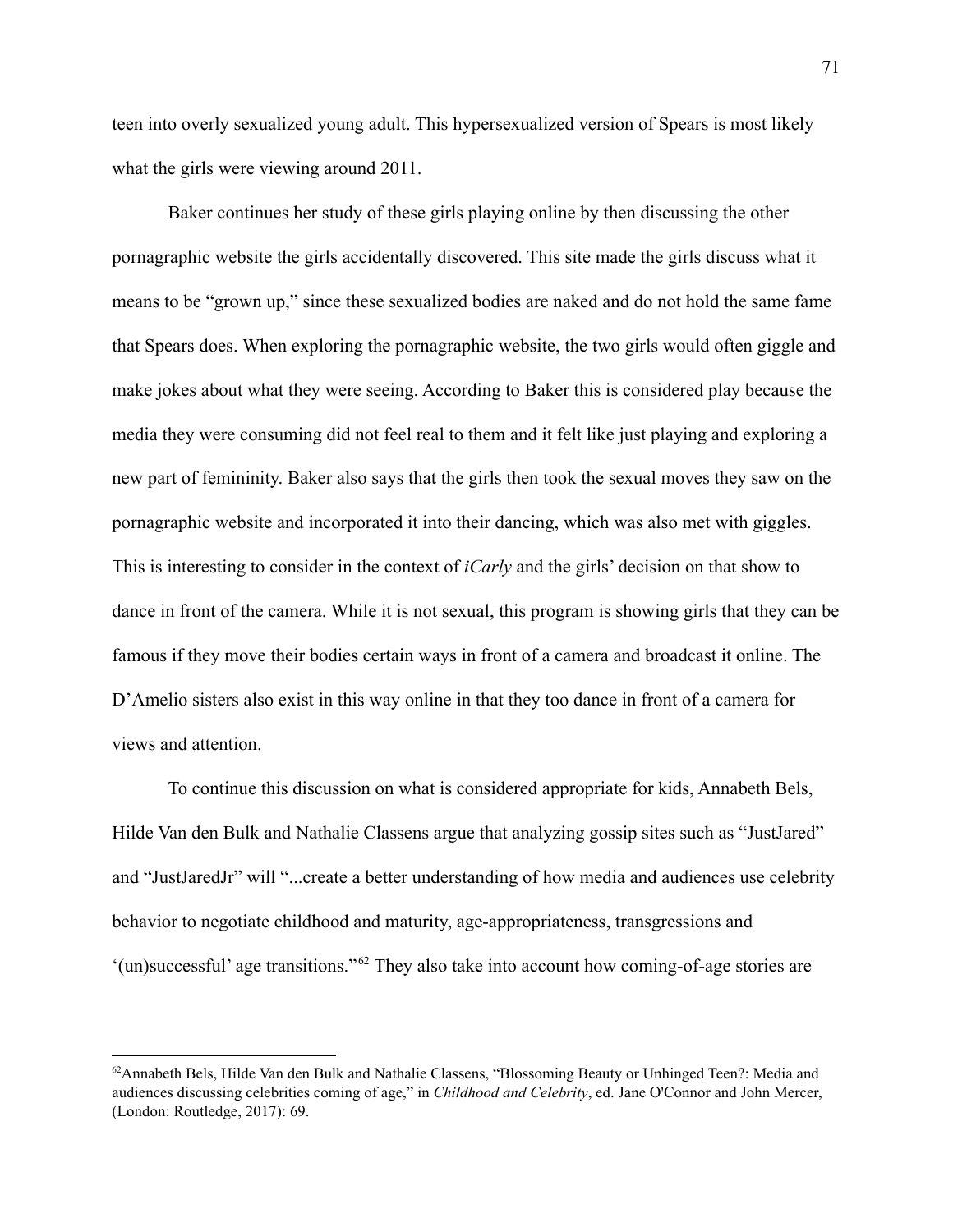teen into overly sexualized young adult. This hypersexualized version of Spears is most likely what the girls were viewing around 2011.

Baker continues her study of these girls playing online by then discussing the other pornagraphic website the girls accidentally discovered. This site made the girls discuss what it means to be "grown up," since these sexualized bodies are naked and do not hold the same fame that Spears does. When exploring the pornagraphic website, the two girls would often giggle and make jokes about what they were seeing. According to Baker this is considered play because the media they were consuming did not feel real to them and it felt like just playing and exploring a new part of femininity. Baker also says that the girls then took the sexual moves they saw on the pornagraphic website and incorporated it into their dancing, which was also met with giggles. This is interesting to consider in the context of *iCarly* and the girls' decision on that show to dance in front of the camera. While it is not sexual, this program is showing girls that they can be famous if they move their bodies certain ways in front of a camera and broadcast it online. The D'Amelio sisters also exist in this way online in that they too dance in front of a camera for views and attention.

To continue this discussion on what is considered appropriate for kids, Annabeth Bels, Hilde Van den Bulk and Nathalie Classens argue that analyzing gossip sites such as "JustJared" and "JustJaredJr" will "...create a better understanding of how media and audiences use celebrity behavior to negotiate childhood and maturity, age-appropriateness, transgressions and '(un)successful' age transitions."[62] They also take into account how coming-of-age stories are

[62] Annabeth Bels, Hilde Van den Bulk and Nathalie Classens, "Blossoming Beauty or Unhinged Teen?: Media and audiences discussing celebrities coming of age," in *Childhood and Celebrity*, ed. Jane O'Connor and John Mercer, (London: Routledge, 2017): 69.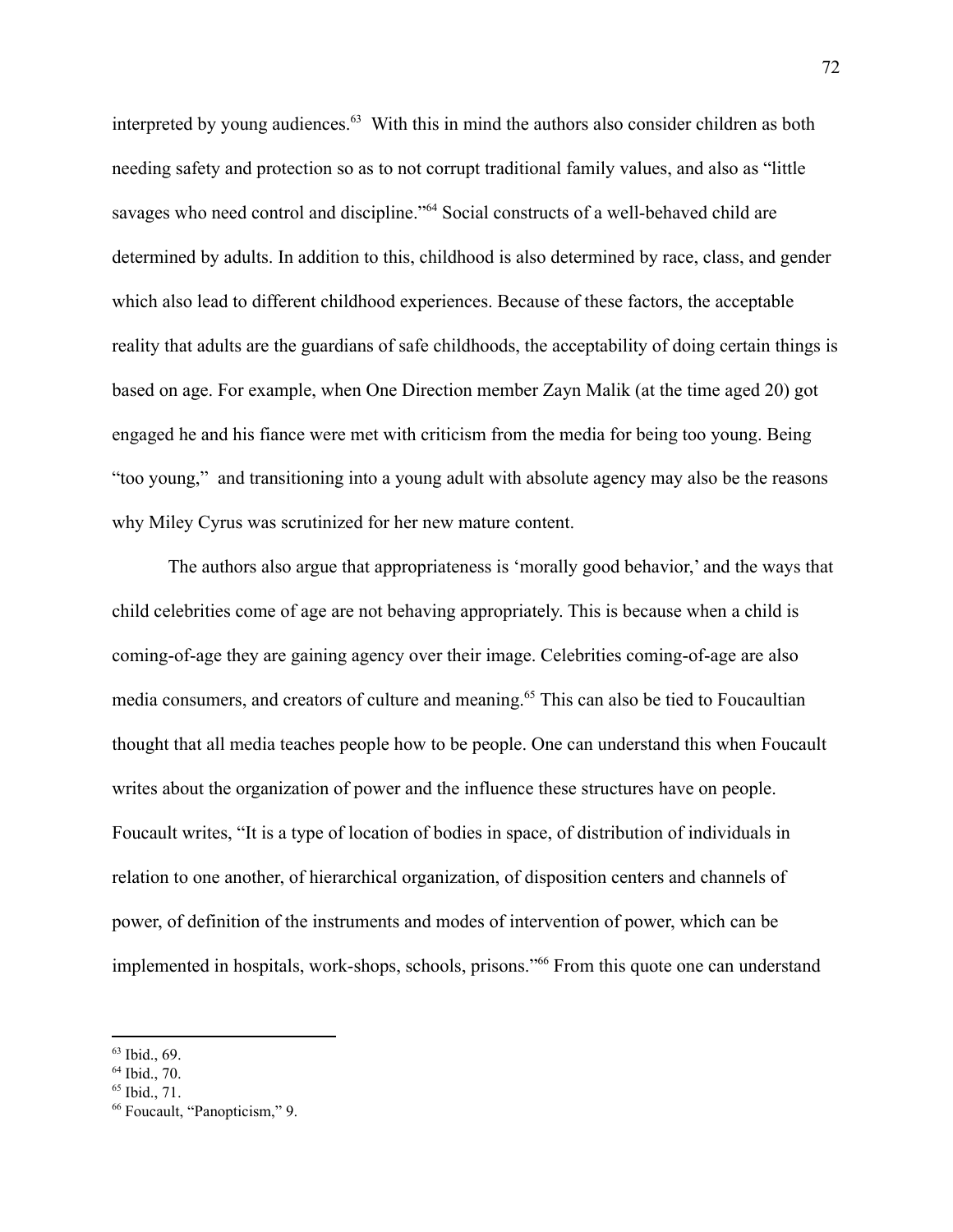interpreted by young audiences.[63] With this in mind the authors also consider children as both needing safety and protection so as to not corrupt traditional family values, and also as "little savages who need control and discipline."[64] Social constructs of a well-behaved child are determined by adults. In addition to this, childhood is also determined by race, class, and gender which also lead to different childhood experiences. Because of these factors, the acceptable reality that adults are the guardians of safe childhoods, the acceptability of doing certain things is based on age. For example, when One Direction member Zayn Malik (at the time aged 20) got engaged he and his fiance were met with criticism from the media for being too young. Being "too young," and transitioning into a young adult with absolute agency may also be the reasons why Miley Cyrus was scrutinized for her new mature content.

The authors also argue that appropriateness is 'morally good behavior,' and the ways that child celebrities come of age are not behaving appropriately. This is because when a child is coming-of-age they are gaining agency over their image. Celebrities coming-of-age are also media consumers, and creators of culture and meaning.[65] This can also be tied to Foucaultian thought that all media teaches people how to be people. One can understand this when Foucault writes about the organization of power and the influence these structures have on people. Foucault writes, "It is a type of location of bodies in space, of distribution of individuals in relation to one another, of hierarchical organization, of disposition centers and channels of power, of definition of the instruments and modes of intervention of power, which can be implemented in hospitals, work-shops, schools, prisons."[66] From this quote one can understand

---

[63] Ibid., 69.

[64] Ibid., 70.

[65] Ibid., 71.

[66] Foucault, "Panopticism," 9.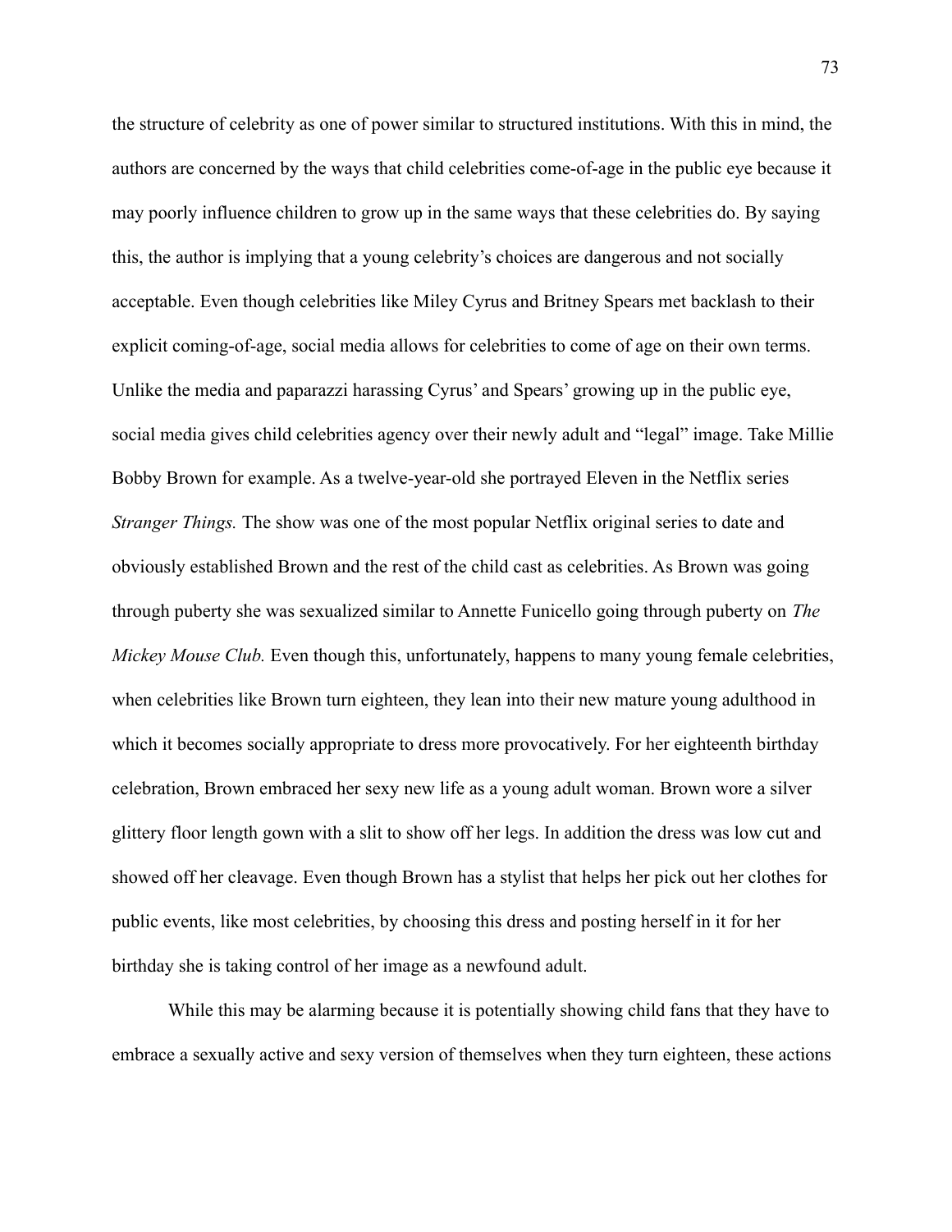the structure of celebrity as one of power similar to structured institutions. With this in mind, the authors are concerned by the ways that child celebrities come-of-age in the public eye because it may poorly influence children to grow up in the same ways that these celebrities do. By saying this, the author is implying that a young celebrity's choices are dangerous and not socially acceptable. Even though celebrities like Miley Cyrus and Britney Spears met backlash to their explicit coming-of-age, social media allows for celebrities to come of age on their own terms. Unlike the media and paparazzi harassing Cyrus' and Spears' growing up in the public eye, social media gives child celebrities agency over their newly adult and "legal" image. Take Millie Bobby Brown for example. As a twelve-year-old she portrayed Eleven in the Netflix series *Stranger Things.* The show was one of the most popular Netflix original series to date and obviously established Brown and the rest of the child cast as celebrities. As Brown was going through puberty she was sexualized similar to Annette Funicello going through puberty on *The Mickey Mouse Club.* Even though this, unfortunately, happens to many young female celebrities, when celebrities like Brown turn eighteen, they lean into their new mature young adulthood in which it becomes socially appropriate to dress more provocatively. For her eighteenth birthday celebration, Brown embraced her sexy new life as a young adult woman. Brown wore a silver glittery floor length gown with a slit to show off her legs. In addition the dress was low cut and showed off her cleavage. Even though Brown has a stylist that helps her pick out her clothes for public events, like most celebrities, by choosing this dress and posting herself in it for her birthday she is taking control of her image as a newfound adult.

While this may be alarming because it is potentially showing child fans that they have to embrace a sexually active and sexy version of themselves when they turn eighteen, these actions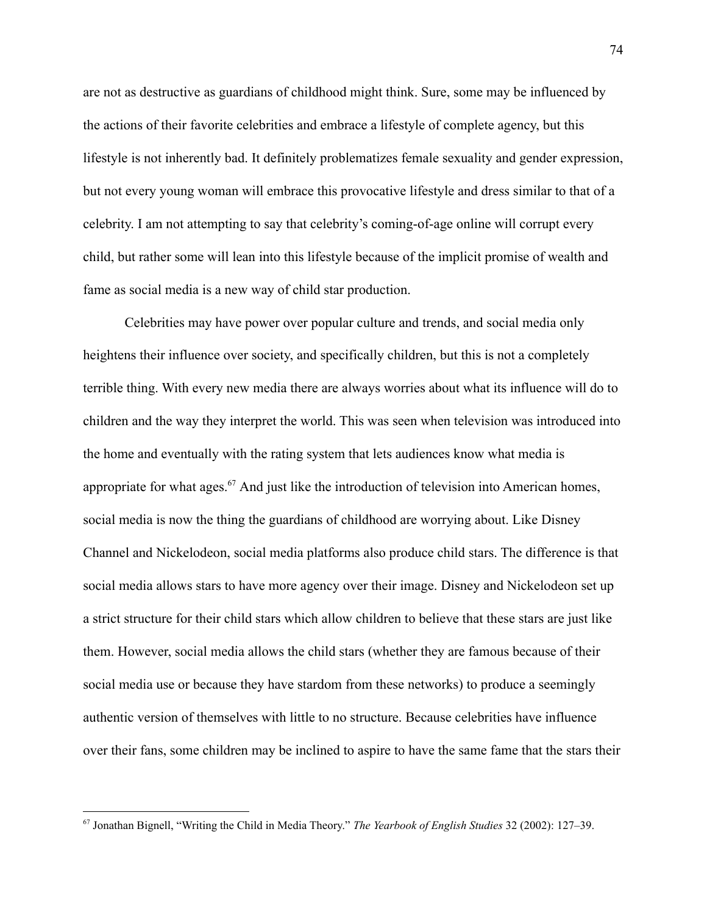are not as destructive as guardians of childhood might think. Sure, some may be influenced by the actions of their favorite celebrities and embrace a lifestyle of complete agency, but this lifestyle is not inherently bad. It definitely problematizes female sexuality and gender expression, but not every young woman will embrace this provocative lifestyle and dress similar to that of a celebrity. I am not attempting to say that celebrity's coming-of-age online will corrupt every child, but rather some will lean into this lifestyle because of the implicit promise of wealth and fame as social media is a new way of child star production.

Celebrities may have power over popular culture and trends, and social media only heightens their influence over society, and specifically children, but this is not a completely terrible thing. With every new media there are always worries about what its influence will do to children and the way they interpret the world. This was seen when television was introduced into the home and eventually with the rating system that lets audiences know what media is appropriate for what ages.[67] And just like the introduction of television into American homes, social media is now the thing the guardians of childhood are worrying about. Like Disney Channel and Nickelodeon, social media platforms also produce child stars. The difference is that social media allows stars to have more agency over their image. Disney and Nickelodeon set up a strict structure for their child stars which allow children to believe that these stars are just like them. However, social media allows the child stars (whether they are famous because of their social media use or because they have stardom from these networks) to produce a seemingly authentic version of themselves with little to no structure. Because celebrities have influence over their fans, some children may be inclined to aspire to have the same fame that the stars their

---

[67] Jonathan Bignell, "Writing the Child in Media Theory." *The Yearbook of English Studies* 32 (2002): 127–39.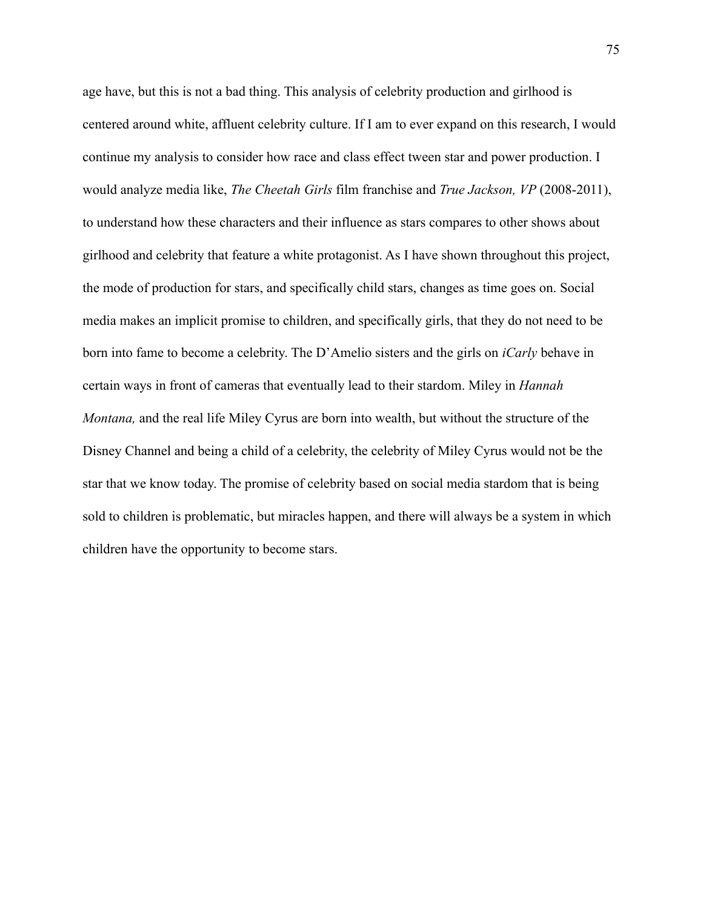age have, but this is not a bad thing. This analysis of celebrity production and girlhood is centered around white, affluent celebrity culture. If I am to ever expand on this research, I would continue my analysis to consider how race and class effect tween star and power production. I would analyze media like, *The Cheetah Girls* film franchise and *True Jackson, VP* (2008-2011), to understand how these characters and their influence as stars compares to other shows about girlhood and celebrity that feature a white protagonist. As I have shown throughout this project, the mode of production for stars, and specifically child stars, changes as time goes on. Social media makes an implicit promise to children, and specifically girls, that they do not need to be born into fame to become a celebrity. The D'Amelio sisters and the girls on *iCarly* behave in certain ways in front of cameras that eventually lead to their stardom. Miley in *Hannah Montana,* and the real life Miley Cyrus are born into wealth, but without the structure of the Disney Channel and being a child of a celebrity, the celebrity of Miley Cyrus would not be the star that we know today. The promise of celebrity based on social media stardom that is being sold to children is problematic, but miracles happen, and there will always be a system in which children have the opportunity to become stars.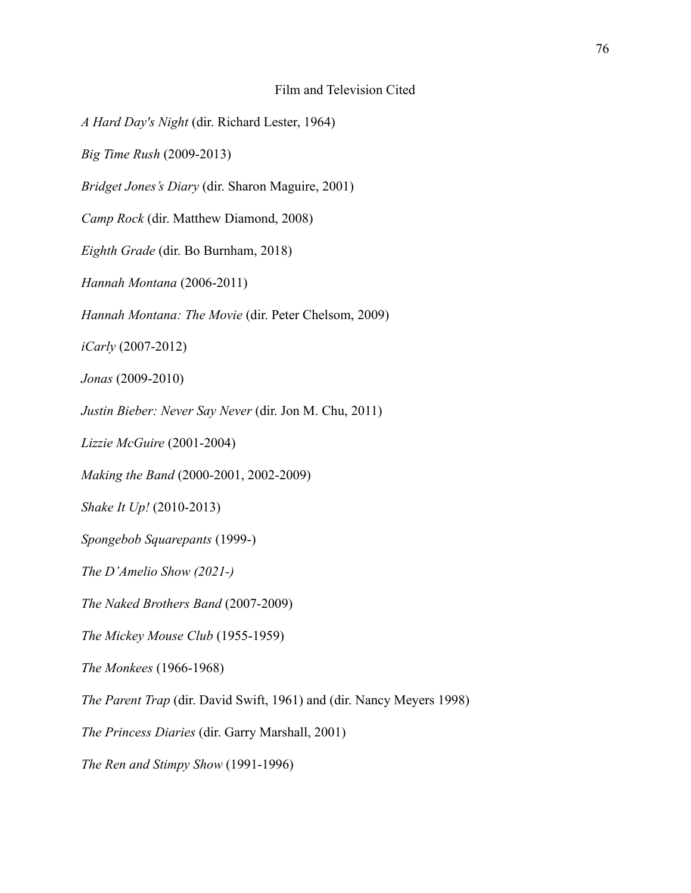# Film and Television Cited

*A Hard Day's Night* (dir. Richard Lester, 1964)

*Big Time Rush* (2009-2013)

*Bridget Jones's Diary* (dir. Sharon Maguire, 2001)

*Camp Rock* (dir. Matthew Diamond, 2008)

*Eighth Grade* (dir. Bo Burnham, 2018)

*Hannah Montana* (2006-2011)

*Hannah Montana: The Movie* (dir. Peter Chelsom, 2009)

*iCarly* (2007-2012)

*Jonas* (2009-2010)

*Justin Bieber: Never Say Never* (dir. Jon M. Chu, 2011)

*Lizzie McGuire* (2001-2004)

*Making the Band* (2000-2001, 2002-2009)

*Shake It Up!* (2010-2013)

*Spongebob Squarepants* (1999-)

*The D'Amelio Show (2021-)*

*The Naked Brothers Band* (2007-2009)

*The Mickey Mouse Club* (1955-1959)

*The Monkees* (1966-1968)

*The Parent Trap* (dir. David Swift, 1961) and (dir. Nancy Meyers 1998)

*The Princess Diaries* (dir. Garry Marshall, 2001)

*The Ren and Stimpy Show* (1991-1996)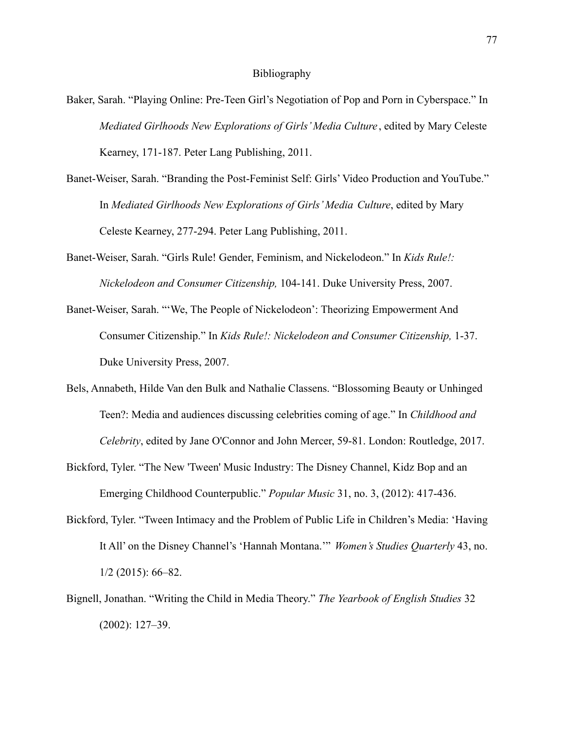# Bibliography

Baker, Sarah. "Playing Online: Pre-Teen Girl's Negotiation of Pop and Porn in Cyberspace." In *Mediated Girlhoods New Explorations of Girls' Media Culture*, edited by Mary Celeste Kearney, 171-187. Peter Lang Publishing, 2011.

Banet-Weiser, Sarah. "Branding the Post-Feminist Self: Girls' Video Production and YouTube." In *Mediated Girlhoods New Explorations of Girls' Media Culture*, edited by Mary Celeste Kearney, 277-294. Peter Lang Publishing, 2011.

Banet-Weiser, Sarah. "Girls Rule! Gender, Feminism, and Nickelodeon." In *Kids Rule!: Nickelodeon and Consumer Citizenship,* 104-141. Duke University Press, 2007.

Banet-Weiser, Sarah. "'We, The People of Nickelodeon': Theorizing Empowerment And Consumer Citizenship." In *Kids Rule!: Nickelodeon and Consumer Citizenship,* 1-37. Duke University Press, 2007.

Bels, Annabeth, Hilde Van den Bulk and Nathalie Classens. "Blossoming Beauty or Unhinged Teen?: Media and audiences discussing celebrities coming of age." In *Childhood and Celebrity*, edited by Jane O'Connor and John Mercer, 59-81. London: Routledge, 2017.

Bickford, Tyler. "The New 'Tween' Music Industry: The Disney Channel, Kidz Bop and an Emerging Childhood Counterpublic." *Popular Music* 31, no. 3, (2012): 417-436.

Bickford, Tyler. "Tween Intimacy and the Problem of Public Life in Children's Media: 'Having It All' on the Disney Channel's 'Hannah Montana.'" *Women's Studies Quarterly* 43, no. 1/2 (2015): 66–82.

Bignell, Jonathan. "Writing the Child in Media Theory." *The Yearbook of English Studies* 32 (2002): 127–39.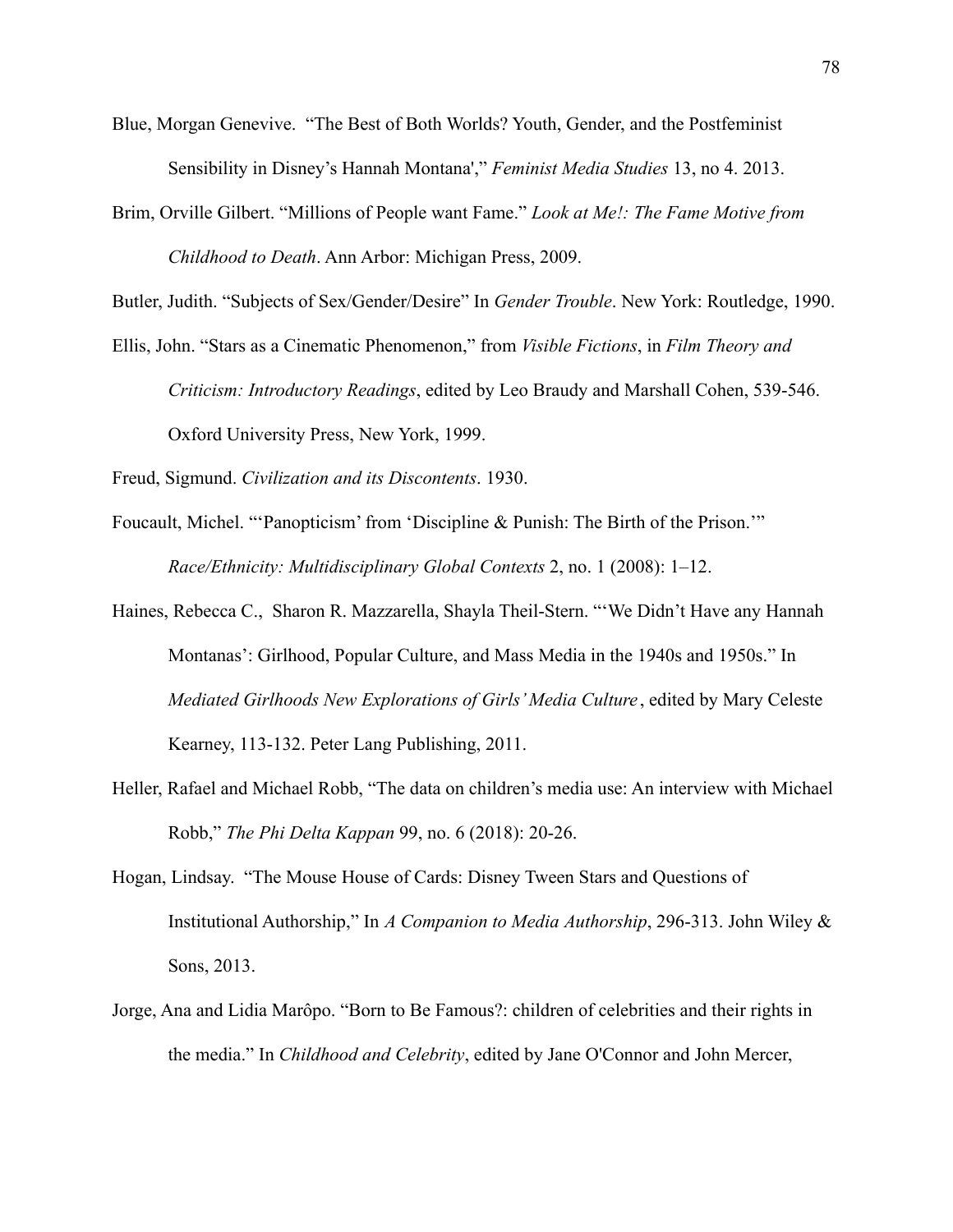Blue, Morgan Genevive.  "The Best of Both Worlds? Youth, Gender, and the Postfeminist Sensibility in Disney's Hannah Montana'," *Feminist Media Studies* 13, no 4. 2013.

Brim, Orville Gilbert. "Millions of People want Fame." *Look at Me!: The Fame Motive from Childhood to Death*. Ann Arbor: Michigan Press, 2009.

Butler, Judith. "Subjects of Sex/Gender/Desire" In *Gender Trouble*. New York: Routledge, 1990.

Ellis, John. "Stars as a Cinematic Phenomenon," from *Visible Fictions*, in *Film Theory and Criticism: Introductory Readings*, edited by Leo Braudy and Marshall Cohen, 539-546. Oxford University Press, New York, 1999.

Freud, Sigmund. *Civilization and its Discontents*. 1930.

Foucault, Michel. "'Panopticism' from 'Discipline & Punish: The Birth of the Prison.'" *Race/Ethnicity: Multidisciplinary Global Contexts* 2, no. 1 (2008): 1–12.

Haines, Rebecca C.,  Sharon R. Mazzarella, Shayla Theil-Stern. "'We Didn't Have any Hannah Montanas': Girlhood, Popular Culture, and Mass Media in the 1940s and 1950s." In *Mediated Girlhoods New Explorations of Girls' Media Culture*, edited by Mary Celeste Kearney, 113-132. Peter Lang Publishing, 2011.

Heller, Rafael and Michael Robb, "The data on children's media use: An interview with Michael Robb," *The Phi Delta Kappan* 99, no. 6 (2018): 20-26.

Hogan, Lindsay.  "The Mouse House of Cards: Disney Tween Stars and Questions of Institutional Authorship," In *A Companion to Media Authorship*, 296-313. John Wiley & Sons, 2013.

Jorge, Ana and Lidia Marôpo. "Born to Be Famous?: children of celebrities and their rights in the media." In *Childhood and Celebrity*, edited by Jane O'Connor and John Mercer,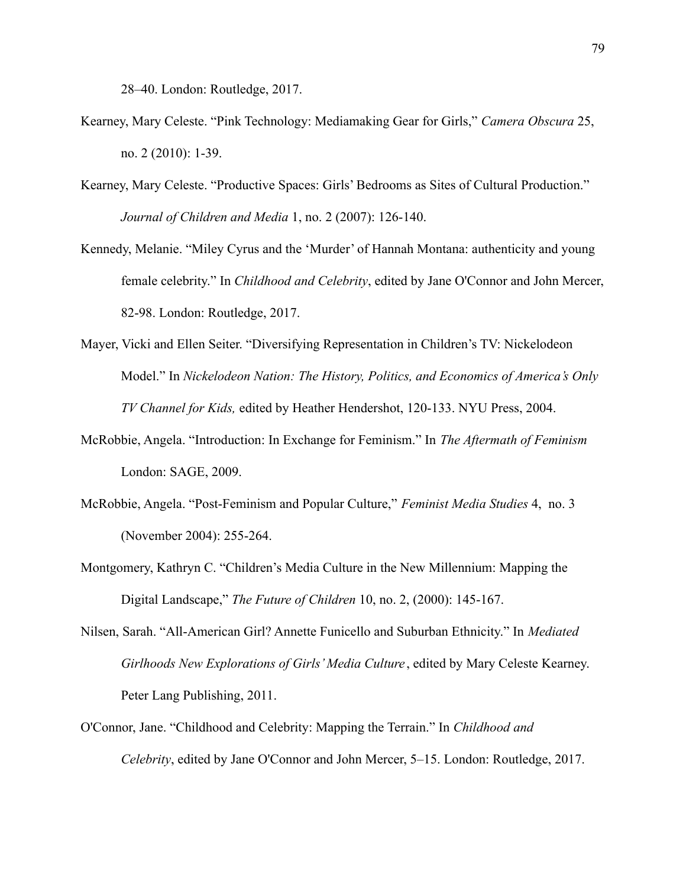28–40. London: Routledge, 2017.

Kearney, Mary Celeste. "Pink Technology: Mediamaking Gear for Girls," *Camera Obscura* 25, no. 2 (2010): 1-39.

Kearney, Mary Celeste. "Productive Spaces: Girls' Bedrooms as Sites of Cultural Production." *Journal of Children and Media* 1, no. 2 (2007): 126-140.

Kennedy, Melanie. "Miley Cyrus and the 'Murder' of Hannah Montana: authenticity and young female celebrity." In *Childhood and Celebrity*, edited by Jane O'Connor and John Mercer, 82-98. London: Routledge, 2017.

Mayer, Vicki and Ellen Seiter. "Diversifying Representation in Children's TV: Nickelodeon Model." In *Nickelodeon Nation: The History, Politics, and Economics of America's Only TV Channel for Kids,* edited by Heather Hendershot, 120-133. NYU Press, 2004.

McRobbie, Angela. "Introduction: In Exchange for Feminism." In *The Aftermath of Feminism* London: SAGE, 2009.

McRobbie, Angela. "Post-Feminism and Popular Culture," *Feminist Media Studies* 4, no. 3 (November 2004): 255-264.

Montgomery, Kathryn C. "Children's Media Culture in the New Millennium: Mapping the Digital Landscape," *The Future of Children* 10, no. 2, (2000): 145-167.

Nilsen, Sarah. "All-American Girl? Annette Funicello and Suburban Ethnicity." In *Mediated Girlhoods New Explorations of Girls' Media Culture*, edited by Mary Celeste Kearney. Peter Lang Publishing, 2011.

O'Connor, Jane. "Childhood and Celebrity: Mapping the Terrain." In *Childhood and Celebrity*, edited by Jane O'Connor and John Mercer, 5–15. London: Routledge, 2017.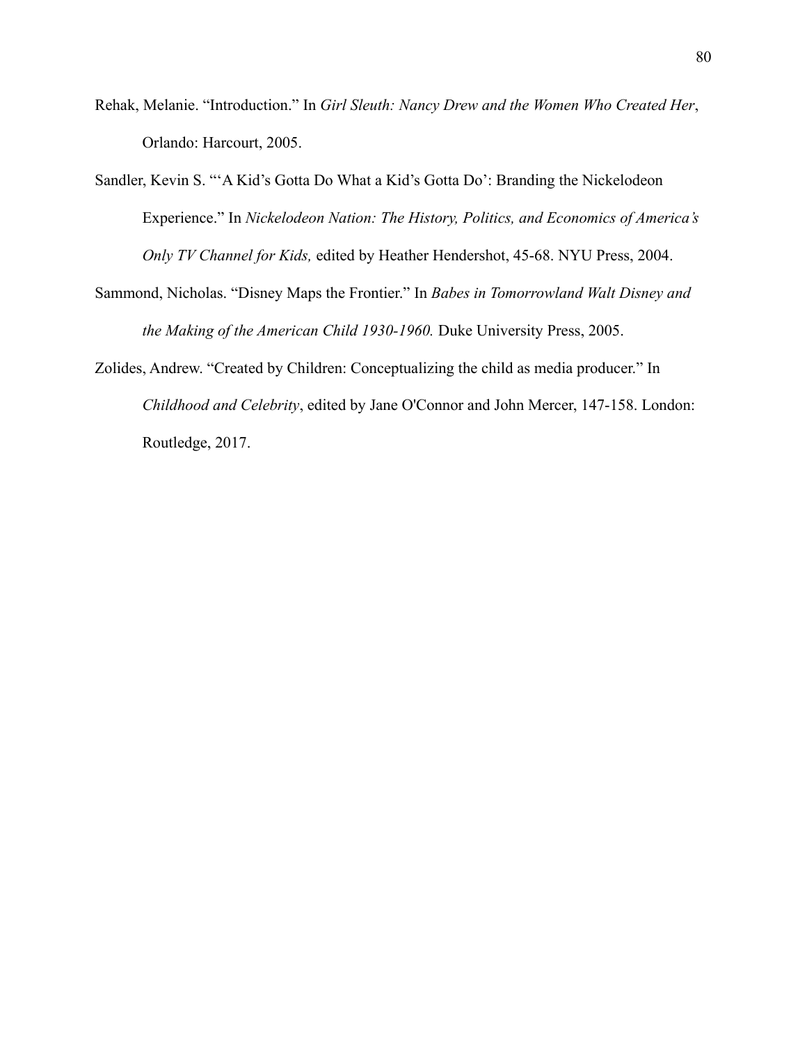Rehak, Melanie. “Introduction.” In *Girl Sleuth: Nancy Drew and the Women Who Created Her*, Orlando: Harcourt, 2005.

Sandler, Kevin S. “‘A Kid’s Gotta Do What a Kid’s Gotta Do’: Branding the Nickelodeon Experience.” In *Nickelodeon Nation: The History, Politics, and Economics of America’s Only TV Channel for Kids,* edited by Heather Hendershot, 45-68. NYU Press, 2004.

Sammond, Nicholas. “Disney Maps the Frontier.” In *Babes in Tomorrowland Walt Disney and the Making of the American Child 1930-1960.* Duke University Press, 2005.

Zolides, Andrew. “Created by Children: Conceptualizing the child as media producer.” In *Childhood and Celebrity*, edited by Jane O'Connor and John Mercer, 147-158. London: Routledge, 2017.